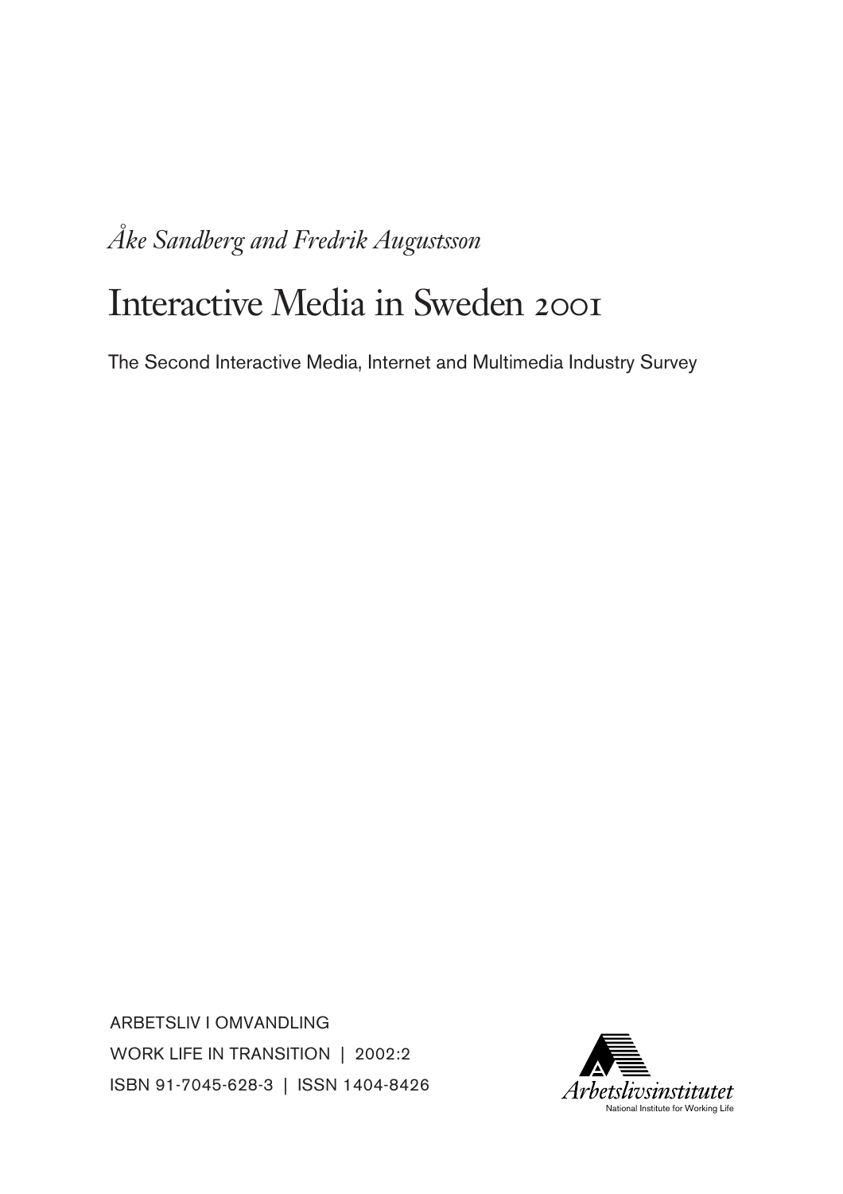*Åke Sandberg and Fredrik Augustsson*

# Interactive Media in Sweden 2001

The Second Interactive Media, Internet and Multimedia Industry Survey

ARBETSLIV I OMVANDLING

WORK LIFE IN TRANSITION | 2002:2

ISBN 91-7045-628-3 | ISSN 1404-8426

*Arbetslivsinstitutet*

National Institute for Working Life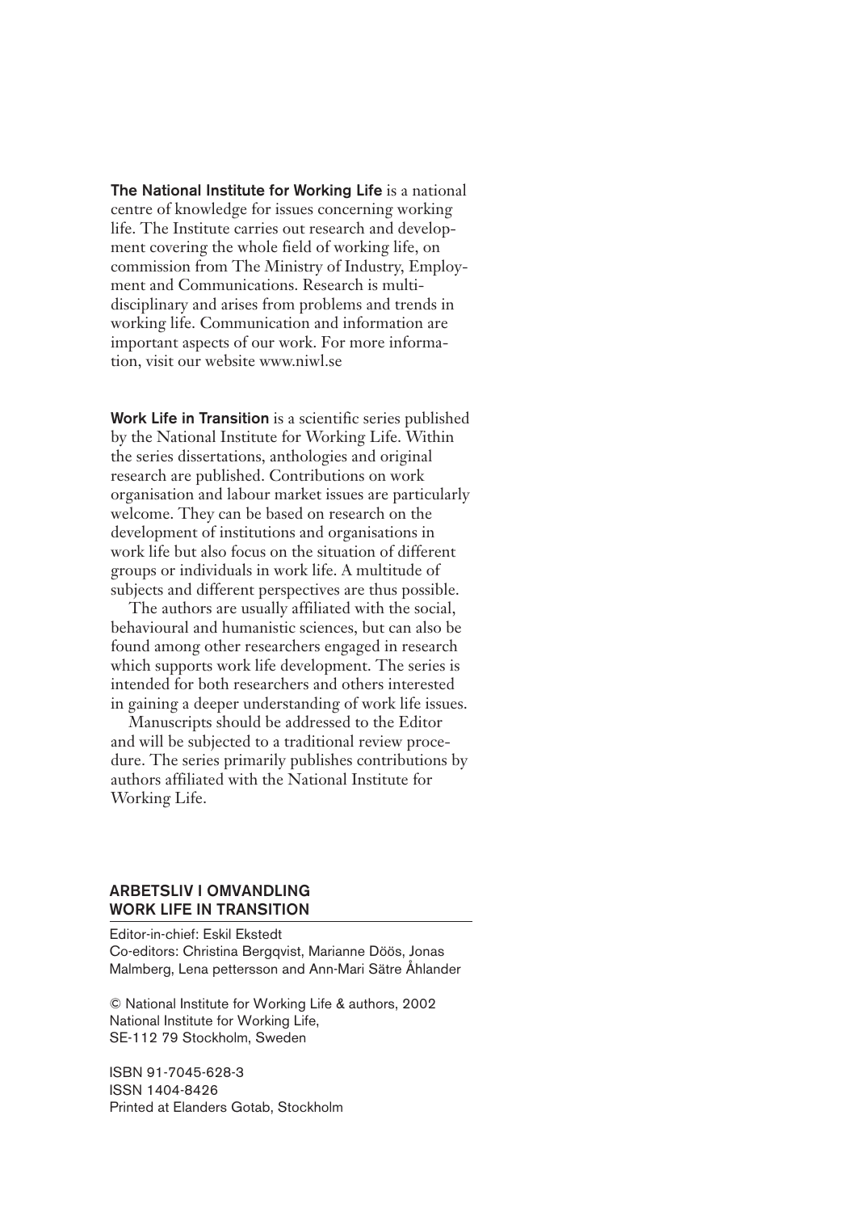**The National Institute for Working Life** is a national centre of knowledge for issues concerning working life. The Institute carries out research and development covering the whole field of working life, on commission from The Ministry of Industry, Employment and Communications. Research is multidisciplinary and arises from problems and trends in working life. Communication and information are important aspects of our work. For more information, visit our website www.niwl.se

**Work Life in Transition** is a scientific series published by the National Institute for Working Life. Within the series dissertations, anthologies and original research are published. Contributions on work organisation and labour market issues are particularly welcome. They can be based on research on the development of institutions and organisations in work life but also focus on the situation of different groups or individuals in work life. A multitude of subjects and different perspectives are thus possible.

The authors are usually affiliated with the social, behavioural and humanistic sciences, but can also be found among other researchers engaged in research which supports work life development. The series is intended for both researchers and others interested in gaining a deeper understanding of work life issues.

Manuscripts should be addressed to the Editor and will be subjected to a traditional review procedure. The series primarily publishes contributions by authors affiliated with the National Institute for Working Life.

**ARBETSLIV I OMVANDLING**
**WORK LIFE IN TRANSITION**

Editor-in-chief: Eskil Ekstedt
Co-editors: Christina Bergqvist, Marianne Döös, Jonas Malmberg, Lena pettersson and Ann-Mari Sätre Åhlander

© National Institute for Working Life & authors, 2002
National Institute for Working Life,
SE-112 79 Stockholm, Sweden

ISBN 91-7045-628-3
ISSN 1404-8426
Printed at Elanders Gotab, Stockholm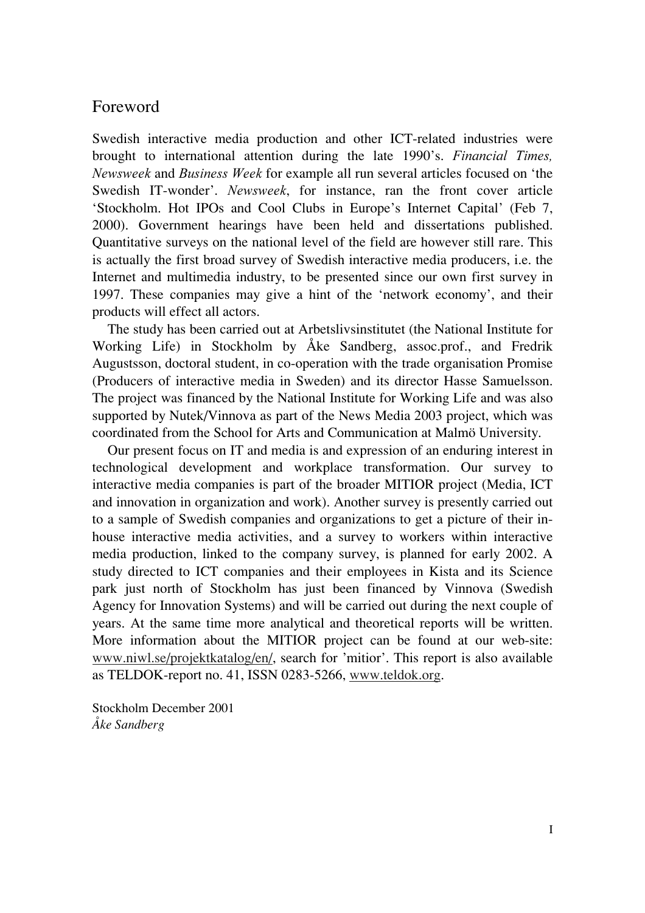# Foreword

Swedish interactive media production and other ICT-related industries were brought to international attention during the late 1990's. *Financial Times, Newsweek* and *Business Week* for example all run several articles focused on 'the Swedish IT-wonder'. *Newsweek*, for instance, ran the front cover article 'Stockholm. Hot IPOs and Cool Clubs in Europe's Internet Capital' (Feb 7, 2000). Government hearings have been held and dissertations published. Quantitative surveys on the national level of the field are however still rare. This is actually the first broad survey of Swedish interactive media producers, i.e. the Internet and multimedia industry, to be presented since our own first survey in 1997. These companies may give a hint of the 'network economy', and their products will effect all actors.

The study has been carried out at Arbetslivsinstitutet (the National Institute for Working Life) in Stockholm by Åke Sandberg, assoc.prof., and Fredrik Augustsson, doctoral student, in co-operation with the trade organisation Promise (Producers of interactive media in Sweden) and its director Hasse Samuelsson. The project was financed by the National Institute for Working Life and was also supported by Nutek/Vinnova as part of the News Media 2003 project, which was coordinated from the School for Arts and Communication at Malmö University.

Our present focus on IT and media is and expression of an enduring interest in technological development and workplace transformation. Our survey to interactive media companies is part of the broader MITIOR project (Media, ICT and innovation in organization and work). Another survey is presently carried out to a sample of Swedish companies and organizations to get a picture of their in-house interactive media activities, and a survey to workers within interactive media production, linked to the company survey, is planned for early 2002. A study directed to ICT companies and their employees in Kista and its Science park just north of Stockholm has just been financed by Vinnova (Swedish Agency for Innovation Systems) and will be carried out during the next couple of years. At the same time more analytical and theoretical reports will be written. More information about the MITIOR project can be found at our web-site: www.niwl.se/projektkatalog/en/, search for 'mitior'. This report is also available as TELDOK-report no. 41, ISSN 0283-5266, www.teldok.org.

Stockholm December 2001
*Åke Sandberg*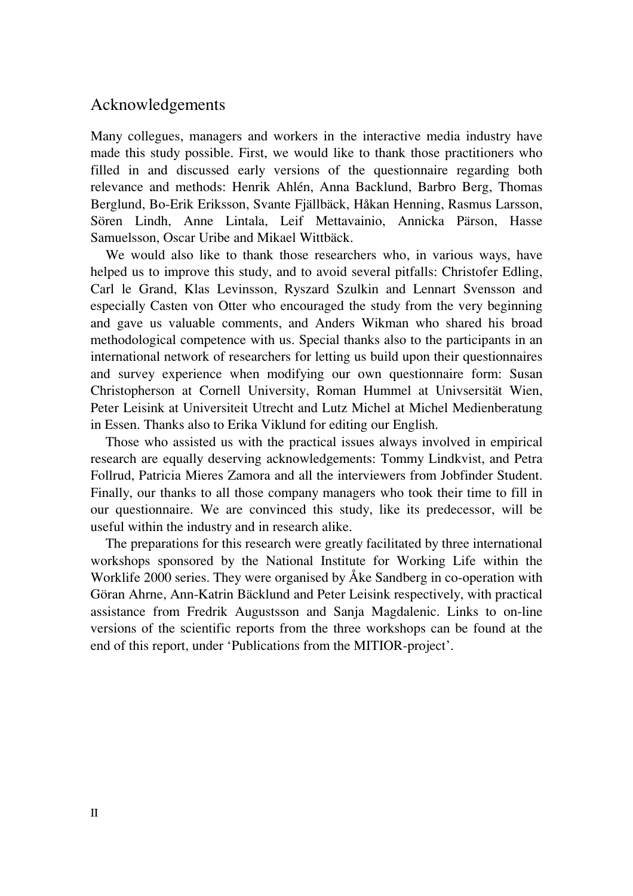## Acknowledgements

Many collegues, managers and workers in the interactive media industry have made this study possible. First, we would like to thank those practitioners who filled in and discussed early versions of the questionnaire regarding both relevance and methods: Henrik Ahlén, Anna Backlund, Barbro Berg, Thomas Berglund, Bo-Erik Eriksson, Svante Fjällbäck, Håkan Henning, Rasmus Larsson, Sören Lindh, Anne Lintala, Leif Mettavainio, Annicka Pärson, Hasse Samuelsson, Oscar Uribe and Mikael Wittbäck.

We would also like to thank those researchers who, in various ways, have helped us to improve this study, and to avoid several pitfalls: Christofer Edling, Carl le Grand, Klas Levinsson, Ryszard Szulkin and Lennart Svensson and especially Casten von Otter who encouraged the study from the very beginning and gave us valuable comments, and Anders Wikman who shared his broad methodological competence with us. Special thanks also to the participants in an international network of researchers for letting us build upon their questionnaires and survey experience when modifying our own questionnaire form: Susan Christopherson at Cornell University, Roman Hummel at Univsersität Wien, Peter Leisink at Universiteit Utrecht and Lutz Michel at Michel Medienberatung in Essen. Thanks also to Erika Viklund for editing our English.

Those who assisted us with the practical issues always involved in empirical research are equally deserving acknowledgements: Tommy Lindkvist, and Petra Follrud, Patricia Mieres Zamora and all the interviewers from Jobfinder Student. Finally, our thanks to all those company managers who took their time to fill in our questionnaire. We are convinced this study, like its predecessor, will be useful within the industry and in research alike.

The preparations for this research were greatly facilitated by three international workshops sponsored by the National Institute for Working Life within the Worklife 2000 series. They were organised by Åke Sandberg in co-operation with Göran Ahrne, Ann-Katrin Bäcklund and Peter Leisink respectively, with practical assistance from Fredrik Augustsson and Sanja Magdalenic. Links to on-line versions of the scientific reports from the three workshops can be found at the end of this report, under 'Publications from the MITIOR-project'.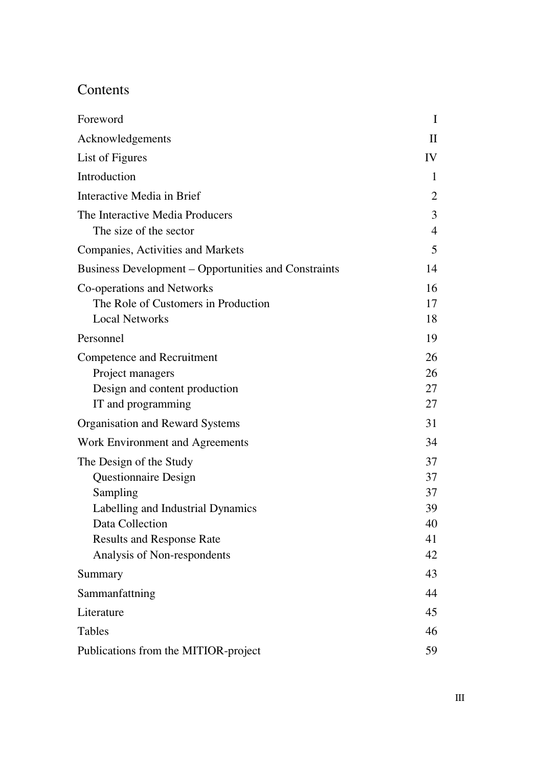# Contents

| | |
|---|---|
| Foreword | I |
| Acknowledgements | II |
| List of Figures | IV |
| Introduction | 1 |
| Interactive Media in Brief | 2 |
| The Interactive Media Producers | 3 |
| The size of the sector | 4 |
| Companies, Activities and Markets | 5 |
| Business Development – Opportunities and Constraints | 14 |
| Co-operations and Networks | 16 |
| The Role of Customers in Production | 17 |
| Local Networks | 18 |
| Personnel | 19 |
| Competence and Recruitment | 26 |
| Project managers | 26 |
| Design and content production | 27 |
| IT and programming | 27 |
| Organisation and Reward Systems | 31 |
| Work Environment and Agreements | 34 |
| The Design of the Study | 37 |
| Questionnaire Design | 37 |
| Sampling | 37 |
| Labelling and Industrial Dynamics | 39 |
| Data Collection | 40 |
| Results and Response Rate | 41 |
| Analysis of Non-respondents | 42 |
| Summary | 43 |
| Sammanfattning | 44 |
| Literature | 45 |
| Tables | 46 |
| Publications from the MITIOR-project | 59 |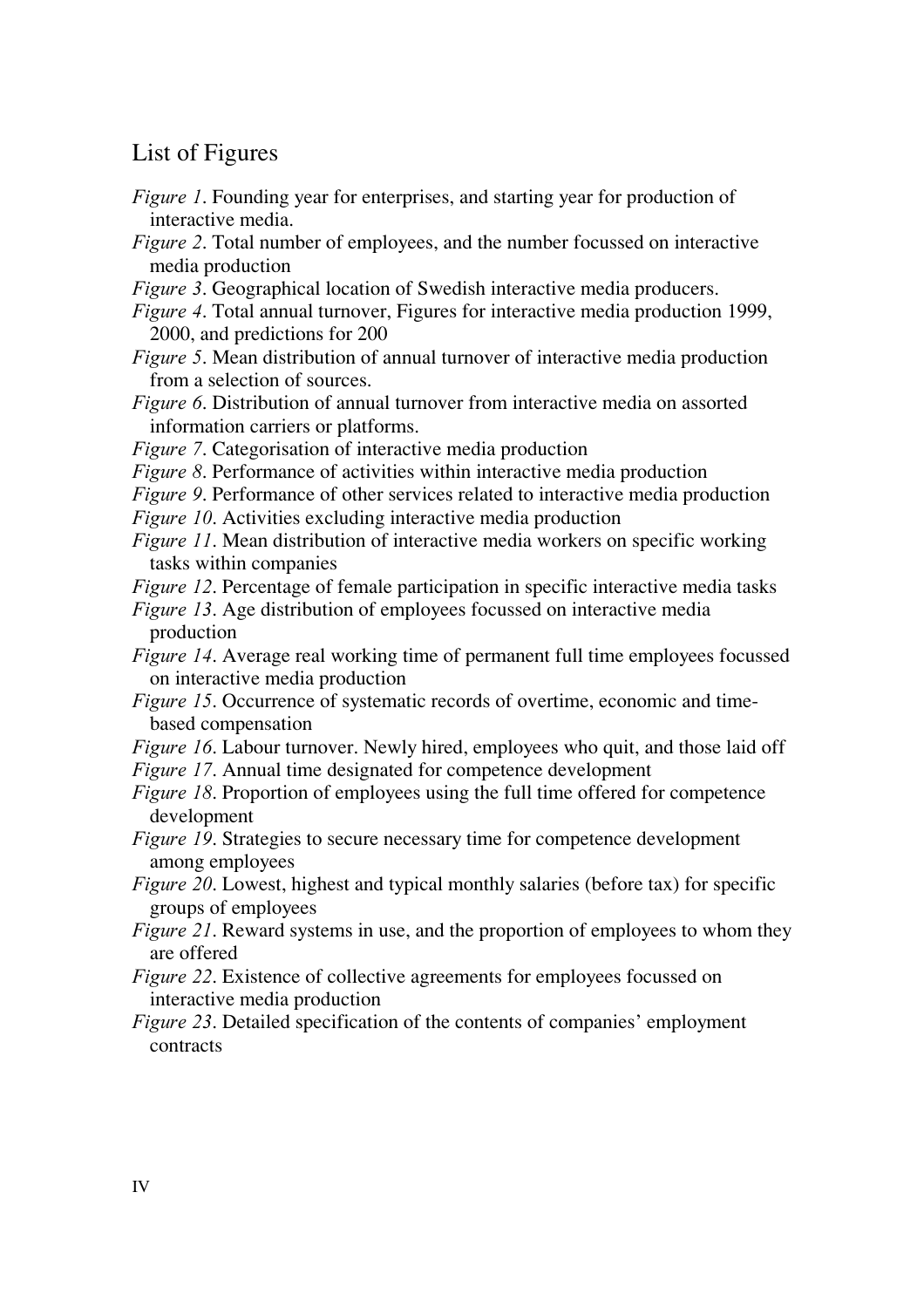## List of Figures

*Figure 1*. Founding year for enterprises, and starting year for production of interactive media.

*Figure 2*. Total number of employees, and the number focussed on interactive media production

*Figure 3*. Geographical location of Swedish interactive media producers.

*Figure 4*. Total annual turnover, Figures for interactive media production 1999, 2000, and predictions for 200

*Figure 5*. Mean distribution of annual turnover of interactive media production from a selection of sources.

*Figure 6*. Distribution of annual turnover from interactive media on assorted information carriers or platforms.

*Figure 7*. Categorisation of interactive media production

*Figure 8*. Performance of activities within interactive media production

*Figure 9*. Performance of other services related to interactive media production

*Figure 10*. Activities excluding interactive media production

*Figure 11*. Mean distribution of interactive media workers on specific working tasks within companies

*Figure 12*. Percentage of female participation in specific interactive media tasks

*Figure 13*. Age distribution of employees focussed on interactive media production

*Figure 14*. Average real working time of permanent full time employees focussed on interactive media production

*Figure 15*. Occurrence of systematic records of overtime, economic and time-based compensation

*Figure 16*. Labour turnover. Newly hired, employees who quit, and those laid off

*Figure 17*. Annual time designated for competence development

*Figure 18*. Proportion of employees using the full time offered for competence development

*Figure 19*. Strategies to secure necessary time for competence development among employees

*Figure 20*. Lowest, highest and typical monthly salaries (before tax) for specific groups of employees

*Figure 21*. Reward systems in use, and the proportion of employees to whom they are offered

*Figure 22*. Existence of collective agreements for employees focussed on interactive media production

*Figure 23*. Detailed specification of the contents of companies' employment contracts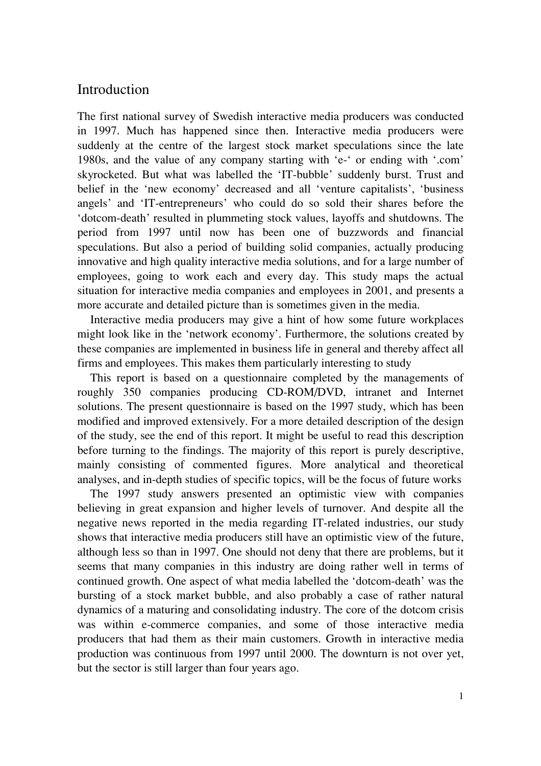# Introduction

The first national survey of Swedish interactive media producers was conducted in 1997. Much has happened since then. Interactive media producers were suddenly at the centre of the largest stock market speculations since the late 1980s, and the value of any company starting with 'e-' or ending with '.com' skyrocketed. But what was labelled the 'IT-bubble' suddenly burst. Trust and belief in the 'new economy' decreased and all 'venture capitalists', 'business angels' and 'IT-entrepreneurs' who could do so sold their shares before the 'dotcom-death' resulted in plummeting stock values, layoffs and shutdowns. The period from 1997 until now has been one of buzzwords and financial speculations. But also a period of building solid companies, actually producing innovative and high quality interactive media solutions, and for a large number of employees, going to work each and every day. This study maps the actual situation for interactive media companies and employees in 2001, and presents a more accurate and detailed picture than is sometimes given in the media.

Interactive media producers may give a hint of how some future workplaces might look like in the 'network economy'. Furthermore, the solutions created by these companies are implemented in business life in general and thereby affect all firms and employees. This makes them particularly interesting to study

This report is based on a questionnaire completed by the managements of roughly 350 companies producing CD-ROM/DVD, intranet and Internet solutions. The present questionnaire is based on the 1997 study, which has been modified and improved extensively. For a more detailed description of the design of the study, see the end of this report. It might be useful to read this description before turning to the findings. The majority of this report is purely descriptive, mainly consisting of commented figures. More analytical and theoretical analyses, and in-depth studies of specific topics, will be the focus of future works

The 1997 study answers presented an optimistic view with companies believing in great expansion and higher levels of turnover. And despite all the negative news reported in the media regarding IT-related industries, our study shows that interactive media producers still have an optimistic view of the future, although less so than in 1997. One should not deny that there are problems, but it seems that many companies in this industry are doing rather well in terms of continued growth. One aspect of what media labelled the 'dotcom-death' was the bursting of a stock market bubble, and also probably a case of rather natural dynamics of a maturing and consolidating industry. The core of the dotcom crisis was within e-commerce companies, and some of those interactive media producers that had them as their main customers. Growth in interactive media production was continuous from 1997 until 2000. The downturn is not over yet, but the sector is still larger than four years ago.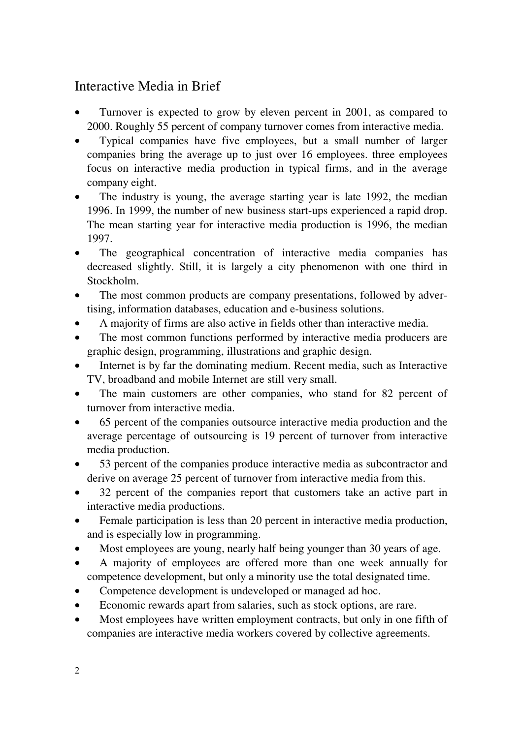## Interactive Media in Brief

- Turnover is expected to grow by eleven percent in 2001, as compared to 2000. Roughly 55 percent of company turnover comes from interactive media.
- Typical companies have five employees, but a small number of larger companies bring the average up to just over 16 employees. three employees focus on interactive media production in typical firms, and in the average company eight.
- The industry is young, the average starting year is late 1992, the median 1996. In 1999, the number of new business start-ups experienced a rapid drop. The mean starting year for interactive media production is 1996, the median 1997.
- The geographical concentration of interactive media companies has decreased slightly. Still, it is largely a city phenomenon with one third in Stockholm.
- The most common products are company presentations, followed by advertising, information databases, education and e-business solutions.
- A majority of firms are also active in fields other than interactive media.
- The most common functions performed by interactive media producers are graphic design, programming, illustrations and graphic design.
- Internet is by far the dominating medium. Recent media, such as Interactive TV, broadband and mobile Internet are still very small.
- The main customers are other companies, who stand for 82 percent of turnover from interactive media.
- 65 percent of the companies outsource interactive media production and the average percentage of outsourcing is 19 percent of turnover from interactive media production.
- 53 percent of the companies produce interactive media as subcontractor and derive on average 25 percent of turnover from interactive media from this.
- 32 percent of the companies report that customers take an active part in interactive media productions.
- Female participation is less than 20 percent in interactive media production, and is especially low in programming.
- Most employees are young, nearly half being younger than 30 years of age.
- A majority of employees are offered more than one week annually for competence development, but only a minority use the total designated time.
- Competence development is undeveloped or managed ad hoc.
- Economic rewards apart from salaries, such as stock options, are rare.
- Most employees have written employment contracts, but only in one fifth of companies are interactive media workers covered by collective agreements.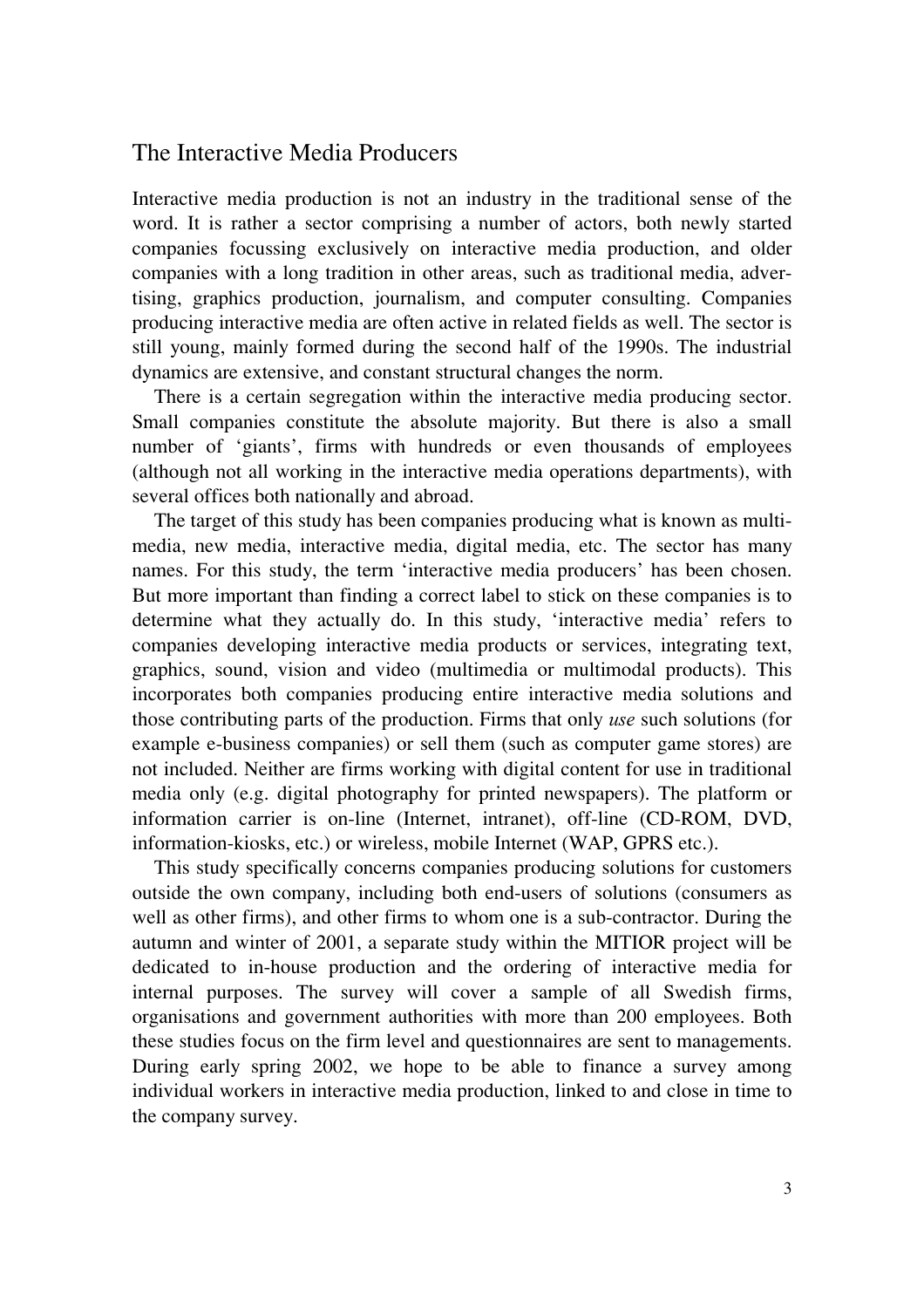## The Interactive Media Producers

Interactive media production is not an industry in the traditional sense of the word. It is rather a sector comprising a number of actors, both newly started companies focussing exclusively on interactive media production, and older companies with a long tradition in other areas, such as traditional media, advertising, graphics production, journalism, and computer consulting. Companies producing interactive media are often active in related fields as well. The sector is still young, mainly formed during the second half of the 1990s. The industrial dynamics are extensive, and constant structural changes the norm.

There is a certain segregation within the interactive media producing sector. Small companies constitute the absolute majority. But there is also a small number of 'giants', firms with hundreds or even thousands of employees (although not all working in the interactive media operations departments), with several offices both nationally and abroad.

The target of this study has been companies producing what is known as multimedia, new media, interactive media, digital media, etc. The sector has many names. For this study, the term 'interactive media producers' has been chosen. But more important than finding a correct label to stick on these companies is to determine what they actually do. In this study, 'interactive media' refers to companies developing interactive media products or services, integrating text, graphics, sound, vision and video (multimedia or multimodal products). This incorporates both companies producing entire interactive media solutions and those contributing parts of the production. Firms that only *use* such solutions (for example e-business companies) or sell them (such as computer game stores) are not included. Neither are firms working with digital content for use in traditional media only (e.g. digital photography for printed newspapers). The platform or information carrier is on-line (Internet, intranet), off-line (CD-ROM, DVD, information-kiosks, etc.) or wireless, mobile Internet (WAP, GPRS etc.).

This study specifically concerns companies producing solutions for customers outside the own company, including both end-users of solutions (consumers as well as other firms), and other firms to whom one is a sub-contractor. During the autumn and winter of 2001, a separate study within the MITIOR project will be dedicated to in-house production and the ordering of interactive media for internal purposes. The survey will cover a sample of all Swedish firms, organisations and government authorities with more than 200 employees. Both these studies focus on the firm level and questionnaires are sent to managements. During early spring 2002, we hope to be able to finance a survey among individual workers in interactive media production, linked to and close in time to the company survey.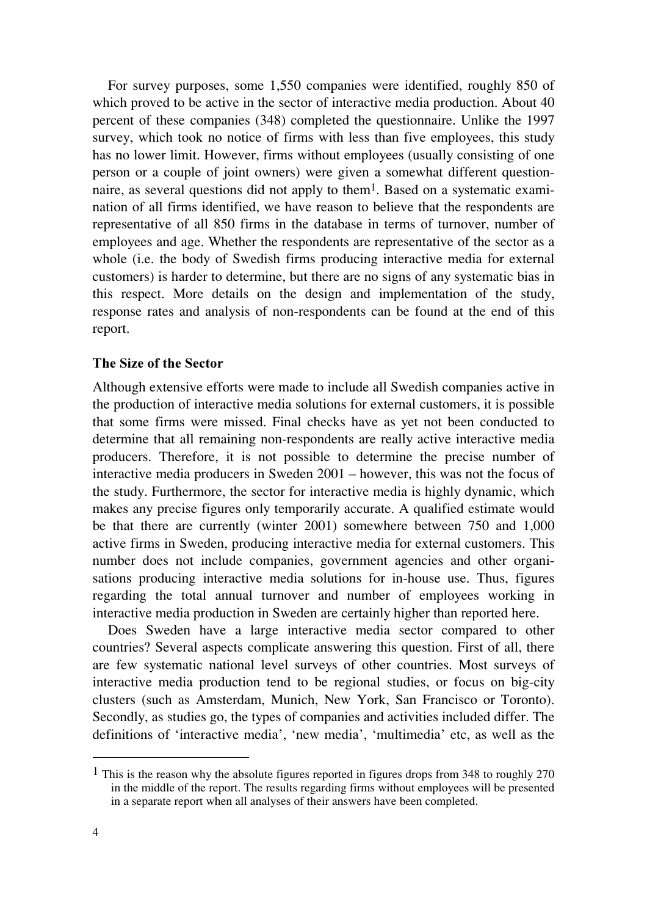For survey purposes, some 1,550 companies were identified, roughly 850 of which proved to be active in the sector of interactive media production. About 40 percent of these companies (348) completed the questionnaire. Unlike the 1997 survey, which took no notice of firms with less than five employees, this study has no lower limit. However, firms without employees (usually consisting of one person or a couple of joint owners) were given a somewhat different questionnaire, as several questions did not apply to them[1]. Based on a systematic examination of all firms identified, we have reason to believe that the respondents are representative of all 850 firms in the database in terms of turnover, number of employees and age. Whether the respondents are representative of the sector as a whole (i.e. the body of Swedish firms producing interactive media for external customers) is harder to determine, but there are no signs of any systematic bias in this respect. More details on the design and implementation of the study, response rates and analysis of non-respondents can be found at the end of this report.

### The Size of the Sector

Although extensive efforts were made to include all Swedish companies active in the production of interactive media solutions for external customers, it is possible that some firms were missed. Final checks have as yet not been conducted to determine that all remaining non-respondents are really active interactive media producers. Therefore, it is not possible to determine the precise number of interactive media producers in Sweden 2001 – however, this was not the focus of the study. Furthermore, the sector for interactive media is highly dynamic, which makes any precise figures only temporarily accurate. A qualified estimate would be that there are currently (winter 2001) somewhere between 750 and 1,000 active firms in Sweden, producing interactive media for external customers. This number does not include companies, government agencies and other organisations producing interactive media solutions for in-house use. Thus, figures regarding the total annual turnover and number of employees working in interactive media production in Sweden are certainly higher than reported here.

Does Sweden have a large interactive media sector compared to other countries? Several aspects complicate answering this question. First of all, there are few systematic national level surveys of other countries. Most surveys of interactive media production tend to be regional studies, or focus on big-city clusters (such as Amsterdam, Munich, New York, San Francisco or Toronto). Secondly, as studies go, the types of companies and activities included differ. The definitions of 'interactive media', 'new media', 'multimedia' etc, as well as the

[1] This is the reason why the absolute figures reported in figures drops from 348 to roughly 270 in the middle of the report. The results regarding firms without employees will be presented in a separate report when all analyses of their answers have been completed.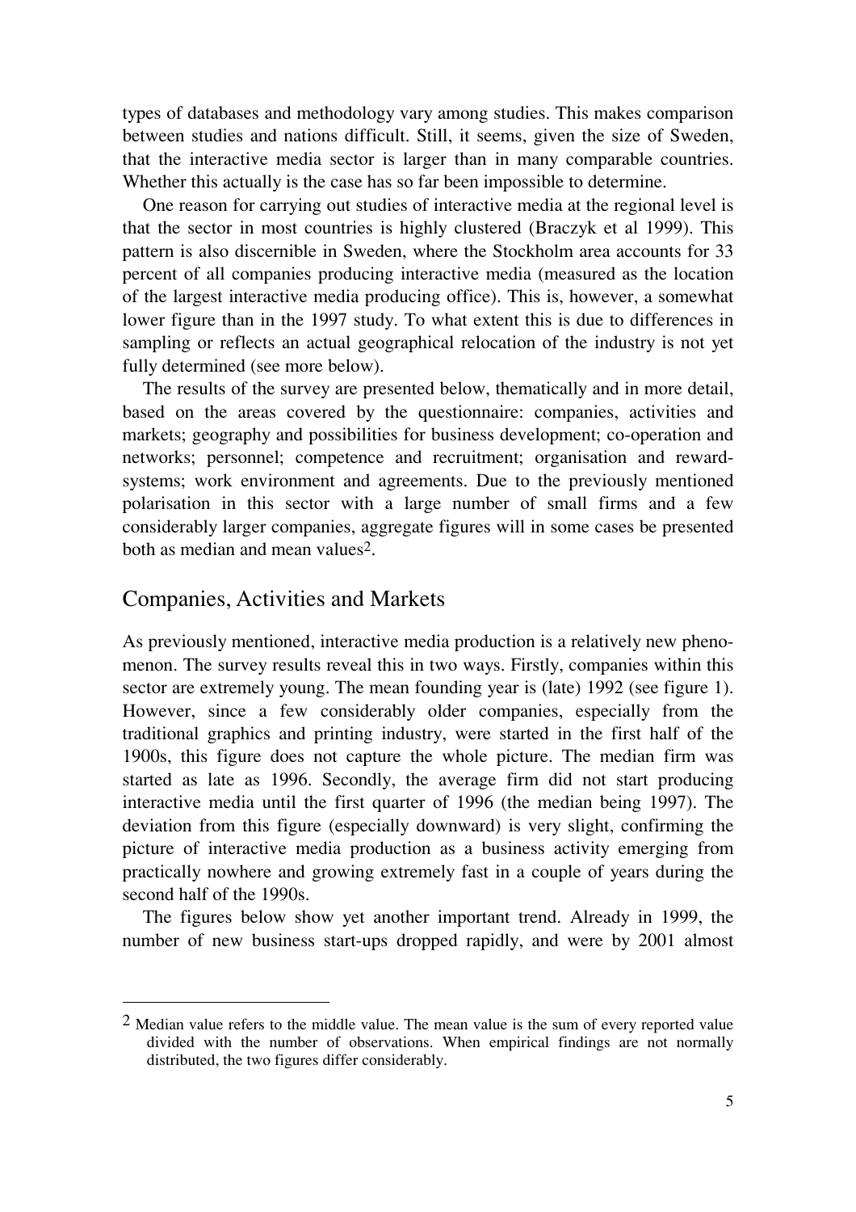types of databases and methodology vary among studies. This makes comparison between studies and nations difficult. Still, it seems, given the size of Sweden, that the interactive media sector is larger than in many comparable countries. Whether this actually is the case has so far been impossible to determine.

One reason for carrying out studies of interactive media at the regional level is that the sector in most countries is highly clustered (Braczyk et al 1999). This pattern is also discernible in Sweden, where the Stockholm area accounts for 33 percent of all companies producing interactive media (measured as the location of the largest interactive media producing office). This is, however, a somewhat lower figure than in the 1997 study. To what extent this is due to differences in sampling or reflects an actual geographical relocation of the industry is not yet fully determined (see more below).

The results of the survey are presented below, thematically and in more detail, based on the areas covered by the questionnaire: companies, activities and markets; geography and possibilities for business development; co-operation and networks; personnel; competence and recruitment; organisation and reward-systems; work environment and agreements. Due to the previously mentioned polarisation in this sector with a large number of small firms and a few considerably larger companies, aggregate figures will in some cases be presented both as median and mean values[2].

## Companies, Activities and Markets

As previously mentioned, interactive media production is a relatively new phenomenon. The survey results reveal this in two ways. Firstly, companies within this sector are extremely young. The mean founding year is (late) 1992 (see figure 1). However, since a few considerably older companies, especially from the traditional graphics and printing industry, were started in the first half of the 1900s, this figure does not capture the whole picture. The median firm was started as late as 1996. Secondly, the average firm did not start producing interactive media until the first quarter of 1996 (the median being 1997). The deviation from this figure (especially downward) is very slight, confirming the picture of interactive media production as a business activity emerging from practically nowhere and growing extremely fast in a couple of years during the second half of the 1990s.

The figures below show yet another important trend. Already in 1999, the number of new business start-ups dropped rapidly, and were by 2001 almost

---

[2] Median value refers to the middle value. The mean value is the sum of every reported value divided with the number of observations. When empirical findings are not normally distributed, the two figures differ considerably.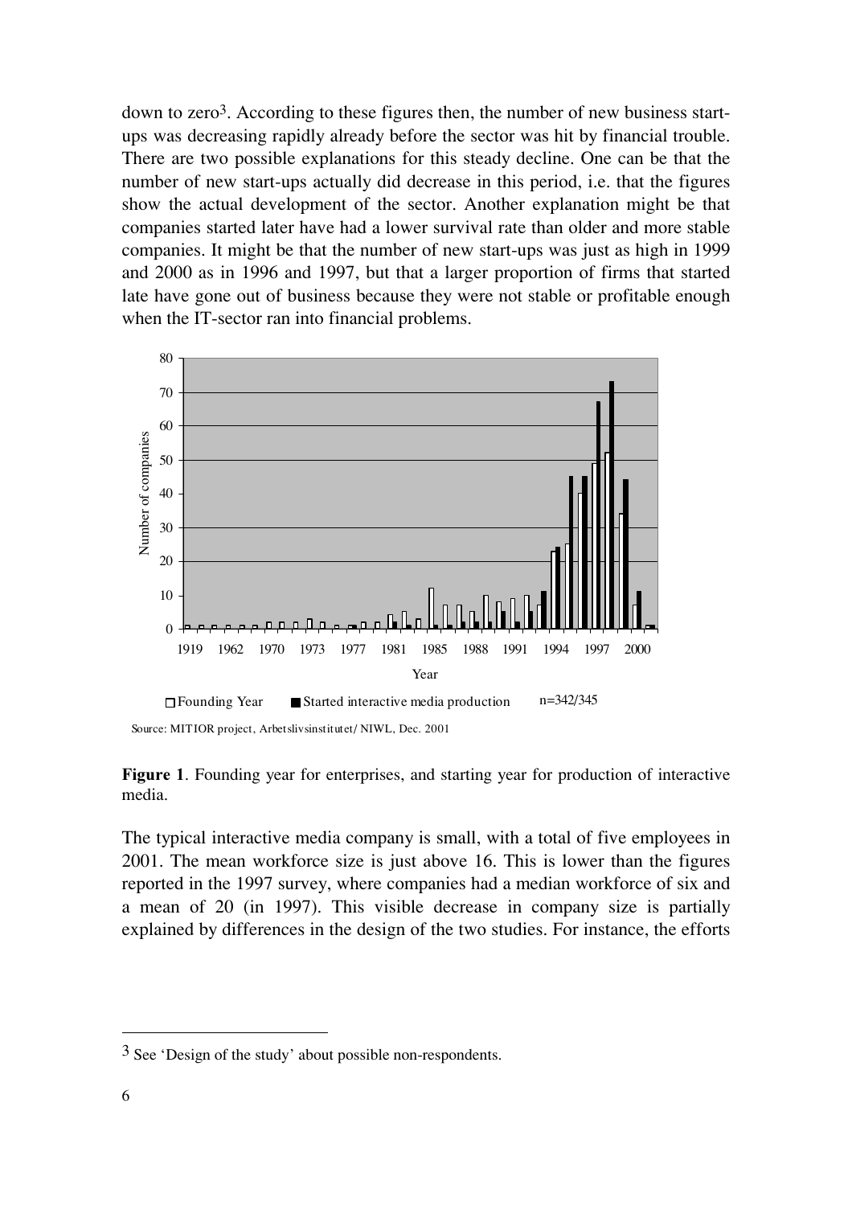down to zero[3]. According to these figures then, the number of new business start-ups was decreasing rapidly already before the sector was hit by financial trouble. There are two possible explanations for this steady decline. One can be that the number of new start-ups actually did decrease in this period, i.e. that the figures show the actual development of the sector. Another explanation might be that companies started later have had a lower survival rate than older and more stable companies. It might be that the number of new start-ups was just as high in 1999 and 2000 as in 1996 and 1997, but that a larger proportion of firms that started late have gone out of business because they were not stable or profitable enough when the IT-sector ran into financial problems.

80
70
60
50
40
30
20
10
0

Number of companies

1919 1962 1970 1973 1977 1981 1985 1988 1991 1994 1997 2000

Year

Founding Year    Started interactive media production    n=342/345

Source: MITIOR project, Arbetslivsinstitutet/ NIWL, Dec. 2001

**Figure 1**. Founding year for enterprises, and starting year for production of interactive media.

The typical interactive media company is small, with a total of five employees in 2001. The mean workforce size is just above 16. This is lower than the figures reported in the 1997 survey, where companies had a median workforce of six and a mean of 20 (in 1997). This visible decrease in company size is partially explained by differences in the design of the two studies. For instance, the efforts

[3] See 'Design of the study' about possible non-respondents.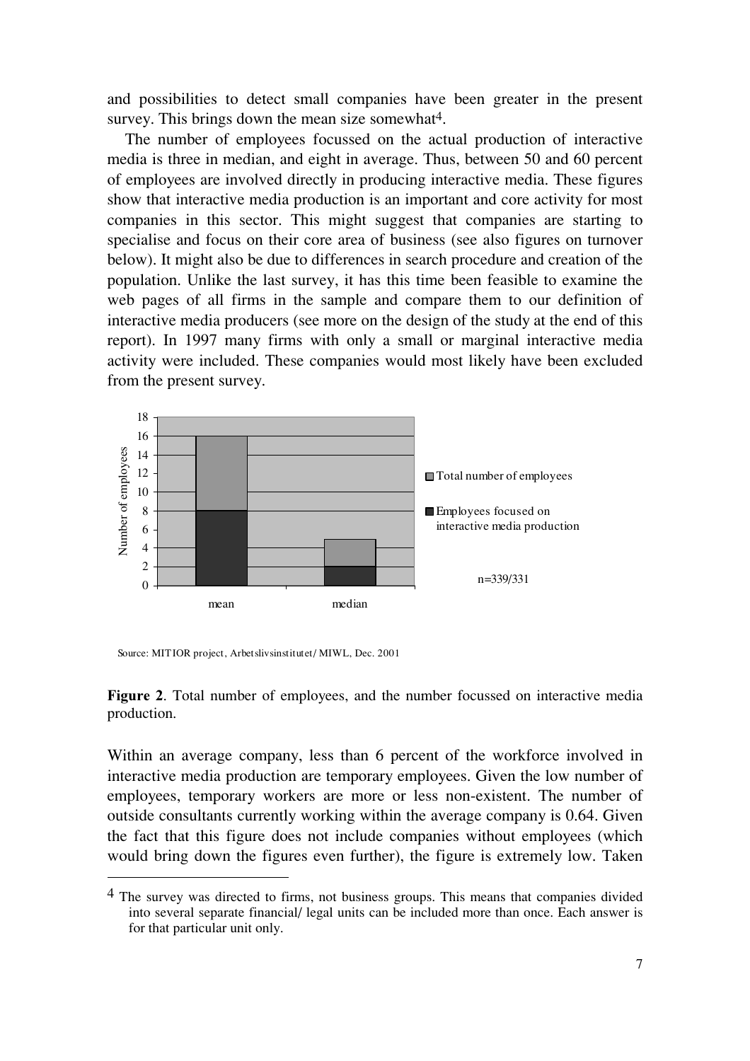and possibilities to detect small companies have been greater in the present survey. This brings down the mean size somewhat[4].

The number of employees focussed on the actual production of interactive media is three in median, and eight in average. Thus, between 50 and 60 percent of employees are involved directly in producing interactive media. These figures show that interactive media production is an important and core activity for most companies in this sector. This might suggest that companies are starting to specialise and focus on their core area of business (see also figures on turnover below). It might also be due to differences in search procedure and creation of the population. Unlike the last survey, it has this time been feasible to examine the web pages of all firms in the sample and compare them to our definition of interactive media producers (see more on the design of the study at the end of this report). In 1997 many firms with only a small or marginal interactive media activity were included. These companies would most likely have been excluded from the present survey.

Source: MITIOR project, Arbetslivsinstitutet/MIWL, Dec. 2001

**Figure 2**. Total number of employees, and the number focussed on interactive media production.

Within an average company, less than 6 percent of the workforce involved in interactive media production are temporary employees. Given the low number of employees, temporary workers are more or less non-existent. The number of outside consultants currently working within the average company is 0.64. Given the fact that this figure does not include companies without employees (which would bring down the figures even further), the figure is extremely low. Taken

[4] The survey was directed to firms, not business groups. This means that companies divided into several separate financial/legal units can be included more than once. Each answer is for that particular unit only.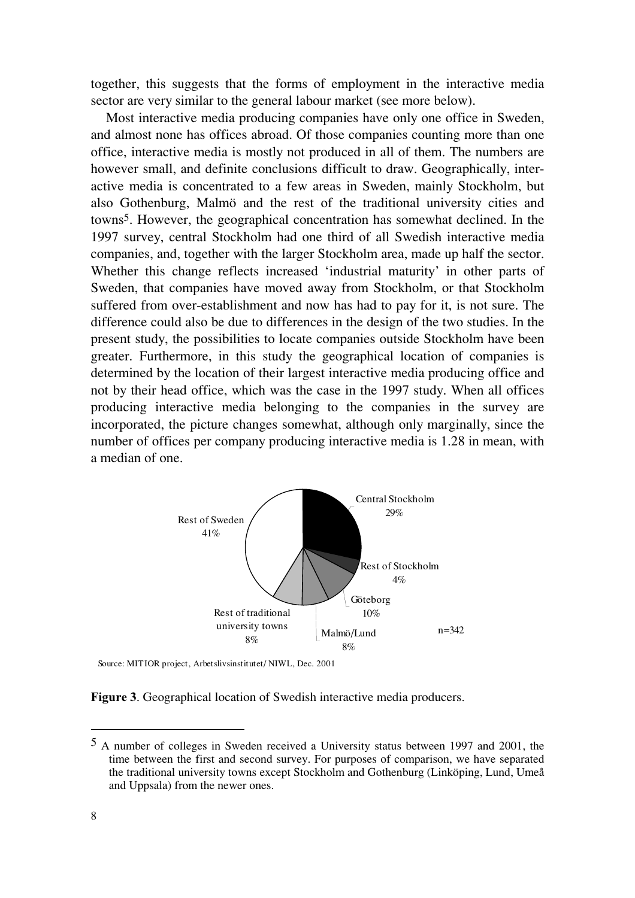together, this suggests that the forms of employment in the interactive media sector are very similar to the general labour market (see more below).

Most interactive media producing companies have only one office in Sweden, and almost none has offices abroad. Of those companies counting more than one office, interactive media is mostly not produced in all of them. The numbers are however small, and definite conclusions difficult to draw. Geographically, interactive media is concentrated to a few areas in Sweden, mainly Stockholm, but also Gothenburg, Malmö and the rest of the traditional university cities and towns[5]. However, the geographical concentration has somewhat declined. In the 1997 survey, central Stockholm had one third of all Swedish interactive media companies, and, together with the larger Stockholm area, made up half the sector. Whether this change reflects increased 'industrial maturity' in other parts of Sweden, that companies have moved away from Stockholm, or that Stockholm suffered from over-establishment and now has had to pay for it, is not sure. The difference could also be due to differences in the design of the two studies. In the present study, the possibilities to locate companies outside Stockholm have been greater. Furthermore, in this study the geographical location of companies is determined by the location of their largest interactive media producing office and not by their head office, which was the case in the 1997 study. When all offices producing interactive media belonging to the companies in the survey are incorporated, the picture changes somewhat, although only marginally, since the number of offices per company producing interactive media is 1.28 in mean, with a median of one.

Central Stockholm 29%

Rest of Stockholm 4%

Göteborg 10%

Malmö/Lund 8%

Rest of traditional university towns 8%

Rest of Sweden 41%

n=342

Source: MITIOR project, Arbetslivsinstitutet/NIWL, Dec. 2001

**Figure 3**. Geographical location of Swedish interactive media producers.

---

[5] A number of colleges in Sweden received a University status between 1997 and 2001, the time between the first and second survey. For purposes of comparison, we have separated the traditional university towns except Stockholm and Gothenburg (Linköping, Lund, Umeå and Uppsala) from the newer ones.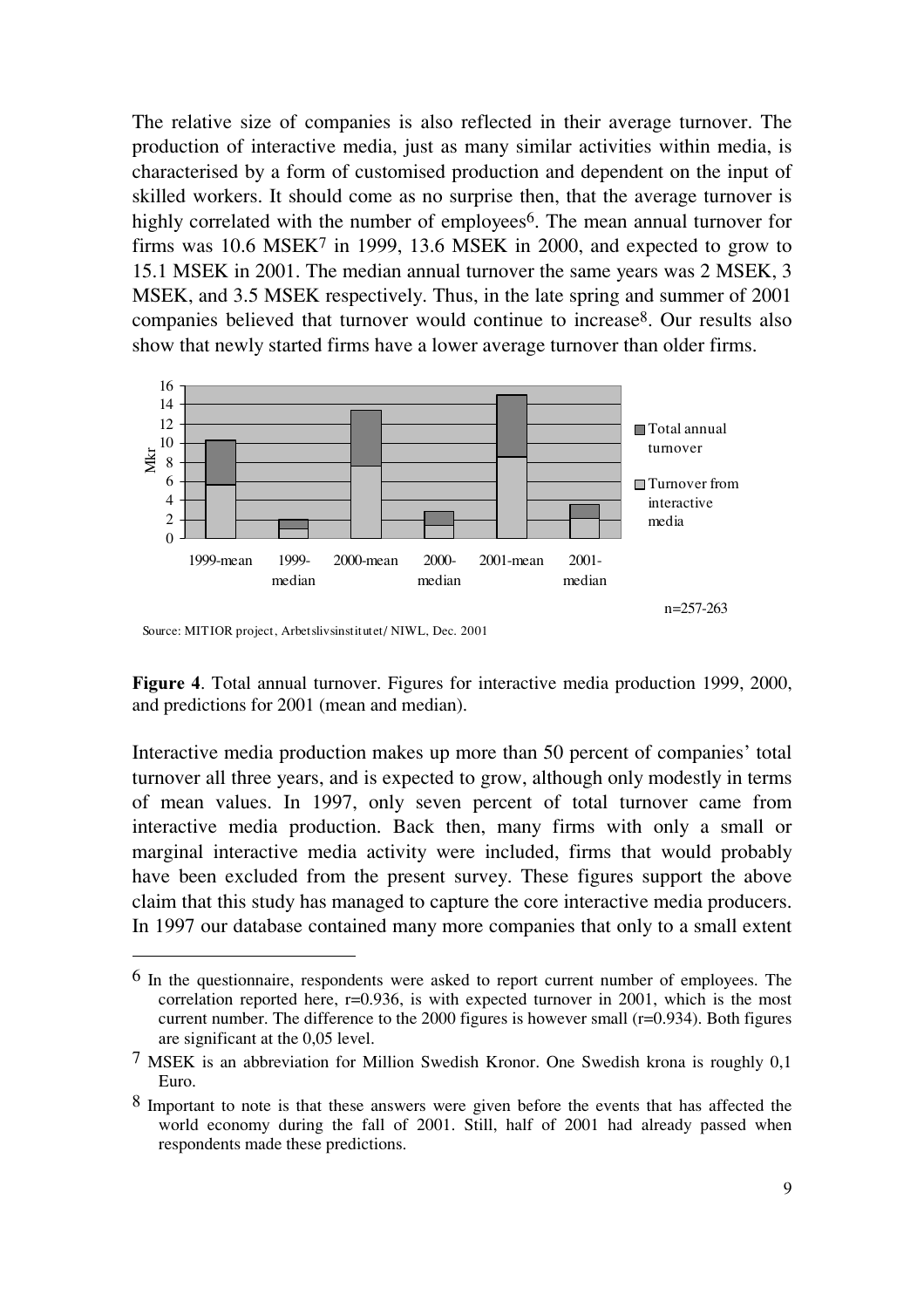The relative size of companies is also reflected in their average turnover. The production of interactive media, just as many similar activities within media, is characterised by a form of customised production and dependent on the input of skilled workers. It should come as no surprise then, that the average turnover is highly correlated with the number of employees[6]. The mean annual turnover for firms was 10.6 MSEK[7] in 1999, 13.6 MSEK in 2000, and expected to grow to 15.1 MSEK in 2001. The median annual turnover the same years was 2 MSEK, 3 MSEK, and 3.5 MSEK respectively. Thus, in the late spring and summer of 2001 companies believed that turnover would continue to increase[8]. Our results also show that newly started firms have a lower average turnover than older firms.

Mkr

16
14
12
10
8
6
4
2
0

1999-mean
1999-median
2000-mean
2000-median
2001-mean
2001-median

Total annual turnover
Turnover from interactive media

n=257-263

Source: MITIOR project, Arbetslivsinstitutet/ NIWL, Dec. 2001

**Figure 4**. Total annual turnover. Figures for interactive media production 1999, 2000, and predictions for 2001 (mean and median).

Interactive media production makes up more than 50 percent of companies' total turnover all three years, and is expected to grow, although only modestly in terms of mean values. In 1997, only seven percent of total turnover came from interactive media production. Back then, many firms with only a small or marginal interactive media activity were included, firms that would probably have been excluded from the present survey. These figures support the above claim that this study has managed to capture the core interactive media producers. In 1997 our database contained many more companies that only to a small extent

---

[6] In the questionnaire, respondents were asked to report current number of employees. The correlation reported here, r=0.936, is with expected turnover in 2001, which is the most current number. The difference to the 2000 figures is however small (r=0.934). Both figures are significant at the 0,05 level.

[7] MSEK is an abbreviation for Million Swedish Kronor. One Swedish krona is roughly 0,1 Euro.

[8] Important to note is that these answers were given before the events that has affected the world economy during the fall of 2001. Still, half of 2001 had already passed when respondents made these predictions.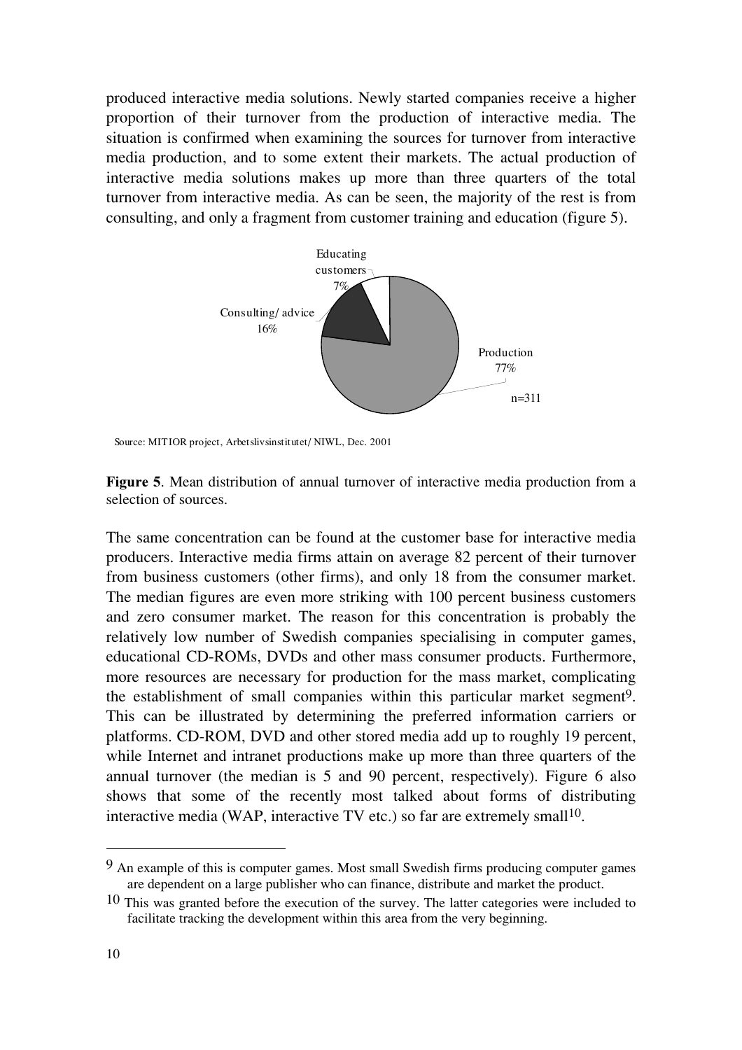produced interactive media solutions. Newly started companies receive a higher proportion of their turnover from the production of interactive media. The situation is confirmed when examining the sources for turnover from interactive media production, and to some extent their markets. The actual production of interactive media solutions makes up more than three quarters of the total turnover from interactive media. As can be seen, the majority of the rest is from consulting, and only a fragment from customer training and education (figure 5).

Educating customers 7%

Consulting/ advice 16%

Production 77%

n=311

Source: MITIOR project, Arbetslivsinstitutet/ NIWL, Dec. 2001

**Figure 5**. Mean distribution of annual turnover of interactive media production from a selection of sources.

The same concentration can be found at the customer base for interactive media producers. Interactive media firms attain on average 82 percent of their turnover from business customers (other firms), and only 18 from the consumer market. The median figures are even more striking with 100 percent business customers and zero consumer market. The reason for this concentration is probably the relatively low number of Swedish companies specialising in computer games, educational CD-ROMs, DVDs and other mass consumer products. Furthermore, more resources are necessary for production for the mass market, complicating the establishment of small companies within this particular market segment[9]. This can be illustrated by determining the preferred information carriers or platforms. CD-ROM, DVD and other stored media add up to roughly 19 percent, while Internet and intranet productions make up more than three quarters of the annual turnover (the median is 5 and 90 percent, respectively). Figure 6 also shows that some of the recently most talked about forms of distributing interactive media (WAP, interactive TV etc.) so far are extremely small[10].

---

[9] An example of this is computer games. Most small Swedish firms producing computer games are dependent on a large publisher who can finance, distribute and market the product.

[10] This was granted before the execution of the survey. The latter categories were included to facilitate tracking the development within this area from the very beginning.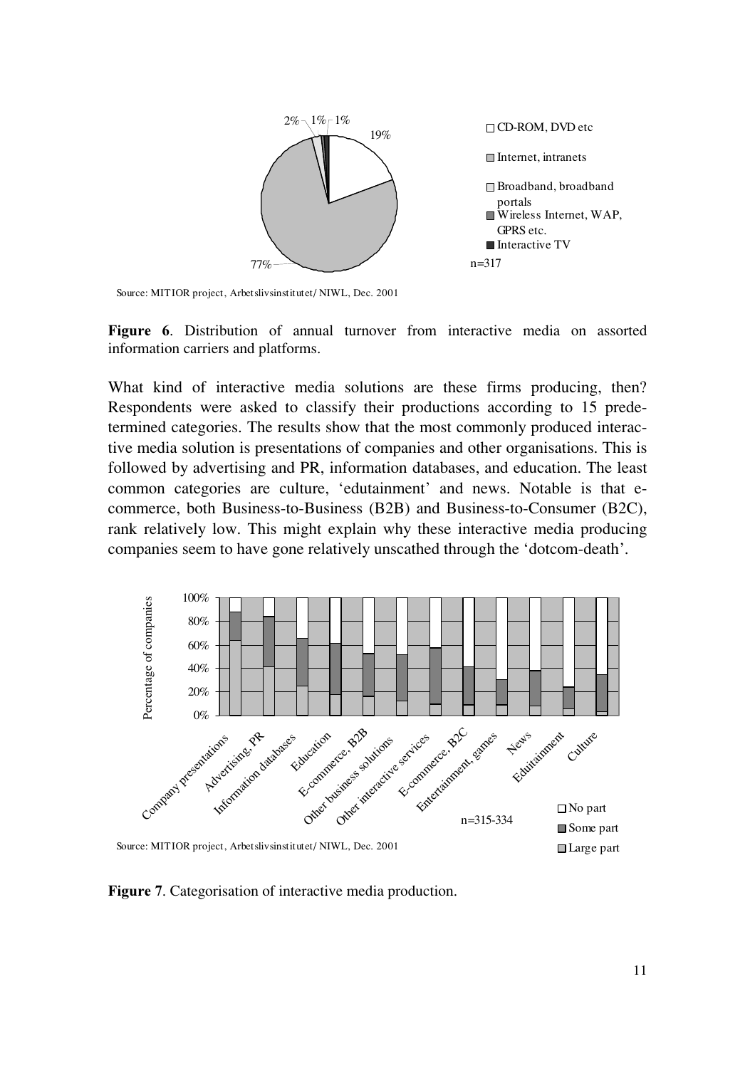2% 1% 1%

19%

77%

CD-ROM, DVD etc

Internet, intranets

Broadband, broadband portals

Wireless Internet, WAP, GPRS etc.

Interactive TV

n=317

Source: MITIOR project, Arbetslivsinstitutet/ NIWL, Dec. 2001

**Figure 6**. Distribution of annual turnover from interactive media on assorted information carriers and platforms.

What kind of interactive media solutions are these firms producing, then? Respondents were asked to classify their productions according to 15 predetermined categories. The results show that the most commonly produced interactive media solution is presentations of companies and other organisations. This is followed by advertising and PR, information databases, and education. The least common categories are culture, 'edutainment' and news. Notable is that e-commerce, both Business-to-Business (B2B) and Business-to-Consumer (B2C), rank relatively low. This might explain why these interactive media producing companies seem to have gone relatively unscathed through the 'dotcom-death'.

Percentage of companies

100%

80%

60%

40%

20%

0%

Company presentations

Advertising, PR

Information databases

Education

E-commerce, B2B

Other business solutions

Other interactive services

E-commerce, B2C

Entertainment, games

News

Edutainment

Culture

n=315-334

No part

Some part

Large part

Source: MITIOR project, Arbetslivsinstitutet/ NIWL, Dec. 2001

**Figure 7**. Categorisation of interactive media production.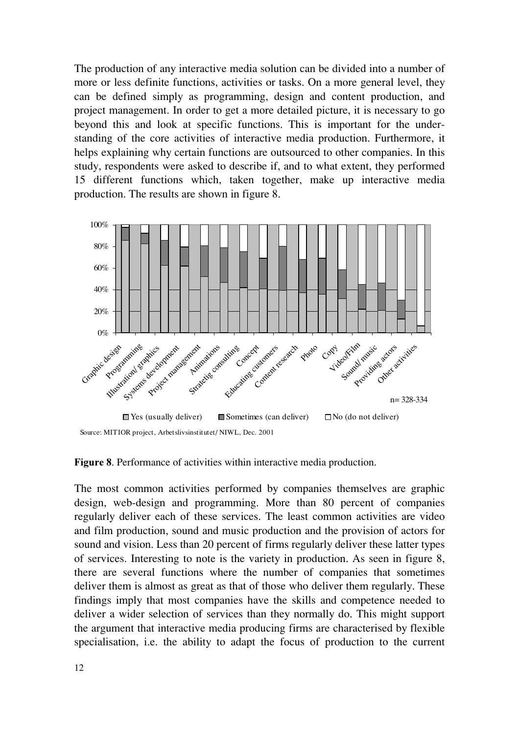The production of any interactive media solution can be divided into a number of more or less definite functions, activities or tasks. On a more general level, they can be defined simply as programming, design and content production, and project management. In order to get a more detailed picture, it is necessary to go beyond this and look at specific functions. This is important for the understanding of the core activities of interactive media production. Furthermore, it helps explaining why certain functions are outsourced to other companies. In this study, respondents were asked to describe if, and to what extent, they performed 15 different functions which, taken together, make up interactive media production. The results are shown in figure 8.

100%
80%
60%
40%
20%
0%

Graphic design, Programming, Illustration/ graphics, Systems development, Project management, Animations, Strategic consulting, Concept, Educating customers, Content research, Photo, Copy, Video/Film, Sound/ music, Providing actors, Other activities

n= 328-334

Yes (usually deliver) Sometimes (can deliver) No (do not deliver)

Source: MITIOR project, Arbetslivsinstitutet/ NIWL, Dec. 2001

**Figure 8**. Performance of activities within interactive media production.

The most common activities performed by companies themselves are graphic design, web-design and programming. More than 80 percent of companies regularly deliver each of these services. The least common activities are video and film production, sound and music production and the provision of actors for sound and vision. Less than 20 percent of firms regularly deliver these latter types of services. Interesting to note is the variety in production. As seen in figure 8, there are several functions where the number of companies that sometimes deliver them is almost as great as that of those who deliver them regularly. These findings imply that most companies have the skills and competence needed to deliver a wider selection of services than they normally do. This might support the argument that interactive media producing firms are characterised by flexible specialisation, i.e. the ability to adapt the focus of production to the current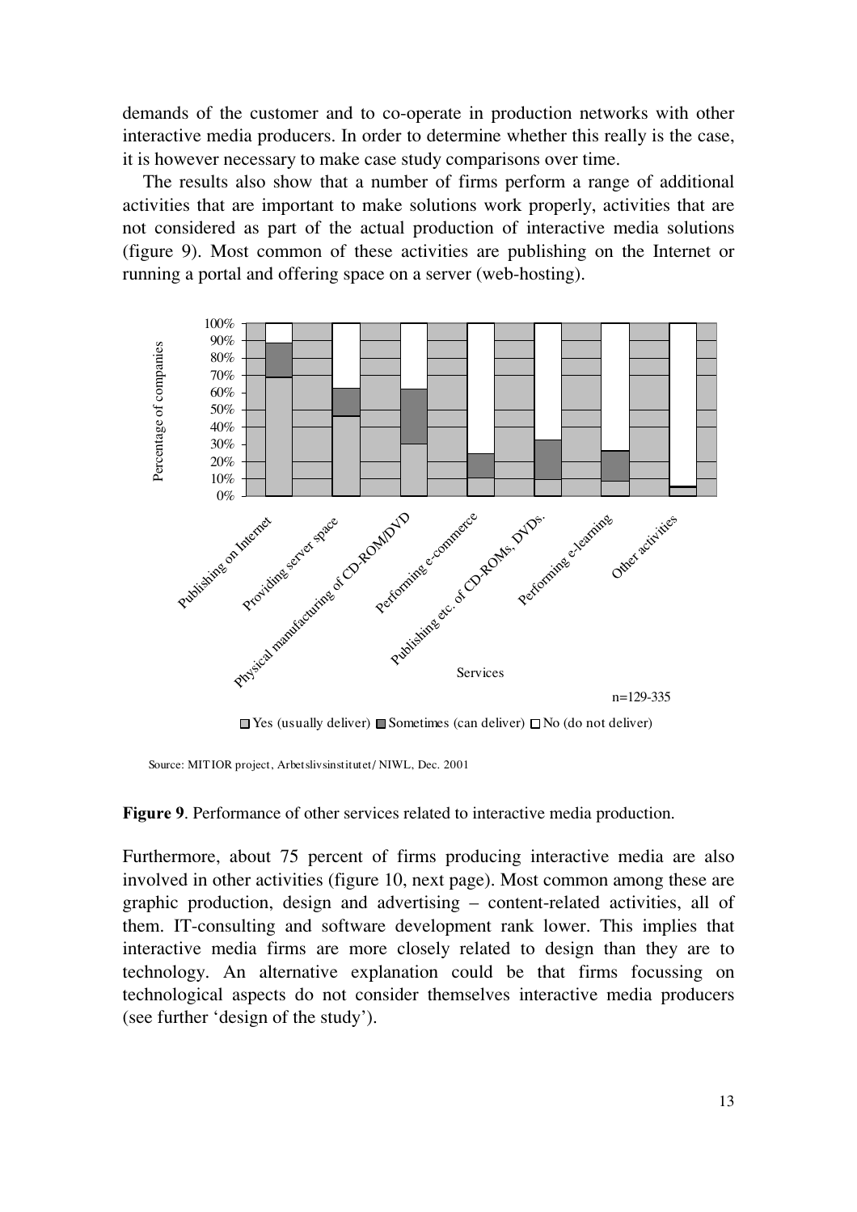demands of the customer and to co-operate in production networks with other interactive media producers. In order to determine whether this really is the case, it is however necessary to make case study comparisons over time.

The results also show that a number of firms perform a range of additional activities that are important to make solutions work properly, activities that are not considered as part of the actual production of interactive media solutions (figure 9). Most common of these activities are publishing on the Internet or running a portal and offering space on a server (web-hosting).

Percentage of companies

100%
90%
80%
70%
60%
50%
40%
30%
20%
10%
0%

Publishing on Internet
Providing server space
Physical manufacturing of CD-ROM/DVD
Performing e-commerce
Publishing etc. of CD-ROMs, DVDs.
Performing e-learning
Other activities

Services

n=129-335

Yes (usually deliver) Sometimes (can deliver) No (do not deliver)

Source: MITIOR project, Arbetslivsinstitutet/ NIWL, Dec. 2001

**Figure 9**. Performance of other services related to interactive media production.

Furthermore, about 75 percent of firms producing interactive media are also involved in other activities (figure 10, next page). Most common among these are graphic production, design and advertising – content-related activities, all of them. IT-consulting and software development rank lower. This implies that interactive media firms are more closely related to design than they are to technology. An alternative explanation could be that firms focussing on technological aspects do not consider themselves interactive media producers (see further 'design of the study').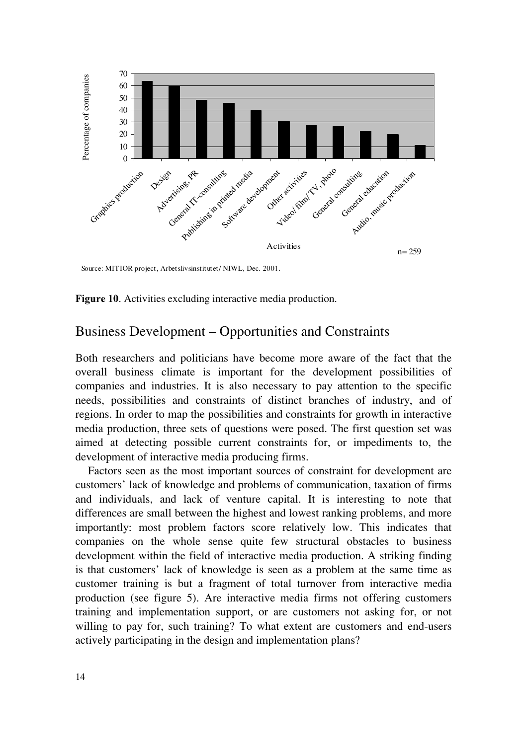Percentage of companies

70
60
50
40
30
20
10
0

Graphics production
Design
Advertising, PR
General IT-consulting
Publishing in printed media
Software development
Other activities
Video/ film/ TV, photo
General consulting
General education
Audio, music production

Activities

n= 259

Source: MITIOR project, Arbetslivsinstitutet/ NIWL, Dec. 2001.

**Figure 10**. Activities excluding interactive media production.

## Business Development – Opportunities and Constraints

Both researchers and politicians have become more aware of the fact that the overall business climate is important for the development possibilities of companies and industries. It is also necessary to pay attention to the specific needs, possibilities and constraints of distinct branches of industry, and of regions. In order to map the possibilities and constraints for growth in interactive media production, three sets of questions were posed. The first question set was aimed at detecting possible current constraints for, or impediments to, the development of interactive media producing firms.

Factors seen as the most important sources of constraint for development are customers' lack of knowledge and problems of communication, taxation of firms and individuals, and lack of venture capital. It is interesting to note that differences are small between the highest and lowest ranking problems, and more importantly: most problem factors score relatively low. This indicates that companies on the whole sense quite few structural obstacles to business development within the field of interactive media production. A striking finding is that customers' lack of knowledge is seen as a problem at the same time as customer training is but a fragment of total turnover from interactive media production (see figure 5). Are interactive media firms not offering customers training and implementation support, or are customers not asking for, or not willing to pay for, such training? To what extent are customers and end-users actively participating in the design and implementation plans?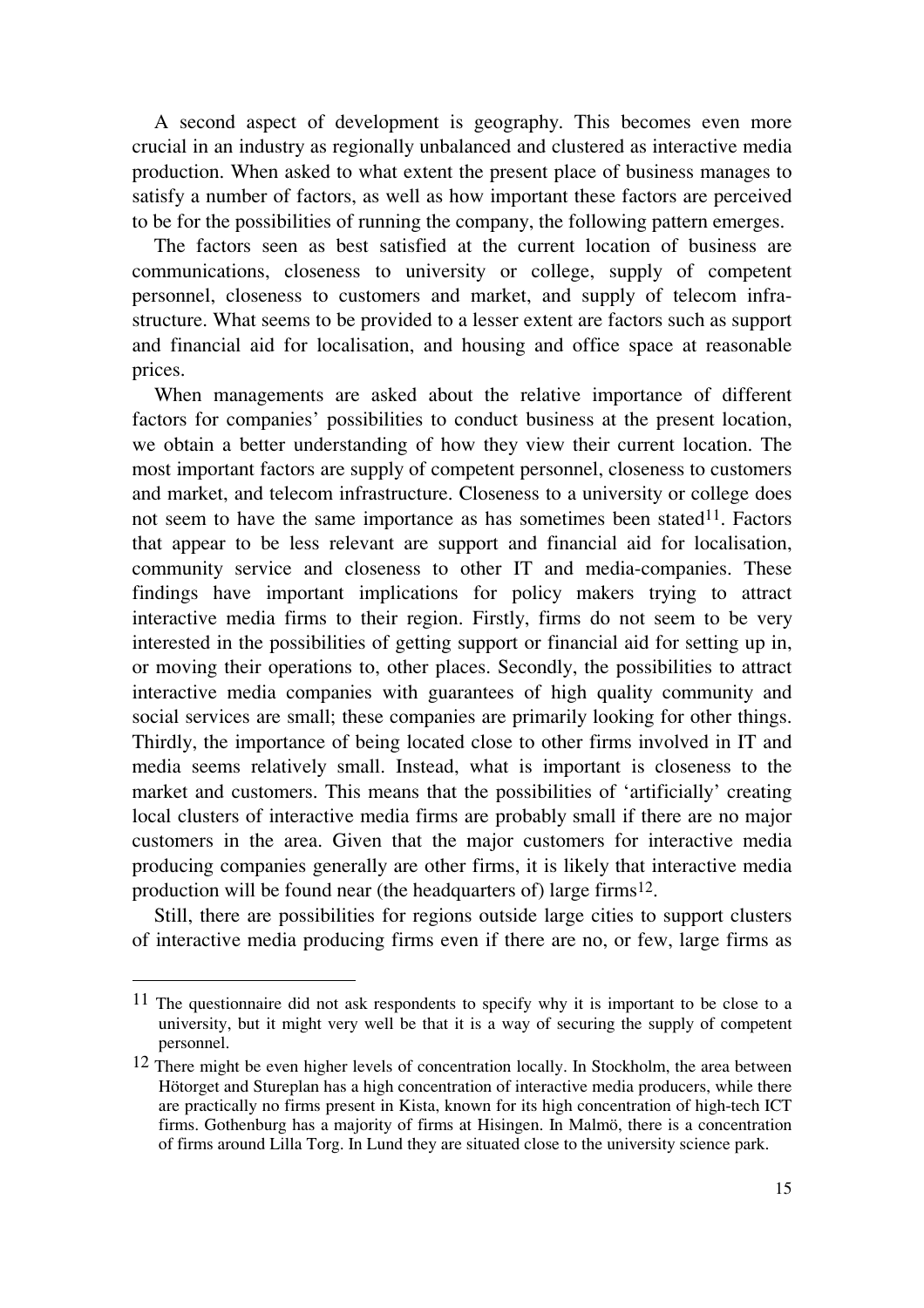A second aspect of development is geography. This becomes even more crucial in an industry as regionally unbalanced and clustered as interactive media production. When asked to what extent the present place of business manages to satisfy a number of factors, as well as how important these factors are perceived to be for the possibilities of running the company, the following pattern emerges.

The factors seen as best satisfied at the current location of business are communications, closeness to university or college, supply of competent personnel, closeness to customers and market, and supply of telecom infrastructure. What seems to be provided to a lesser extent are factors such as support and financial aid for localisation, and housing and office space at reasonable prices.

When managements are asked about the relative importance of different factors for companies' possibilities to conduct business at the present location, we obtain a better understanding of how they view their current location. The most important factors are supply of competent personnel, closeness to customers and market, and telecom infrastructure. Closeness to a university or college does not seem to have the same importance as has sometimes been stated[11]. Factors that appear to be less relevant are support and financial aid for localisation, community service and closeness to other IT and media-companies. These findings have important implications for policy makers trying to attract interactive media firms to their region. Firstly, firms do not seem to be very interested in the possibilities of getting support or financial aid for setting up in, or moving their operations to, other places. Secondly, the possibilities to attract interactive media companies with guarantees of high quality community and social services are small; these companies are primarily looking for other things. Thirdly, the importance of being located close to other firms involved in IT and media seems relatively small. Instead, what is important is closeness to the market and customers. This means that the possibilities of 'artificially' creating local clusters of interactive media firms are probably small if there are no major customers in the area. Given that the major customers for interactive media producing companies generally are other firms, it is likely that interactive media production will be found near (the headquarters of) large firms[12].

Still, there are possibilities for regions outside large cities to support clusters of interactive media producing firms even if there are no, or few, large firms as

---

[11] The questionnaire did not ask respondents to specify why it is important to be close to a university, but it might very well be that it is a way of securing the supply of competent personnel.

[12] There might be even higher levels of concentration locally. In Stockholm, the area between Hötorget and Stureplan has a high concentration of interactive media producers, while there are practically no firms present in Kista, known for its high concentration of high-tech ICT firms. Gothenburg has a majority of firms at Hisingen. In Malmö, there is a concentration of firms around Lilla Torg. In Lund they are situated close to the university science park.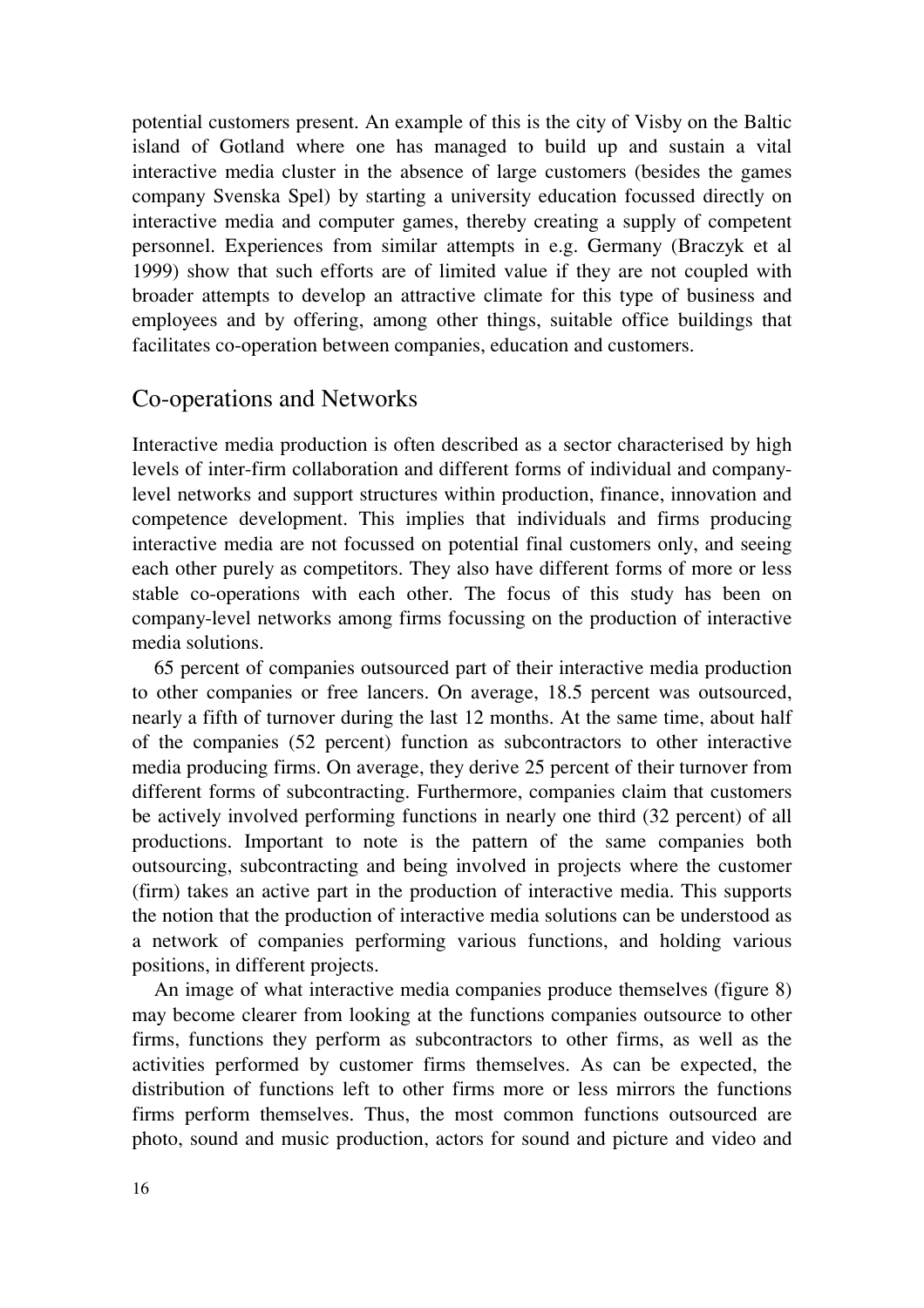potential customers present. An example of this is the city of Visby on the Baltic island of Gotland where one has managed to build up and sustain a vital interactive media cluster in the absence of large customers (besides the games company Svenska Spel) by starting a university education focussed directly on interactive media and computer games, thereby creating a supply of competent personnel. Experiences from similar attempts in e.g. Germany (Braczyk et al 1999) show that such efforts are of limited value if they are not coupled with broader attempts to develop an attractive climate for this type of business and employees and by offering, among other things, suitable office buildings that facilitates co-operation between companies, education and customers.

## Co-operations and Networks

Interactive media production is often described as a sector characterised by high levels of inter-firm collaboration and different forms of individual and company-level networks and support structures within production, finance, innovation and competence development. This implies that individuals and firms producing interactive media are not focussed on potential final customers only, and seeing each other purely as competitors. They also have different forms of more or less stable co-operations with each other. The focus of this study has been on company-level networks among firms focussing on the production of interactive media solutions.

65 percent of companies outsourced part of their interactive media production to other companies or free lancers. On average, 18.5 percent was outsourced, nearly a fifth of turnover during the last 12 months. At the same time, about half of the companies (52 percent) function as subcontractors to other interactive media producing firms. On average, they derive 25 percent of their turnover from different forms of subcontracting. Furthermore, companies claim that customers be actively involved performing functions in nearly one third (32 percent) of all productions. Important to note is the pattern of the same companies both outsourcing, subcontracting and being involved in projects where the customer (firm) takes an active part in the production of interactive media. This supports the notion that the production of interactive media solutions can be understood as a network of companies performing various functions, and holding various positions, in different projects.

An image of what interactive media companies produce themselves (figure 8) may become clearer from looking at the functions companies outsource to other firms, functions they perform as subcontractors to other firms, as well as the activities performed by customer firms themselves. As can be expected, the distribution of functions left to other firms more or less mirrors the functions firms perform themselves. Thus, the most common functions outsourced are photo, sound and music production, actors for sound and picture and video and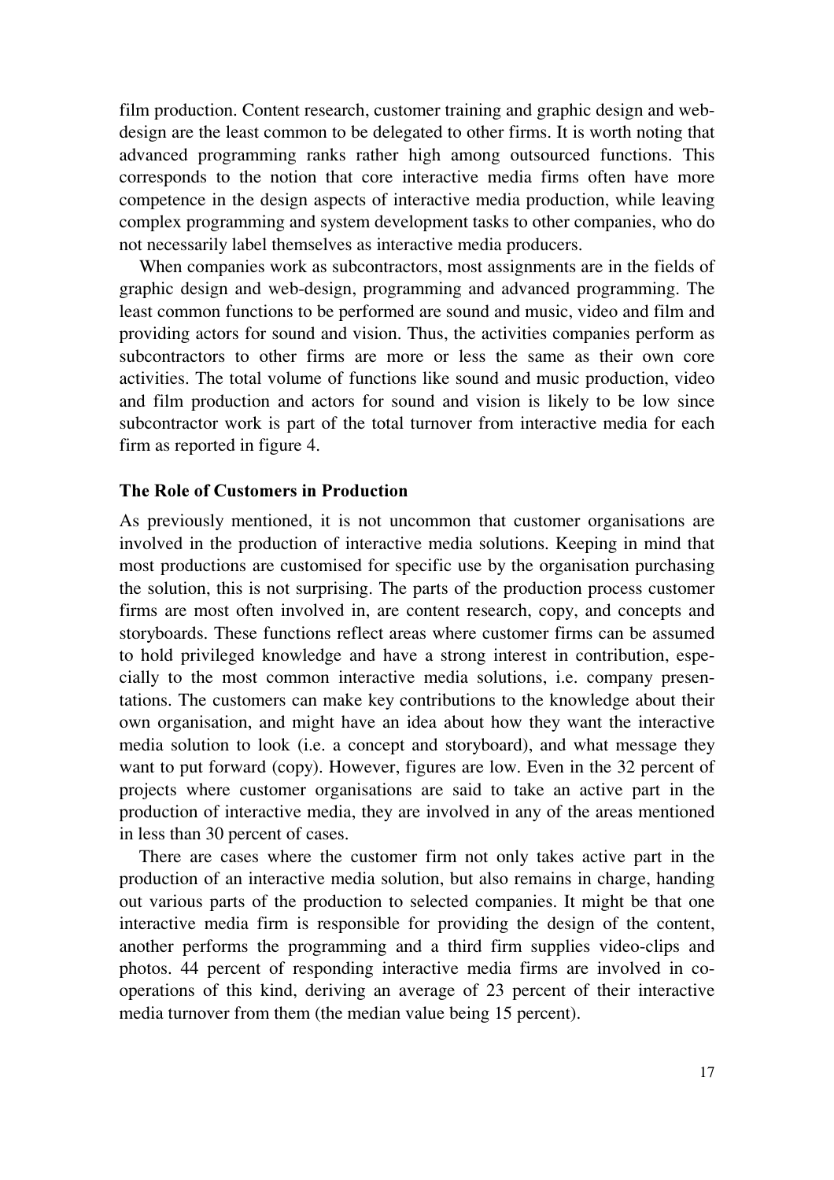film production. Content research, customer training and graphic design and web-design are the least common to be delegated to other firms. It is worth noting that advanced programming ranks rather high among outsourced functions. This corresponds to the notion that core interactive media firms often have more competence in the design aspects of interactive media production, while leaving complex programming and system development tasks to other companies, who do not necessarily label themselves as interactive media producers.

When companies work as subcontractors, most assignments are in the fields of graphic design and web-design, programming and advanced programming. The least common functions to be performed are sound and music, video and film and providing actors for sound and vision. Thus, the activities companies perform as subcontractors to other firms are more or less the same as their own core activities. The total volume of functions like sound and music production, video and film production and actors for sound and vision is likely to be low since subcontractor work is part of the total turnover from interactive media for each firm as reported in figure 4.

### The Role of Customers in Production

As previously mentioned, it is not uncommon that customer organisations are involved in the production of interactive media solutions. Keeping in mind that most productions are customised for specific use by the organisation purchasing the solution, this is not surprising. The parts of the production process customer firms are most often involved in, are content research, copy, and concepts and storyboards. These functions reflect areas where customer firms can be assumed to hold privileged knowledge and have a strong interest in contribution, especially to the most common interactive media solutions, i.e. company presentations. The customers can make key contributions to the knowledge about their own organisation, and might have an idea about how they want the interactive media solution to look (i.e. a concept and storyboard), and what message they want to put forward (copy). However, figures are low. Even in the 32 percent of projects where customer organisations are said to take an active part in the production of interactive media, they are involved in any of the areas mentioned in less than 30 percent of cases.

There are cases where the customer firm not only takes active part in the production of an interactive media solution, but also remains in charge, handing out various parts of the production to selected companies. It might be that one interactive media firm is responsible for providing the design of the content, another performs the programming and a third firm supplies video-clips and photos. 44 percent of responding interactive media firms are involved in co-operations of this kind, deriving an average of 23 percent of their interactive media turnover from them (the median value being 15 percent).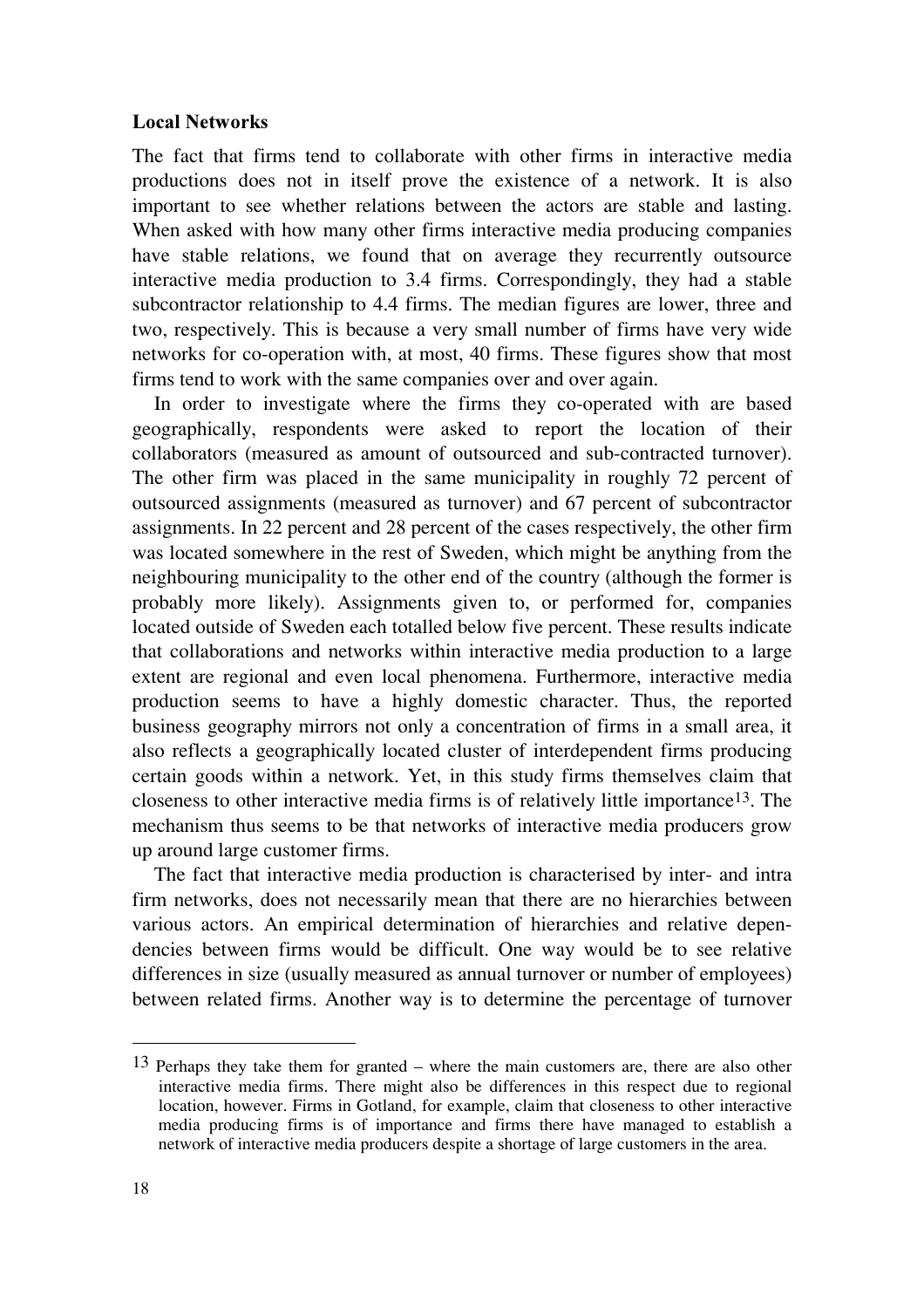### Local Networks

The fact that firms tend to collaborate with other firms in interactive media productions does not in itself prove the existence of a network. It is also important to see whether relations between the actors are stable and lasting. When asked with how many other firms interactive media producing companies have stable relations, we found that on average they recurrently outsource interactive media production to 3.4 firms. Correspondingly, they had a stable subcontractor relationship to 4.4 firms. The median figures are lower, three and two, respectively. This is because a very small number of firms have very wide networks for co-operation with, at most, 40 firms. These figures show that most firms tend to work with the same companies over and over again.

In order to investigate where the firms they co-operated with are based geographically, respondents were asked to report the location of their collaborators (measured as amount of outsourced and sub-contracted turnover). The other firm was placed in the same municipality in roughly 72 percent of outsourced assignments (measured as turnover) and 67 percent of subcontractor assignments. In 22 percent and 28 percent of the cases respectively, the other firm was located somewhere in the rest of Sweden, which might be anything from the neighbouring municipality to the other end of the country (although the former is probably more likely). Assignments given to, or performed for, companies located outside of Sweden each totalled below five percent. These results indicate that collaborations and networks within interactive media production to a large extent are regional and even local phenomena. Furthermore, interactive media production seems to have a highly domestic character. Thus, the reported business geography mirrors not only a concentration of firms in a small area, it also reflects a geographically located cluster of interdependent firms producing certain goods within a network. Yet, in this study firms themselves claim that closeness to other interactive media firms is of relatively little importance[13]. The mechanism thus seems to be that networks of interactive media producers grow up around large customer firms.

The fact that interactive media production is characterised by inter- and intra firm networks, does not necessarily mean that there are no hierarchies between various actors. An empirical determination of hierarchies and relative dependencies between firms would be difficult. One way would be to see relative differences in size (usually measured as annual turnover or number of employees) between related firms. Another way is to determine the percentage of turnover

---

[13] Perhaps they take them for granted – where the main customers are, there are also other interactive media firms. There might also be differences in this respect due to regional location, however. Firms in Gotland, for example, claim that closeness to other interactive media producing firms is of importance and firms there have managed to establish a network of interactive media producers despite a shortage of large customers in the area.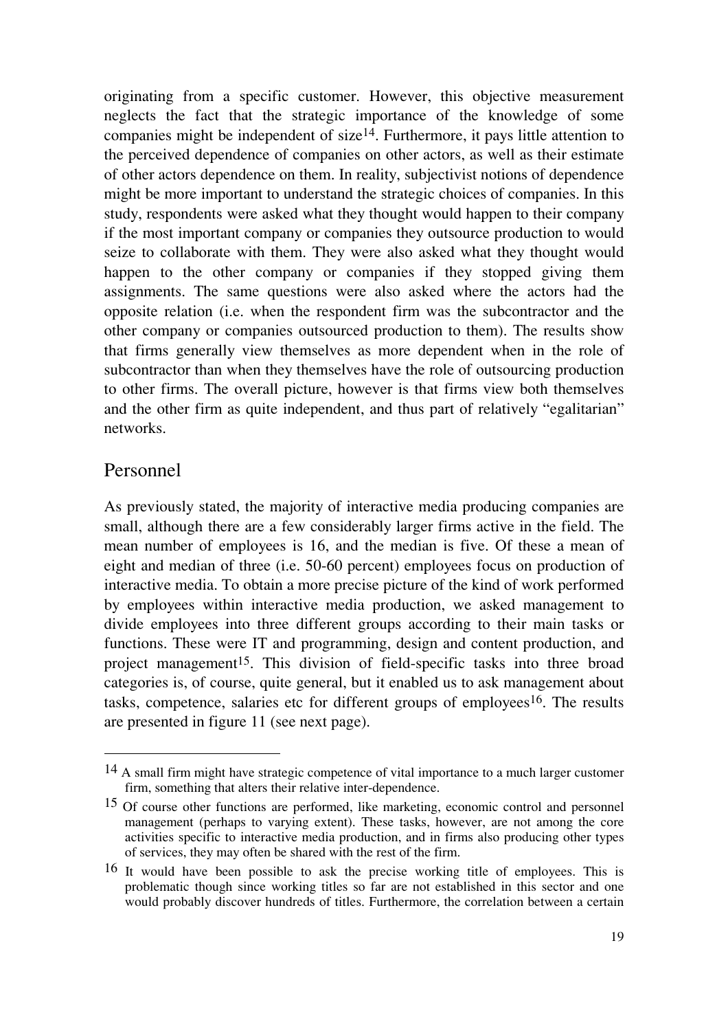originating from a specific customer. However, this objective measurement neglects the fact that the strategic importance of the knowledge of some companies might be independent of size[14]. Furthermore, it pays little attention to the perceived dependence of companies on other actors, as well as their estimate of other actors dependence on them. In reality, subjectivist notions of dependence might be more important to understand the strategic choices of companies. In this study, respondents were asked what they thought would happen to their company if the most important company or companies they outsource production to would seize to collaborate with them. They were also asked what they thought would happen to the other company or companies if they stopped giving them assignments. The same questions were also asked where the actors had the opposite relation (i.e. when the respondent firm was the subcontractor and the other company or companies outsourced production to them). The results show that firms generally view themselves as more dependent when in the role of subcontractor than when they themselves have the role of outsourcing production to other firms. The overall picture, however is that firms view both themselves and the other firm as quite independent, and thus part of relatively "egalitarian" networks.

## Personnel

As previously stated, the majority of interactive media producing companies are small, although there are a few considerably larger firms active in the field. The mean number of employees is 16, and the median is five. Of these a mean of eight and median of three (i.e. 50-60 percent) employees focus on production of interactive media. To obtain a more precise picture of the kind of work performed by employees within interactive media production, we asked management to divide employees into three different groups according to their main tasks or functions. These were IT and programming, design and content production, and project management[15]. This division of field-specific tasks into three broad categories is, of course, quite general, but it enabled us to ask management about tasks, competence, salaries etc for different groups of employees[16]. The results are presented in figure 11 (see next page).

---

[14] A small firm might have strategic competence of vital importance to a much larger customer firm, something that alters their relative inter-dependence.

[15] Of course other functions are performed, like marketing, economic control and personnel management (perhaps to varying extent). These tasks, however, are not among the core activities specific to interactive media production, and in firms also producing other types of services, they may often be shared with the rest of the firm.

[16] It would have been possible to ask the precise working title of employees. This is problematic though since working titles so far are not established in this sector and one would probably discover hundreds of titles. Furthermore, the correlation between a certain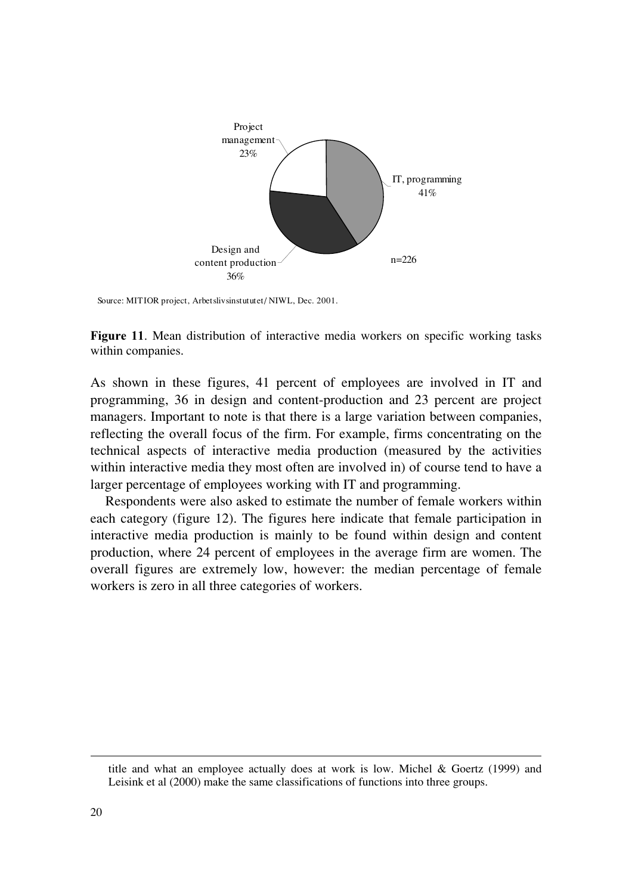Project management 23%

IT, programming 41%

Design and content production 36%

n=226

Source: MITIOR project, Arbetslivsinstututet/NIWL, Dec. 2001.

**Figure 11**. Mean distribution of interactive media workers on specific working tasks within companies.

As shown in these figures, 41 percent of employees are involved in IT and programming, 36 in design and content-production and 23 percent are project managers. Important to note is that there is a large variation between companies, reflecting the overall focus of the firm. For example, firms concentrating on the technical aspects of interactive media production (measured by the activities within interactive media they most often are involved in) of course tend to have a larger percentage of employees working with IT and programming.

Respondents were also asked to estimate the number of female workers within each category (figure 12). The figures here indicate that female participation in interactive media production is mainly to be found within design and content production, where 24 percent of employees in the average firm are women. The overall figures are extremely low, however: the median percentage of female workers is zero in all three categories of workers.

title and what an employee actually does at work is low. Michel & Goertz (1999) and Leisink et al (2000) make the same classifications of functions into three groups.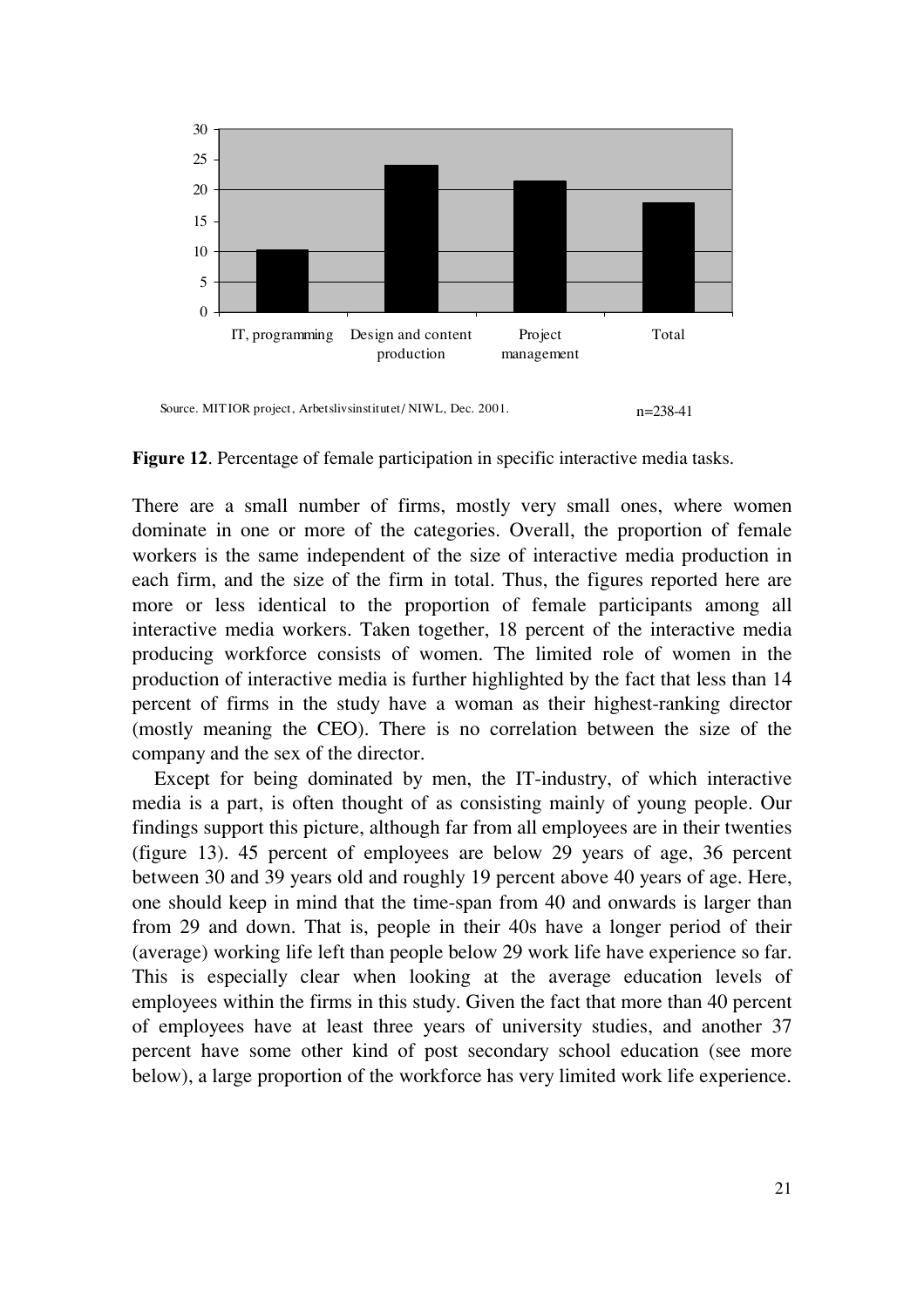30
25
20
15
10
5
0

IT, programming
Design and content production
Project management
Total

Source. MITIOR project, Arbetslivsinstitutet/NIWL, Dec. 2001.

n=238-41

**Figure 12**. Percentage of female participation in specific interactive media tasks.

There are a small number of firms, mostly very small ones, where women dominate in one or more of the categories. Overall, the proportion of female workers is the same independent of the size of interactive media production in each firm, and the size of the firm in total. Thus, the figures reported here are more or less identical to the proportion of female participants among all interactive media workers. Taken together, 18 percent of the interactive media producing workforce consists of women. The limited role of women in the production of interactive media is further highlighted by the fact that less than 14 percent of firms in the study have a woman as their highest-ranking director (mostly meaning the CEO). There is no correlation between the size of the company and the sex of the director.

Except for being dominated by men, the IT-industry, of which interactive media is a part, is often thought of as consisting mainly of young people. Our findings support this picture, although far from all employees are in their twenties (figure 13). 45 percent of employees are below 29 years of age, 36 percent between 30 and 39 years old and roughly 19 percent above 40 years of age. Here, one should keep in mind that the time-span from 40 and onwards is larger than from 29 and down. That is, people in their 40s have a longer period of their (average) working life left than people below 29 work life have experience so far. This is especially clear when looking at the average education levels of employees within the firms in this study. Given the fact that more than 40 percent of employees have at least three years of university studies, and another 37 percent have some other kind of post secondary school education (see more below), a large proportion of the workforce has very limited work life experience.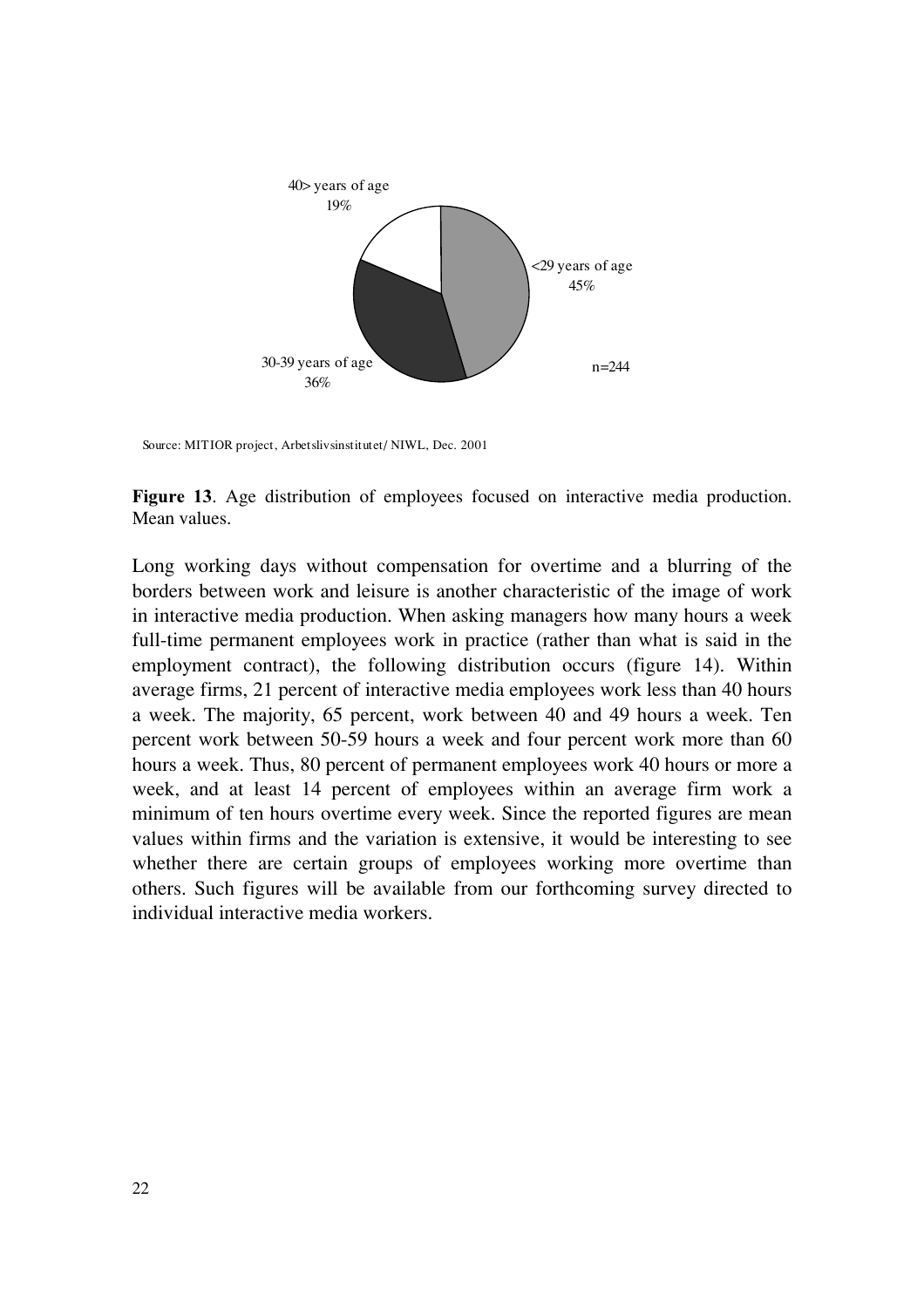40> years of age
19%

<29 years of age
45%

30-39 years of age
36%

n=244

Source: MITIOR project, Arbetslivsinstitutet/ NIWL, Dec. 2001

**Figure 13**. Age distribution of employees focused on interactive media production. Mean values.

Long working days without compensation for overtime and a blurring of the borders between work and leisure is another characteristic of the image of work in interactive media production. When asking managers how many hours a week full-time permanent employees work in practice (rather than what is said in the employment contract), the following distribution occurs (figure 14). Within average firms, 21 percent of interactive media employees work less than 40 hours a week. The majority, 65 percent, work between 40 and 49 hours a week. Ten percent work between 50-59 hours a week and four percent work more than 60 hours a week. Thus, 80 percent of permanent employees work 40 hours or more a week, and at least 14 percent of employees within an average firm work a minimum of ten hours overtime every week. Since the reported figures are mean values within firms and the variation is extensive, it would be interesting to see whether there are certain groups of employees working more overtime than others. Such figures will be available from our forthcoming survey directed to individual interactive media workers.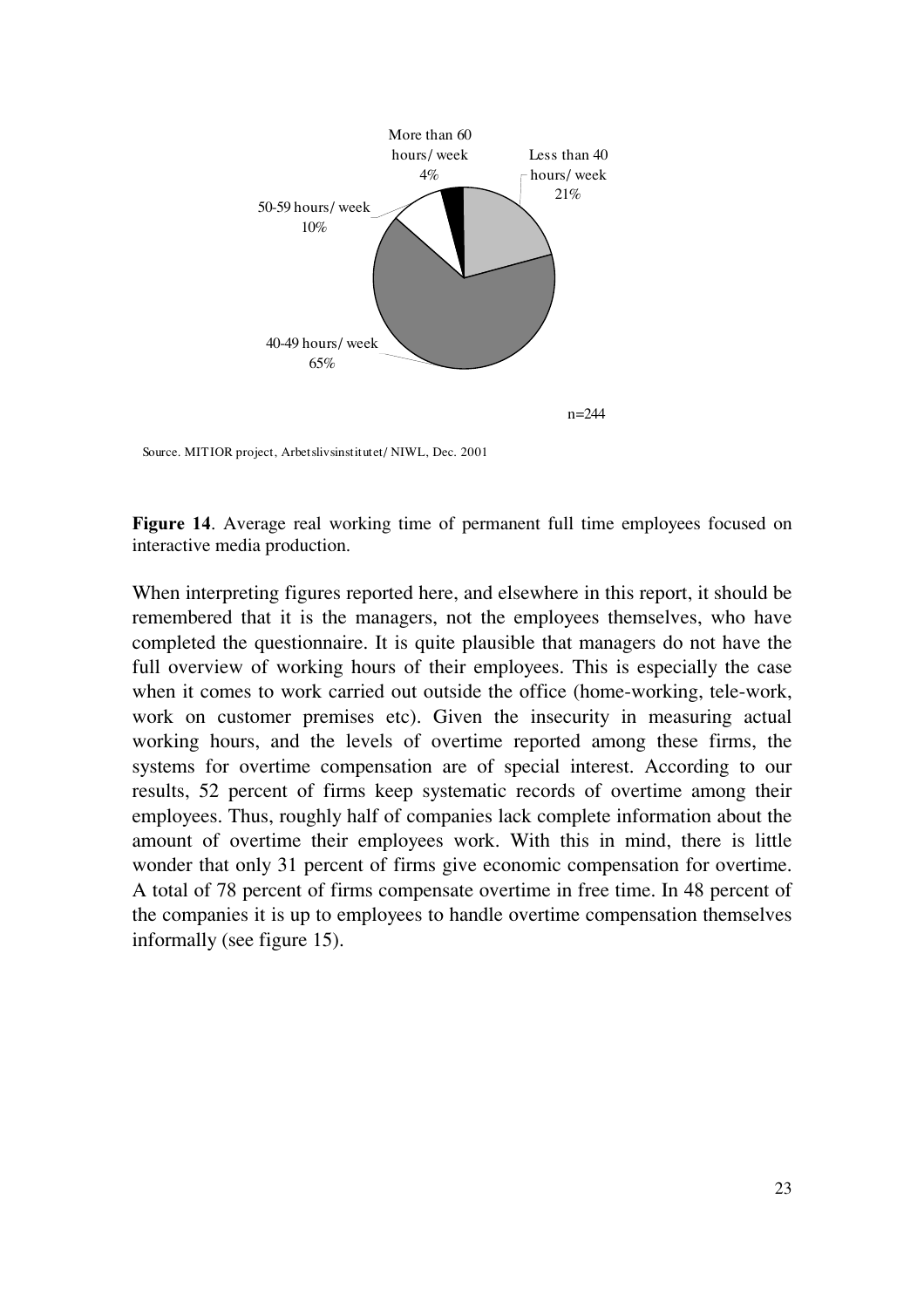More than 60 hours/ week 4%

Less than 40 hours/ week 21%

50-59 hours/ week 10%

40-49 hours/ week 65%

n=244

Source. MITIOR project, Arbetslivsinstitutet/ NIWL, Dec. 2001

**Figure 14**. Average real working time of permanent full time employees focused on interactive media production.

When interpreting figures reported here, and elsewhere in this report, it should be remembered that it is the managers, not the employees themselves, who have completed the questionnaire. It is quite plausible that managers do not have the full overview of working hours of their employees. This is especially the case when it comes to work carried out outside the office (home-working, tele-work, work on customer premises etc). Given the insecurity in measuring actual working hours, and the levels of overtime reported among these firms, the systems for overtime compensation are of special interest. According to our results, 52 percent of firms keep systematic records of overtime among their employees. Thus, roughly half of companies lack complete information about the amount of overtime their employees work. With this in mind, there is little wonder that only 31 percent of firms give economic compensation for overtime. A total of 78 percent of firms compensate overtime in free time. In 48 percent of the companies it is up to employees to handle overtime compensation themselves informally (see figure 15).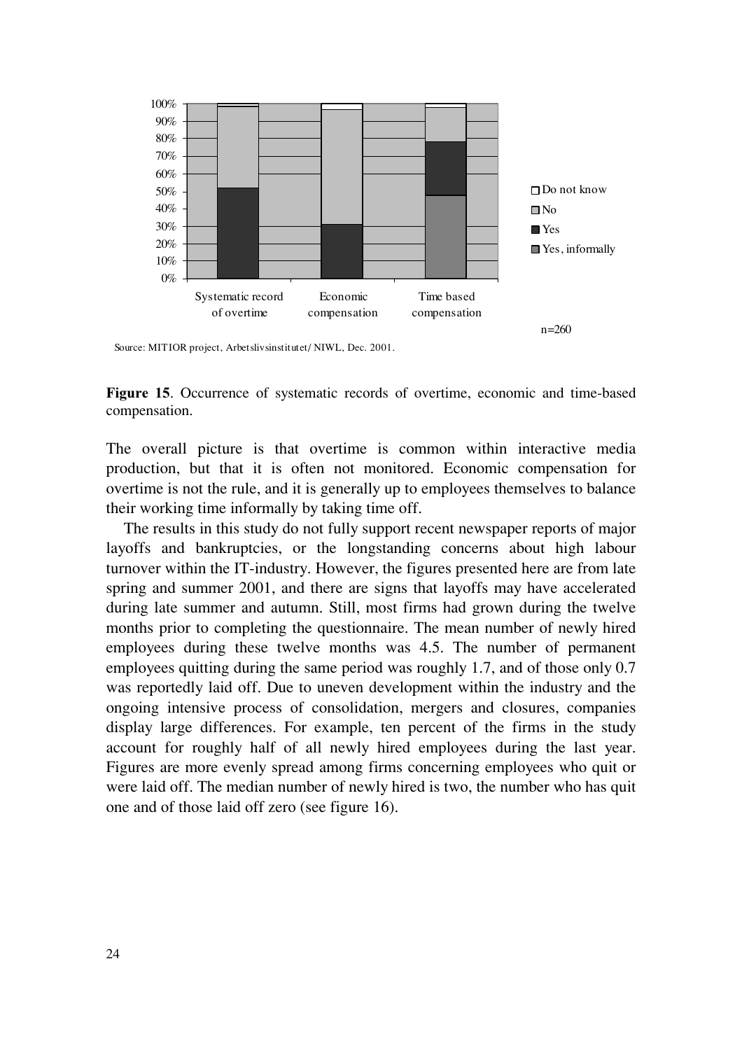100%
90%
80%
70%
60%
50%
40%
30%
20%
10%
0%

Systematic record of overtime
Economic compensation
Time based compensation

Do not know
No
Yes
Yes, informally

n=260

Source: MITIOR project, Arbetslivsinstitutet/ NIWL, Dec. 2001.

**Figure 15**. Occurrence of systematic records of overtime, economic and time-based compensation.

The overall picture is that overtime is common within interactive media production, but that it is often not monitored. Economic compensation for overtime is not the rule, and it is generally up to employees themselves to balance their working time informally by taking time off.

The results in this study do not fully support recent newspaper reports of major layoffs and bankruptcies, or the longstanding concerns about high labour turnover within the IT-industry. However, the figures presented here are from late spring and summer 2001, and there are signs that layoffs may have accelerated during late summer and autumn. Still, most firms had grown during the twelve months prior to completing the questionnaire. The mean number of newly hired employees during these twelve months was 4.5. The number of permanent employees quitting during the same period was roughly 1.7, and of those only 0.7 was reportedly laid off. Due to uneven development within the industry and the ongoing intensive process of consolidation, mergers and closures, companies display large differences. For example, ten percent of the firms in the study account for roughly half of all newly hired employees during the last year. Figures are more evenly spread among firms concerning employees who quit or were laid off. The median number of newly hired is two, the number who has quit one and of those laid off zero (see figure 16).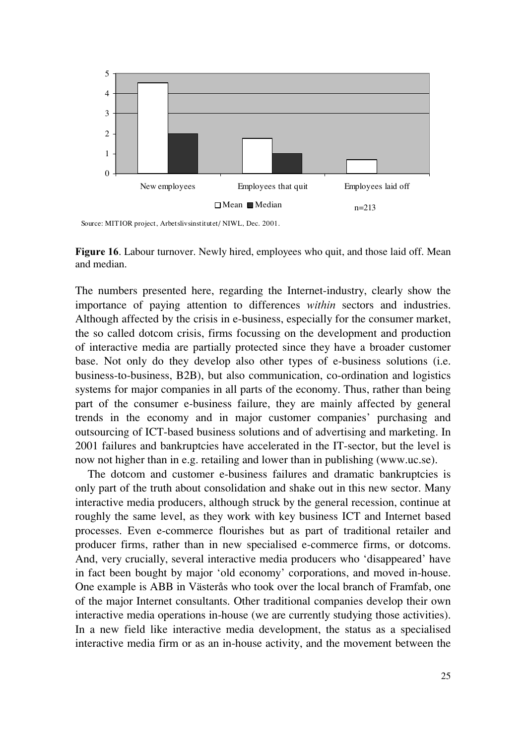5
4
3
2
1
0

New employees
Employees that quit
Employees laid off

Mean Median

n=213

Source: MITIOR project, Arbetslivsinstitutet/NIWL, Dec. 2001.

**Figure 16**. Labour turnover. Newly hired, employees who quit, and those laid off. Mean and median.

The numbers presented here, regarding the Internet-industry, clearly show the importance of paying attention to differences *within* sectors and industries. Although affected by the crisis in e-business, especially for the consumer market, the so called dotcom crisis, firms focussing on the development and production of interactive media are partially protected since they have a broader customer base. Not only do they develop also other types of e-business solutions (i.e. business-to-business, B2B), but also communication, co-ordination and logistics systems for major companies in all parts of the economy. Thus, rather than being part of the consumer e-business failure, they are mainly affected by general trends in the economy and in major customer companies' purchasing and outsourcing of ICT-based business solutions and of advertising and marketing. In 2001 failures and bankruptcies have accelerated in the IT-sector, but the level is now not higher than in e.g. retailing and lower than in publishing (www.uc.se).

The dotcom and customer e-business failures and dramatic bankruptcies is only part of the truth about consolidation and shake out in this new sector. Many interactive media producers, although struck by the general recession, continue at roughly the same level, as they work with key business ICT and Internet based processes. Even e-commerce flourishes but as part of traditional retailer and producer firms, rather than in new specialised e-commerce firms, or dotcoms. And, very crucially, several interactive media producers who 'disappeared' have in fact been bought by major 'old economy' corporations, and moved in-house. One example is ABB in Västerås who took over the local branch of Framfab, one of the major Internet consultants. Other traditional companies develop their own interactive media operations in-house (we are currently studying those activities). In a new field like interactive media development, the status as a specialised interactive media firm or as an in-house activity, and the movement between the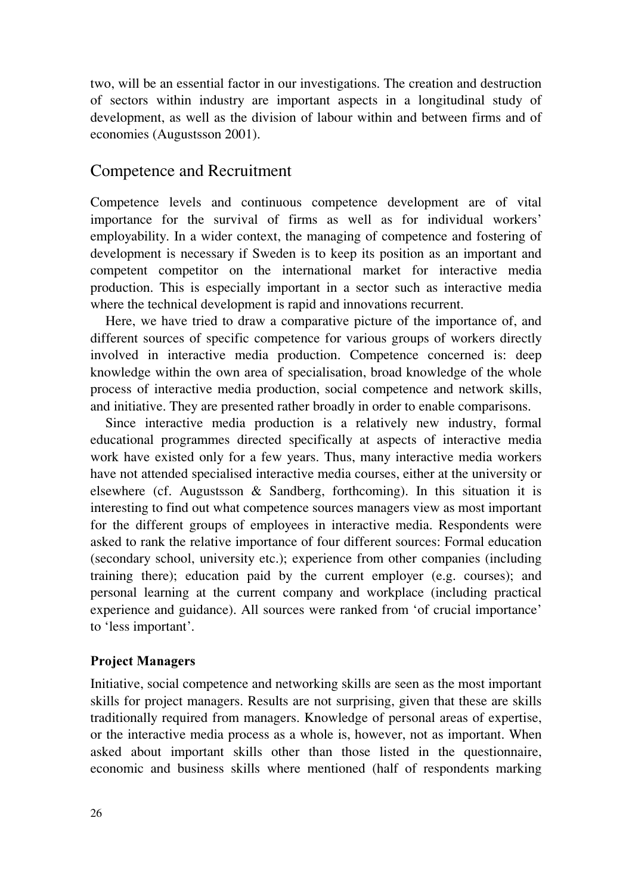two, will be an essential factor in our investigations. The creation and destruction of sectors within industry are important aspects in a longitudinal study of development, as well as the division of labour within and between firms and of economies (Augustsson 2001).

## Competence and Recruitment

Competence levels and continuous competence development are of vital importance for the survival of firms as well as for individual workers' employability. In a wider context, the managing of competence and fostering of development is necessary if Sweden is to keep its position as an important and competent competitor on the international market for interactive media production. This is especially important in a sector such as interactive media where the technical development is rapid and innovations recurrent.

Here, we have tried to draw a comparative picture of the importance of, and different sources of specific competence for various groups of workers directly involved in interactive media production. Competence concerned is: deep knowledge within the own area of specialisation, broad knowledge of the whole process of interactive media production, social competence and network skills, and initiative. They are presented rather broadly in order to enable comparisons.

Since interactive media production is a relatively new industry, formal educational programmes directed specifically at aspects of interactive media work have existed only for a few years. Thus, many interactive media workers have not attended specialised interactive media courses, either at the university or elsewhere (cf. Augustsson & Sandberg, forthcoming). In this situation it is interesting to find out what competence sources managers view as most important for the different groups of employees in interactive media. Respondents were asked to rank the relative importance of four different sources: Formal education (secondary school, university etc.); experience from other companies (including training there); education paid by the current employer (e.g. courses); and personal learning at the current company and workplace (including practical experience and guidance). All sources were ranked from 'of crucial importance' to 'less important'.

### Project Managers

Initiative, social competence and networking skills are seen as the most important skills for project managers. Results are not surprising, given that these are skills traditionally required from managers. Knowledge of personal areas of expertise, or the interactive media process as a whole is, however, not as important. When asked about important skills other than those listed in the questionnaire, economic and business skills where mentioned (half of respondents marking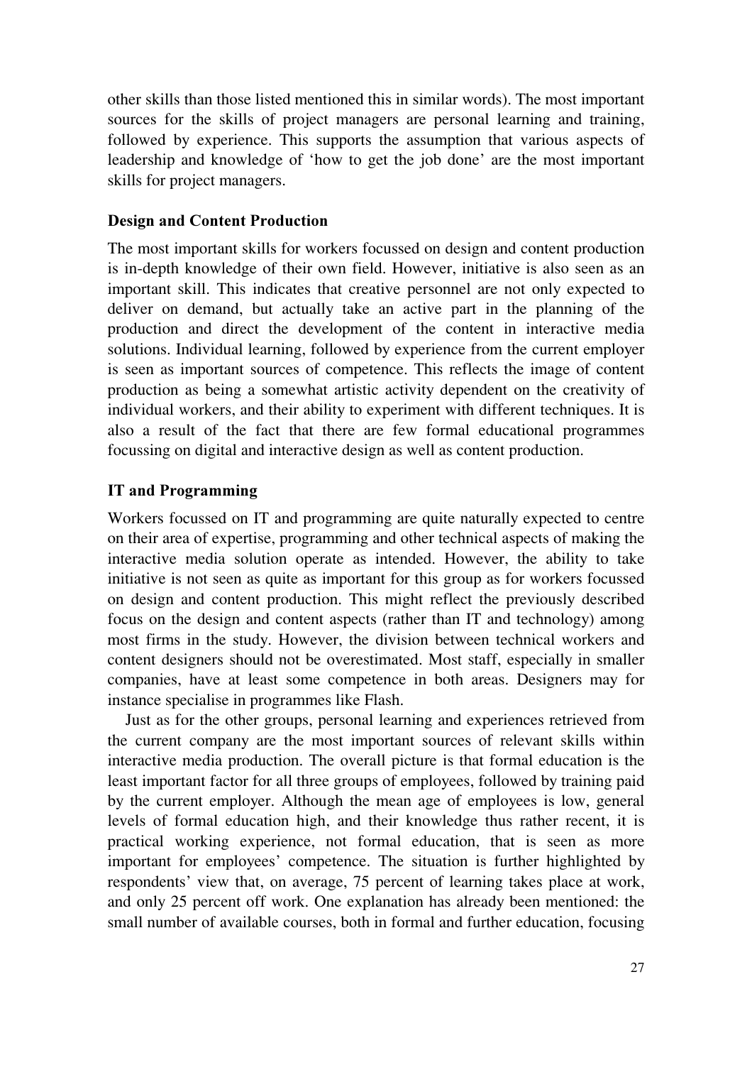other skills than those listed mentioned this in similar words). The most important sources for the skills of project managers are personal learning and training, followed by experience. This supports the assumption that various aspects of leadership and knowledge of 'how to get the job done' are the most important skills for project managers.

### Design and Content Production

The most important skills for workers focussed on design and content production is in-depth knowledge of their own field. However, initiative is also seen as an important skill. This indicates that creative personnel are not only expected to deliver on demand, but actually take an active part in the planning of the production and direct the development of the content in interactive media solutions. Individual learning, followed by experience from the current employer is seen as important sources of competence. This reflects the image of content production as being a somewhat artistic activity dependent on the creativity of individual workers, and their ability to experiment with different techniques. It is also a result of the fact that there are few formal educational programmes focussing on digital and interactive design as well as content production.

### IT and Programming

Workers focussed on IT and programming are quite naturally expected to centre on their area of expertise, programming and other technical aspects of making the interactive media solution operate as intended. However, the ability to take initiative is not seen as quite as important for this group as for workers focussed on design and content production. This might reflect the previously described focus on the design and content aspects (rather than IT and technology) among most firms in the study. However, the division between technical workers and content designers should not be overestimated. Most staff, especially in smaller companies, have at least some competence in both areas. Designers may for instance specialise in programmes like Flash.

Just as for the other groups, personal learning and experiences retrieved from the current company are the most important sources of relevant skills within interactive media production. The overall picture is that formal education is the least important factor for all three groups of employees, followed by training paid by the current employer. Although the mean age of employees is low, general levels of formal education high, and their knowledge thus rather recent, it is practical working experience, not formal education, that is seen as more important for employees' competence. The situation is further highlighted by respondents' view that, on average, 75 percent of learning takes place at work, and only 25 percent off work. One explanation has already been mentioned: the small number of available courses, both in formal and further education, focusing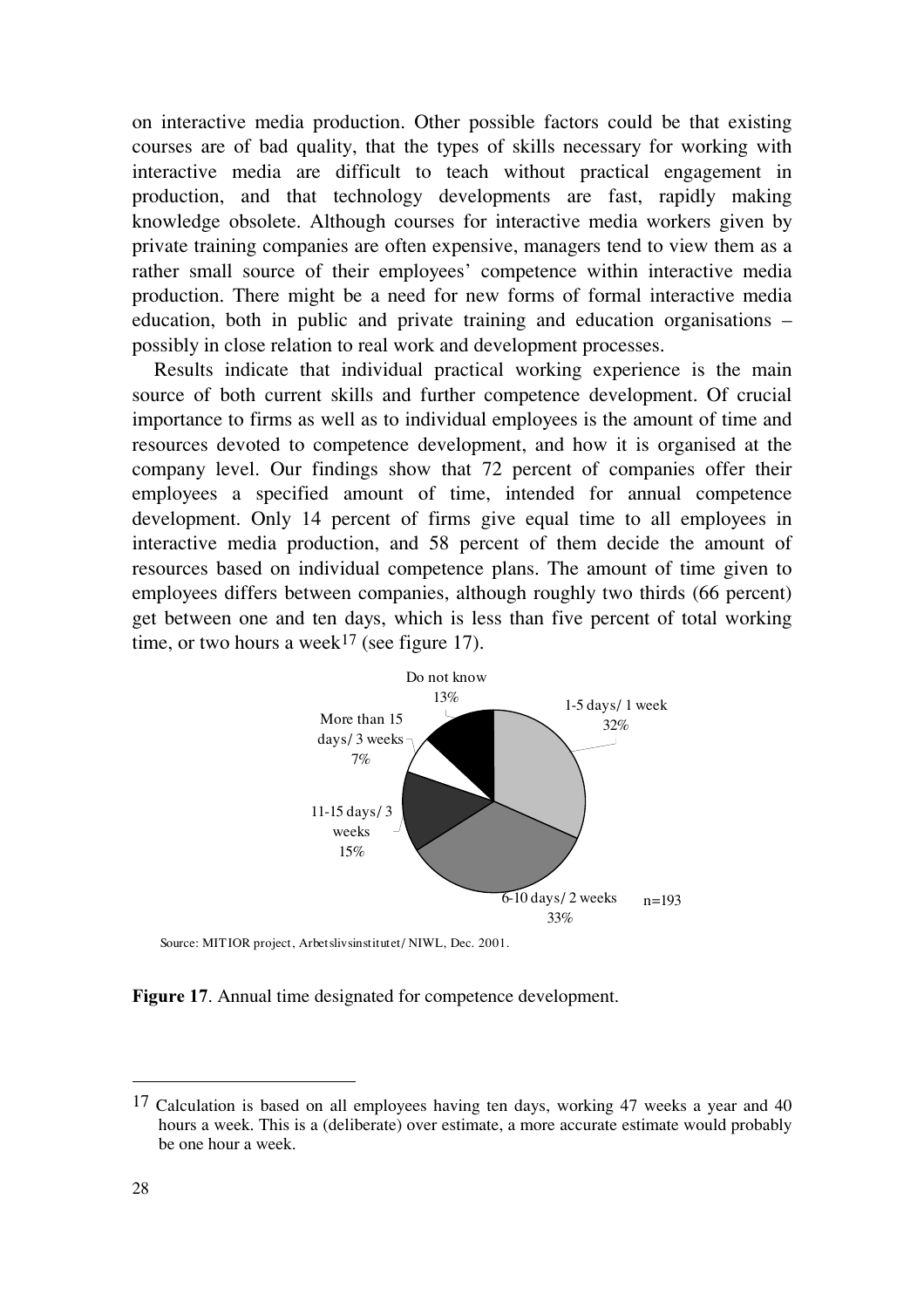on interactive media production. Other possible factors could be that existing courses are of bad quality, that the types of skills necessary for working with interactive media are difficult to teach without practical engagement in production, and that technology developments are fast, rapidly making knowledge obsolete. Although courses for interactive media workers given by private training companies are often expensive, managers tend to view them as a rather small source of their employees' competence within interactive media production. There might be a need for new forms of formal interactive media education, both in public and private training and education organisations – possibly in close relation to real work and development processes.

Results indicate that individual practical working experience is the main source of both current skills and further competence development. Of crucial importance to firms as well as to individual employees is the amount of time and resources devoted to competence development, and how it is organised at the company level. Our findings show that 72 percent of companies offer their employees a specified amount of time, intended for annual competence development. Only 14 percent of firms give equal time to all employees in interactive media production, and 58 percent of them decide the amount of resources based on individual competence plans. The amount of time given to employees differs between companies, although roughly two thirds (66 percent) get between one and ten days, which is less than five percent of total working time, or two hours a week[17] (see figure 17).

Do not know
13%
1-5 days/ 1 week
32%
More than 15 days/ 3 weeks
7%
11-15 days/ 3 weeks
15%
6-10 days/ 2 weeks
33%
n=193

Source: MITIOR project, Arbetslivsinstitutet/ NIWL, Dec. 2001.

**Figure 17**. Annual time designated for competence development.

---

[17] Calculation is based on all employees having ten days, working 47 weeks a year and 40 hours a week. This is a (deliberate) over estimate, a more accurate estimate would probably be one hour a week.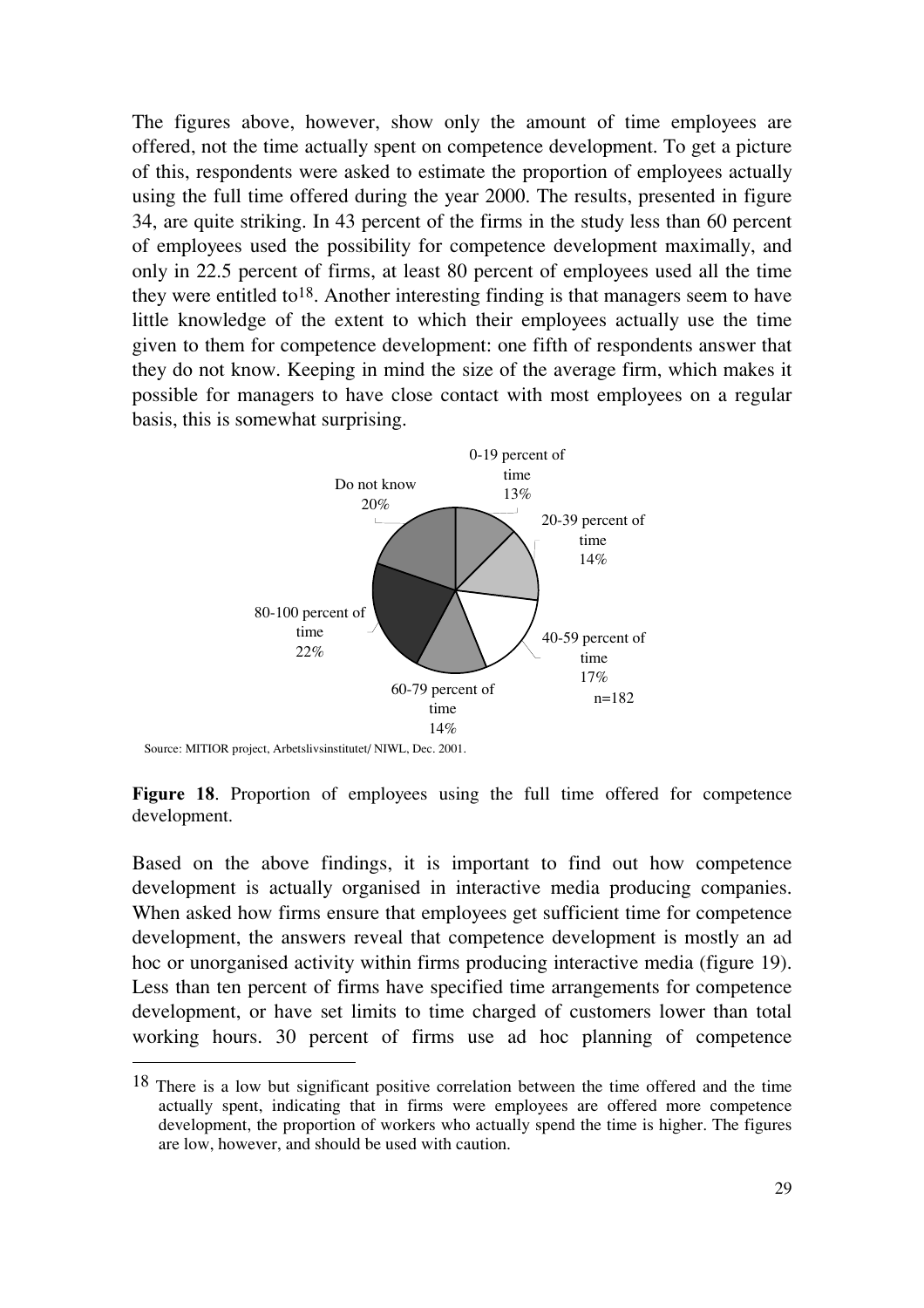The figures above, however, show only the amount of time employees are offered, not the time actually spent on competence development. To get a picture of this, respondents were asked to estimate the proportion of employees actually using the full time offered during the year 2000. The results, presented in figure 34, are quite striking. In 43 percent of the firms in the study less than 60 percent of employees used the possibility for competence development maximally, and only in 22.5 percent of firms, at least 80 percent of employees used all the time they were entitled to[18]. Another interesting finding is that managers seem to have little knowledge of the extent to which their employees actually use the time given to them for competence development: one fifth of respondents answer that they do not know. Keeping in mind the size of the average firm, which makes it possible for managers to have close contact with most employees on a regular basis, this is somewhat surprising.

0-19 percent of time 13%

20-39 percent of time 14%

40-59 percent of time 17%

60-79 percent of time 14%

80-100 percent of time 22%

Do not know 20%

n=182

Source: MITIOR project, Arbetslivsinstitutet/ NIWL, Dec. 2001.

**Figure 18**. Proportion of employees using the full time offered for competence development.

Based on the above findings, it is important to find out how competence development is actually organised in interactive media producing companies. When asked how firms ensure that employees get sufficient time for competence development, the answers reveal that competence development is mostly an ad hoc or unorganised activity within firms producing interactive media (figure 19). Less than ten percent of firms have specified time arrangements for competence development, or have set limits to time charged of customers lower than total working hours. 30 percent of firms use ad hoc planning of competence

[18] There is a low but significant positive correlation between the time offered and the time actually spent, indicating that in firms were employees are offered more competence development, the proportion of workers who actually spend the time is higher. The figures are low, however, and should be used with caution.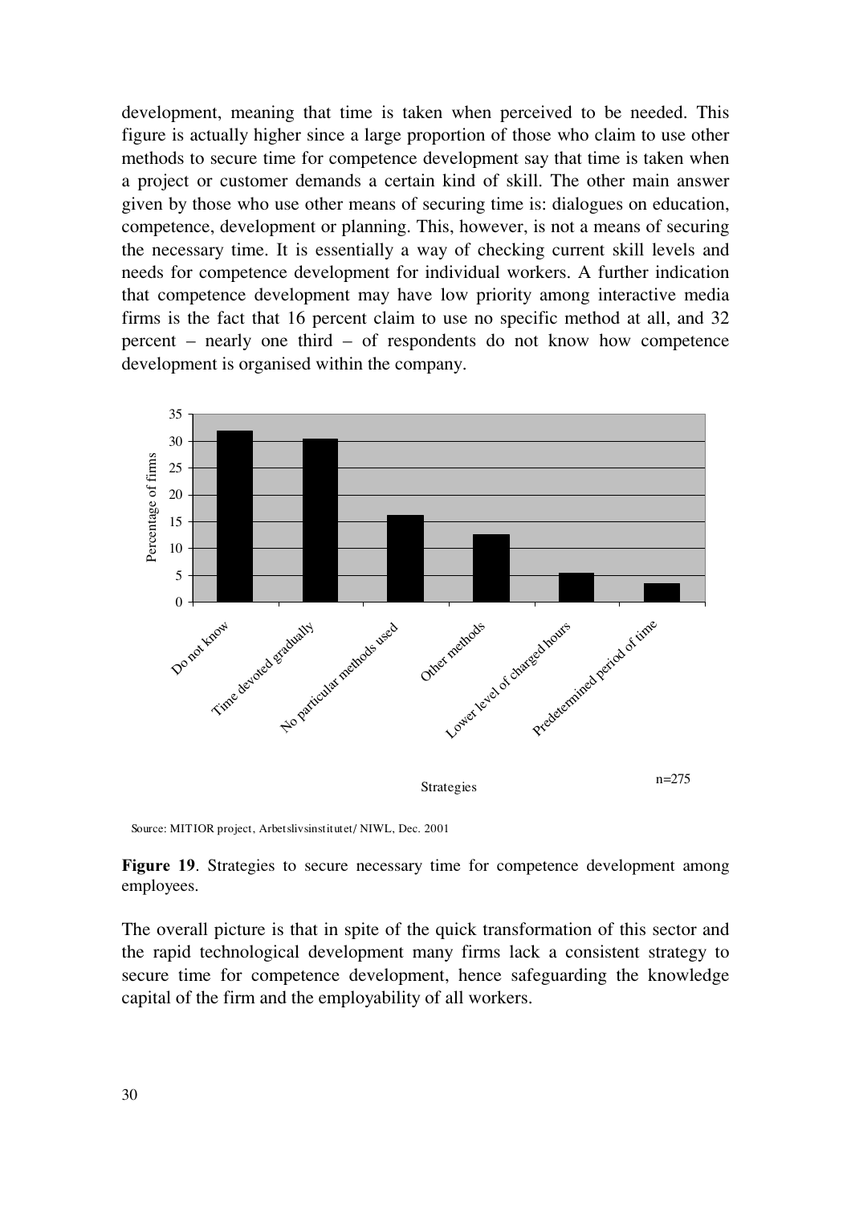development, meaning that time is taken when perceived to be needed. This figure is actually higher since a large proportion of those who claim to use other methods to secure time for competence development say that time is taken when a project or customer demands a certain kind of skill. The other main answer given by those who use other means of securing time is: dialogues on education, competence, development or planning. This, however, is not a means of securing the necessary time. It is essentially a way of checking current skill levels and needs for competence development for individual workers. A further indication that competence development may have low priority among interactive media firms is the fact that 16 percent claim to use no specific method at all, and 32 percent – nearly one third – of respondents do not know how competence development is organised within the company.

Percentage of firms

35
30
25
20
15
10
5
0

Do not know
Time devoted gradually
No particular methods used
Other methods
Lower level of charged hours
Predetermined period of time

Strategies

n=275

Source: MITIOR project, Arbetslivsinstitutet/ NIWL, Dec. 2001

**Figure 19**. Strategies to secure necessary time for competence development among employees.

The overall picture is that in spite of the quick transformation of this sector and the rapid technological development many firms lack a consistent strategy to secure time for competence development, hence safeguarding the knowledge capital of the firm and the employability of all workers.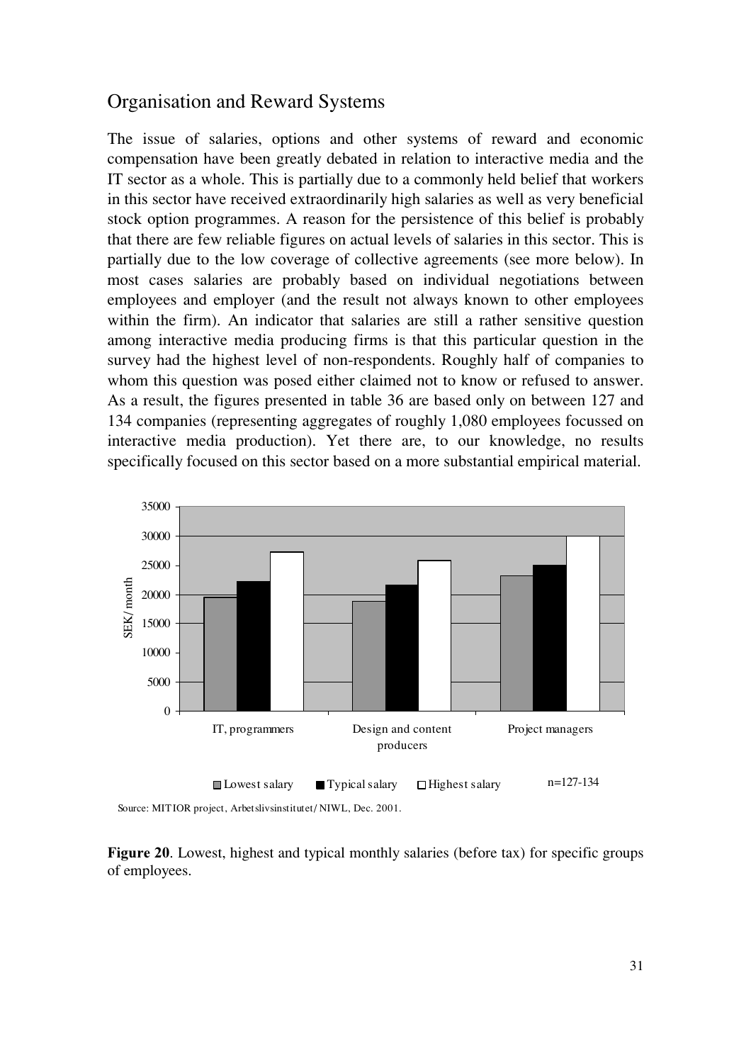## Organisation and Reward Systems

The issue of salaries, options and other systems of reward and economic compensation have been greatly debated in relation to interactive media and the IT sector as a whole. This is partially due to a commonly held belief that workers in this sector have received extraordinarily high salaries as well as very beneficial stock option programmes. A reason for the persistence of this belief is probably that there are few reliable figures on actual levels of salaries in this sector. This is partially due to the low coverage of collective agreements (see more below). In most cases salaries are probably based on individual negotiations between employees and employer (and the result not always known to other employees within the firm). An indicator that salaries are still a rather sensitive question among interactive media producing firms is that this particular question in the survey had the highest level of non-respondents. Roughly half of companies to whom this question was posed either claimed not to know or refused to answer. As a result, the figures presented in table 36 are based only on between 127 and 134 companies (representing aggregates of roughly 1,080 employees focussed on interactive media production). Yet there are, to our knowledge, no results specifically focused on this sector based on a more substantial empirical material.

SEK/month

35000
30000
25000
20000
15000
10000
5000
0

IT, programmers
Design and content producers
Project managers

Lowest salary
Typical salary
Highest salary
n=127-134

Source: MITIOR project, Arbetslivsinstitutet/NIWL, Dec. 2001.

**Figure 20**. Lowest, highest and typical monthly salaries (before tax) for specific groups of employees.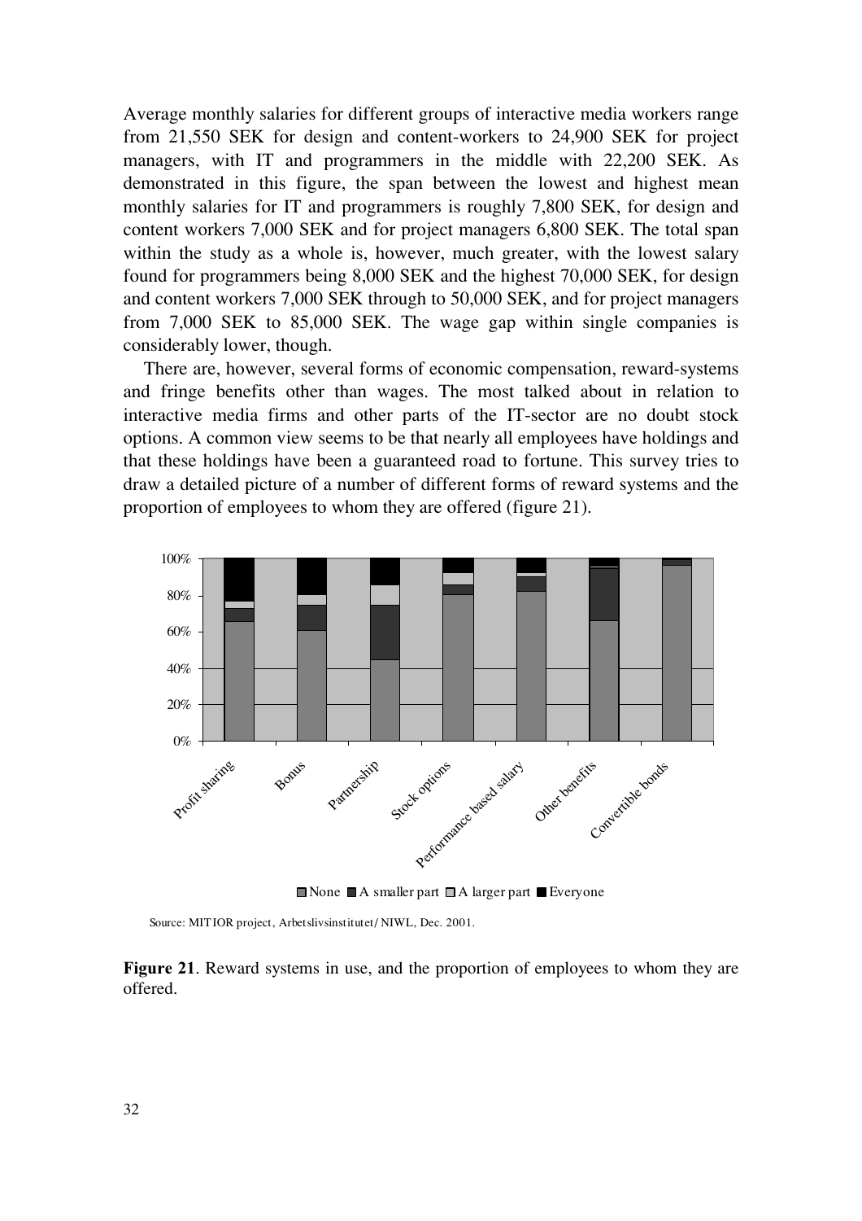Average monthly salaries for different groups of interactive media workers range from 21,550 SEK for design and content-workers to 24,900 SEK for project managers, with IT and programmers in the middle with 22,200 SEK. As demonstrated in this figure, the span between the lowest and highest mean monthly salaries for IT and programmers is roughly 7,800 SEK, for design and content workers 7,000 SEK and for project managers 6,800 SEK. The total span within the study as a whole is, however, much greater, with the lowest salary found for programmers being 8,000 SEK and the highest 70,000 SEK, for design and content workers 7,000 SEK through to 50,000 SEK, and for project managers from 7,000 SEK to 85,000 SEK. The wage gap within single companies is considerably lower, though.

There are, however, several forms of economic compensation, reward-systems and fringe benefits other than wages. The most talked about in relation to interactive media firms and other parts of the IT-sector are no doubt stock options. A common view seems to be that nearly all employees have holdings and that these holdings have been a guaranteed road to fortune. This survey tries to draw a detailed picture of a number of different forms of reward systems and the proportion of employees to whom they are offered (figure 21).

100%
80%
60%
40%
20%
0%

Profit sharing
Bonus
Partnership
Stock options
Performance based salary
Other benefits
Convertible bonds

None · A smaller part · A larger part · Everyone

Source: MITIOR project, Arbetslivsinstitutet/NIWL, Dec. 2001.

**Figure 21**. Reward systems in use, and the proportion of employees to whom they are offered.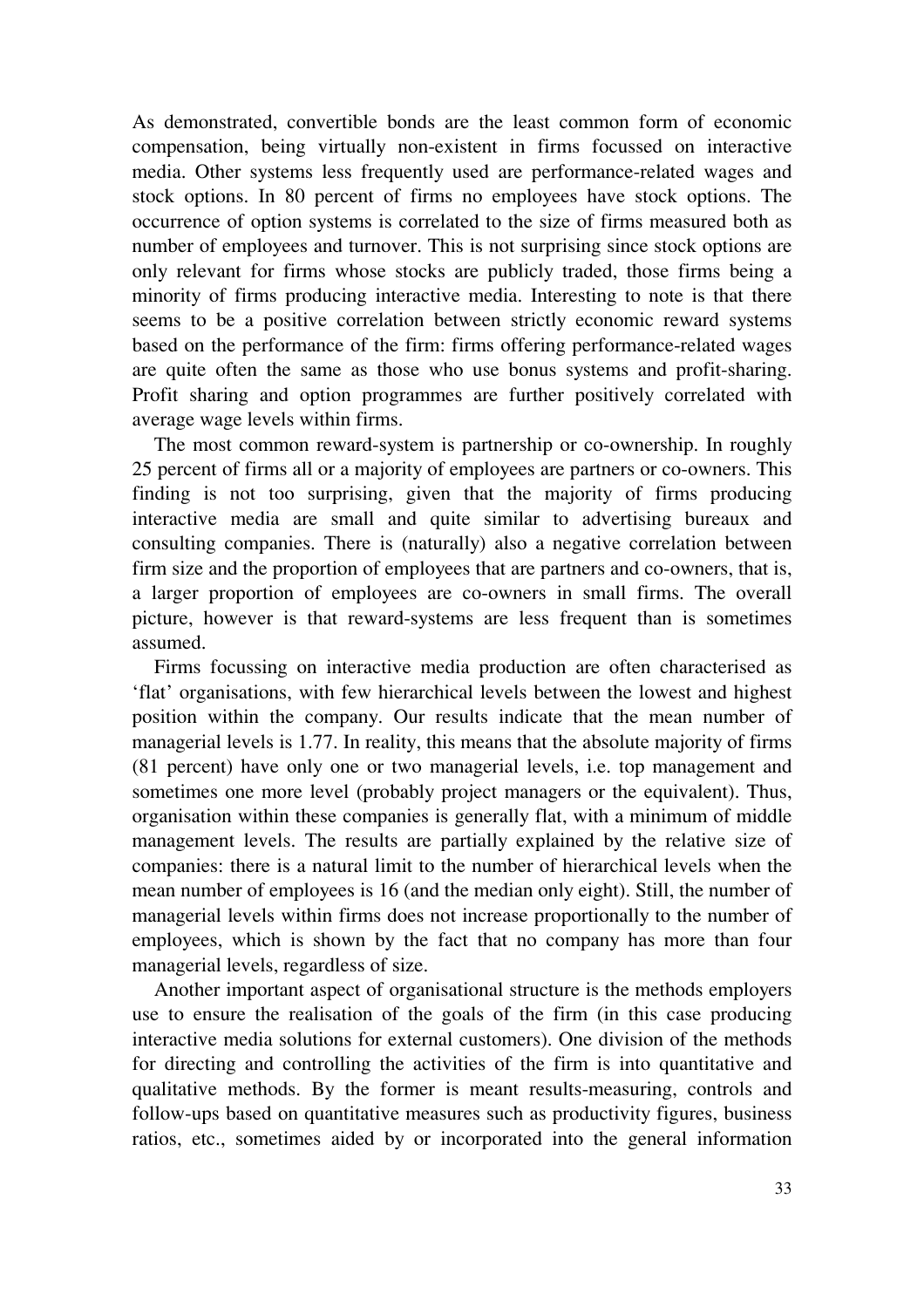As demonstrated, convertible bonds are the least common form of economic compensation, being virtually non-existent in firms focussed on interactive media. Other systems less frequently used are performance-related wages and stock options. In 80 percent of firms no employees have stock options. The occurrence of option systems is correlated to the size of firms measured both as number of employees and turnover. This is not surprising since stock options are only relevant for firms whose stocks are publicly traded, those firms being a minority of firms producing interactive media. Interesting to note is that there seems to be a positive correlation between strictly economic reward systems based on the performance of the firm: firms offering performance-related wages are quite often the same as those who use bonus systems and profit-sharing. Profit sharing and option programmes are further positively correlated with average wage levels within firms.

The most common reward-system is partnership or co-ownership. In roughly 25 percent of firms all or a majority of employees are partners or co-owners. This finding is not too surprising, given that the majority of firms producing interactive media are small and quite similar to advertising bureaux and consulting companies. There is (naturally) also a negative correlation between firm size and the proportion of employees that are partners and co-owners, that is, a larger proportion of employees are co-owners in small firms. The overall picture, however is that reward-systems are less frequent than is sometimes assumed.

Firms focussing on interactive media production are often characterised as 'flat' organisations, with few hierarchical levels between the lowest and highest position within the company. Our results indicate that the mean number of managerial levels is 1.77. In reality, this means that the absolute majority of firms (81 percent) have only one or two managerial levels, i.e. top management and sometimes one more level (probably project managers or the equivalent). Thus, organisation within these companies is generally flat, with a minimum of middle management levels. The results are partially explained by the relative size of companies: there is a natural limit to the number of hierarchical levels when the mean number of employees is 16 (and the median only eight). Still, the number of managerial levels within firms does not increase proportionally to the number of employees, which is shown by the fact that no company has more than four managerial levels, regardless of size.

Another important aspect of organisational structure is the methods employers use to ensure the realisation of the goals of the firm (in this case producing interactive media solutions for external customers). One division of the methods for directing and controlling the activities of the firm is into quantitative and qualitative methods. By the former is meant results-measuring, controls and follow-ups based on quantitative measures such as productivity figures, business ratios, etc., sometimes aided by or incorporated into the general information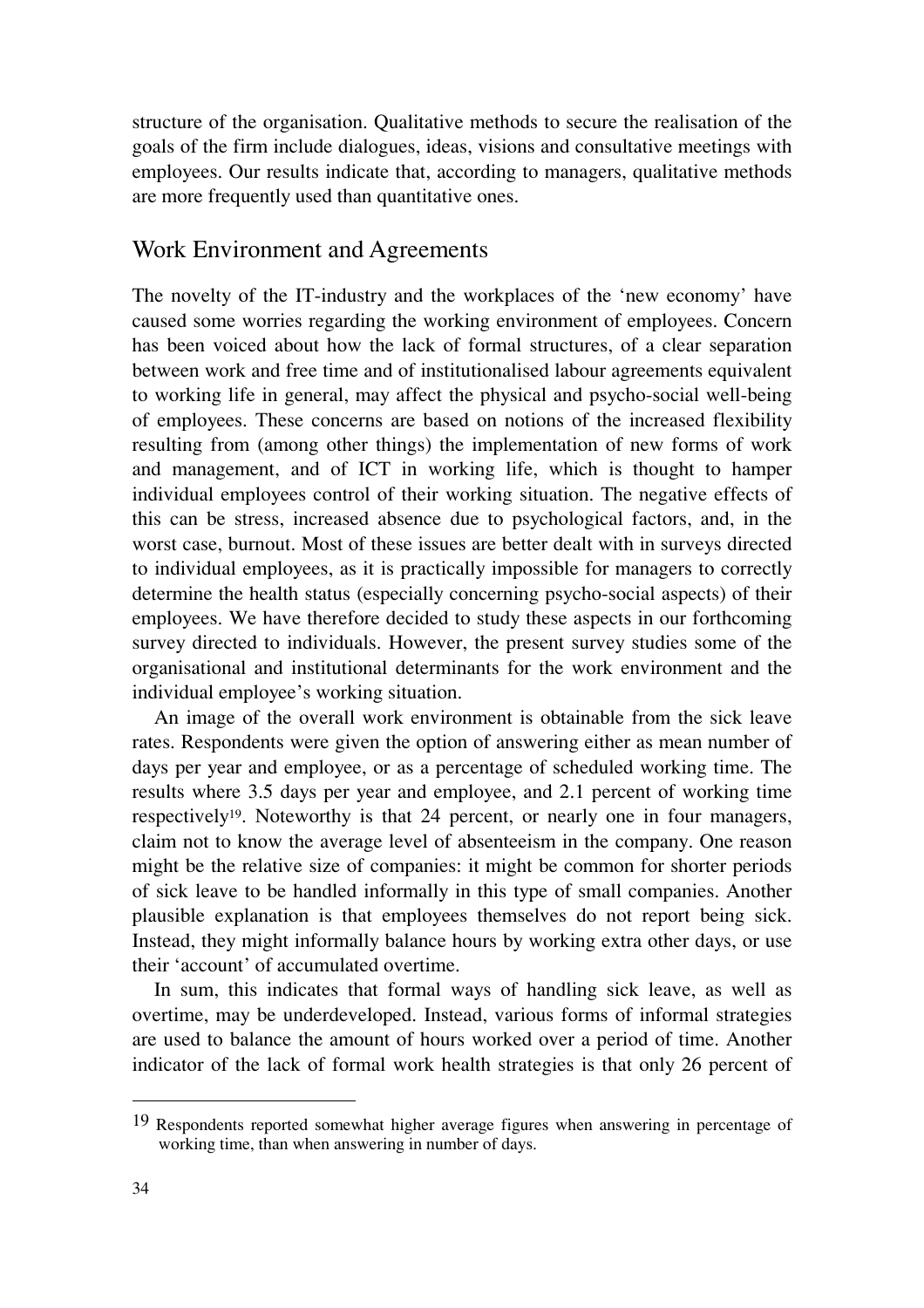structure of the organisation. Qualitative methods to secure the realisation of the goals of the firm include dialogues, ideas, visions and consultative meetings with employees. Our results indicate that, according to managers, qualitative methods are more frequently used than quantitative ones.

## Work Environment and Agreements

The novelty of the IT-industry and the workplaces of the 'new economy' have caused some worries regarding the working environment of employees. Concern has been voiced about how the lack of formal structures, of a clear separation between work and free time and of institutionalised labour agreements equivalent to working life in general, may affect the physical and psycho-social well-being of employees. These concerns are based on notions of the increased flexibility resulting from (among other things) the implementation of new forms of work and management, and of ICT in working life, which is thought to hamper individual employees control of their working situation. The negative effects of this can be stress, increased absence due to psychological factors, and, in the worst case, burnout. Most of these issues are better dealt with in surveys directed to individual employees, as it is practically impossible for managers to correctly determine the health status (especially concerning psycho-social aspects) of their employees. We have therefore decided to study these aspects in our forthcoming survey directed to individuals. However, the present survey studies some of the organisational and institutional determinants for the work environment and the individual employee's working situation.

An image of the overall work environment is obtainable from the sick leave rates. Respondents were given the option of answering either as mean number of days per year and employee, or as a percentage of scheduled working time. The results where 3.5 days per year and employee, and 2.1 percent of working time respectively[19]. Noteworthy is that 24 percent, or nearly one in four managers, claim not to know the average level of absenteeism in the company. One reason might be the relative size of companies: it might be common for shorter periods of sick leave to be handled informally in this type of small companies. Another plausible explanation is that employees themselves do not report being sick. Instead, they might informally balance hours by working extra other days, or use their 'account' of accumulated overtime.

In sum, this indicates that formal ways of handling sick leave, as well as overtime, may be underdeveloped. Instead, various forms of informal strategies are used to balance the amount of hours worked over a period of time. Another indicator of the lack of formal work health strategies is that only 26 percent of

---

[19] Respondents reported somewhat higher average figures when answering in percentage of working time, than when answering in number of days.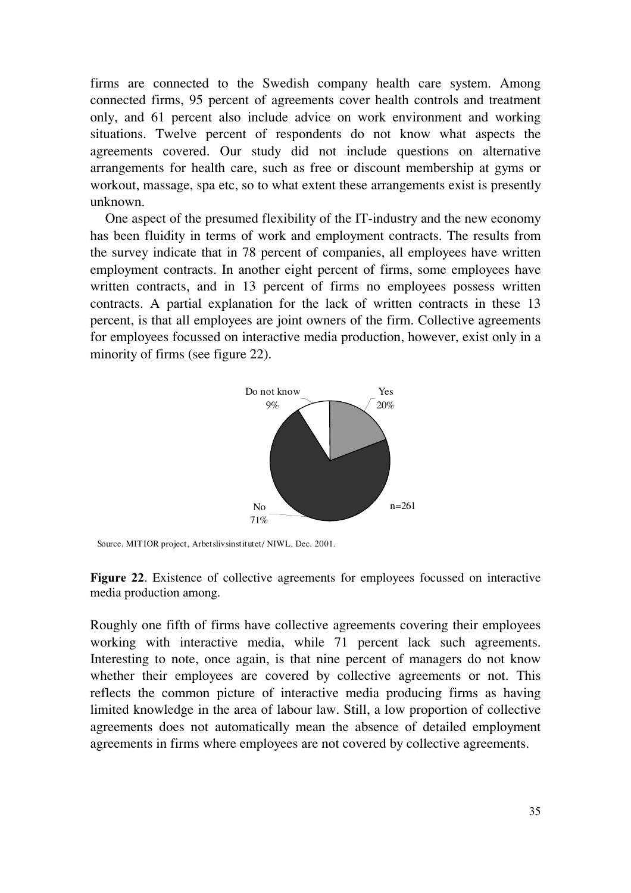firms are connected to the Swedish company health care system. Among connected firms, 95 percent of agreements cover health controls and treatment only, and 61 percent also include advice on work environment and working situations. Twelve percent of respondents do not know what aspects the agreements covered. Our study did not include questions on alternative arrangements for health care, such as free or discount membership at gyms or workout, massage, spa etc, so to what extent these arrangements exist is presently unknown.

One aspect of the presumed flexibility of the IT-industry and the new economy has been fluidity in terms of work and employment contracts. The results from the survey indicate that in 78 percent of companies, all employees have written employment contracts. In another eight percent of firms, some employees have written contracts, and in 13 percent of firms no employees possess written contracts. A partial explanation for the lack of written contracts in these 13 percent, is that all employees are joint owners of the firm. Collective agreements for employees focussed on interactive media production, however, exist only in a minority of firms (see figure 22).

Do not know
9%

Yes
20%

No
71%

n=261

Source. MITIOR project, Arbetslivsinstitutet/ NIWL, Dec. 2001.

**Figure 22**. Existence of collective agreements for employees focussed on interactive media production among.

Roughly one fifth of firms have collective agreements covering their employees working with interactive media, while 71 percent lack such agreements. Interesting to note, once again, is that nine percent of managers do not know whether their employees are covered by collective agreements or not. This reflects the common picture of interactive media producing firms as having limited knowledge in the area of labour law. Still, a low proportion of collective agreements does not automatically mean the absence of detailed employment agreements in firms where employees are not covered by collective agreements.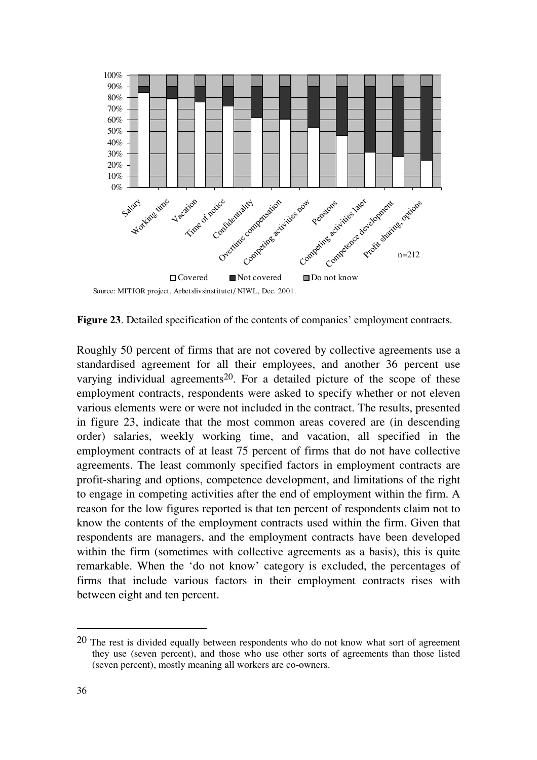100%
90%
80%
70%
60%
50%
40%
30%
20%
10%
0%

Salary
Working time
Vacation
Time of notice
Confidentiality
Overtime compensation
Competing activities now
Pensions
Competing activities later
Competence development
Profit sharing, options

n=212

□ Covered ■ Not covered ■ Do not know

Source: MITIOR project, Arbetslivsinstitutet/ NIWL, Dec. 2001.

**Figure 23**. Detailed specification of the contents of companies' employment contracts.

Roughly 50 percent of firms that are not covered by collective agreements use a standardised agreement for all their employees, and another 36 percent use varying individual agreements[20]. For a detailed picture of the scope of these employment contracts, respondents were asked to specify whether or not eleven various elements were or were not included in the contract. The results, presented in figure 23, indicate that the most common areas covered are (in descending order) salaries, weekly working time, and vacation, all specified in the employment contracts of at least 75 percent of firms that do not have collective agreements. The least commonly specified factors in employment contracts are profit-sharing and options, competence development, and limitations of the right to engage in competing activities after the end of employment within the firm. A reason for the low figures reported is that ten percent of respondents claim not to know the contents of the employment contracts used within the firm. Given that respondents are managers, and the employment contracts have been developed within the firm (sometimes with collective agreements as a basis), this is quite remarkable. When the 'do not know' category is excluded, the percentages of firms that include various factors in their employment contracts rises with between eight and ten percent.

---

[20] The rest is divided equally between respondents who do not know what sort of agreement they use (seven percent), and those who use other sorts of agreements than those listed (seven percent), mostly meaning all workers are co-owners.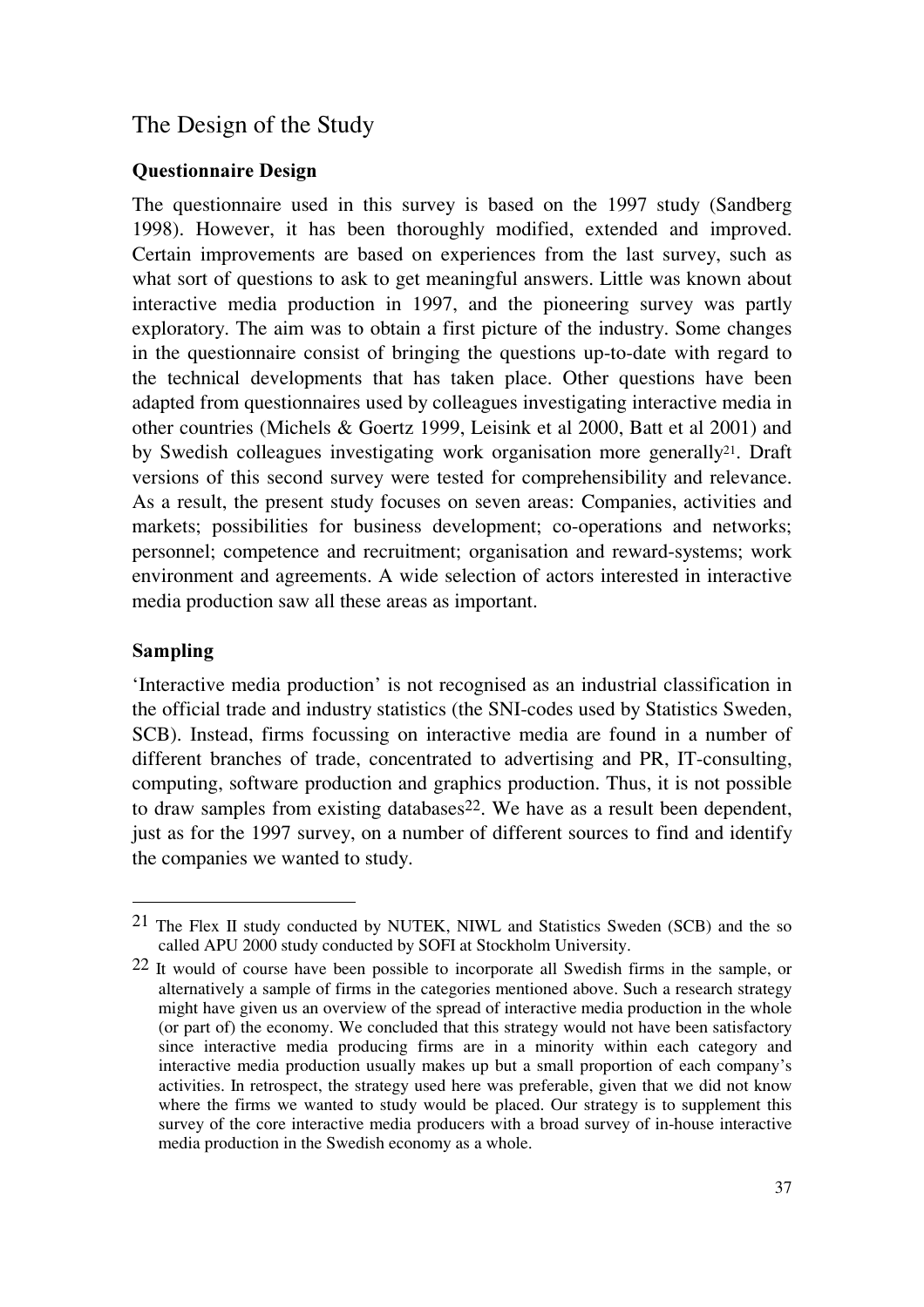## The Design of the Study

### Questionnaire Design

The questionnaire used in this survey is based on the 1997 study (Sandberg 1998). However, it has been thoroughly modified, extended and improved. Certain improvements are based on experiences from the last survey, such as what sort of questions to ask to get meaningful answers. Little was known about interactive media production in 1997, and the pioneering survey was partly exploratory. The aim was to obtain a first picture of the industry. Some changes in the questionnaire consist of bringing the questions up-to-date with regard to the technical developments that has taken place. Other questions have been adapted from questionnaires used by colleagues investigating interactive media in other countries (Michels & Goertz 1999, Leisink et al 2000, Batt et al 2001) and by Swedish colleagues investigating work organisation more generally[21]. Draft versions of this second survey were tested for comprehensibility and relevance. As a result, the present study focuses on seven areas: Companies, activities and markets; possibilities for business development; co-operations and networks; personnel; competence and recruitment; organisation and reward-systems; work environment and agreements. A wide selection of actors interested in interactive media production saw all these areas as important.

### Sampling

'Interactive media production' is not recognised as an industrial classification in the official trade and industry statistics (the SNI-codes used by Statistics Sweden, SCB). Instead, firms focussing on interactive media are found in a number of different branches of trade, concentrated to advertising and PR, IT-consulting, computing, software production and graphics production. Thus, it is not possible to draw samples from existing databases[22]. We have as a result been dependent, just as for the 1997 survey, on a number of different sources to find and identify the companies we wanted to study.

---

[21] The Flex II study conducted by NUTEK, NIWL and Statistics Sweden (SCB) and the so called APU 2000 study conducted by SOFI at Stockholm University.

[22] It would of course have been possible to incorporate all Swedish firms in the sample, or alternatively a sample of firms in the categories mentioned above. Such a research strategy might have given us an overview of the spread of interactive media production in the whole (or part of) the economy. We concluded that this strategy would not have been satisfactory since interactive media producing firms are in a minority within each category and interactive media production usually makes up but a small proportion of each company's activities. In retrospect, the strategy used here was preferable, given that we did not know where the firms we wanted to study would be placed. Our strategy is to supplement this survey of the core interactive media producers with a broad survey of in-house interactive media production in the Swedish economy as a whole.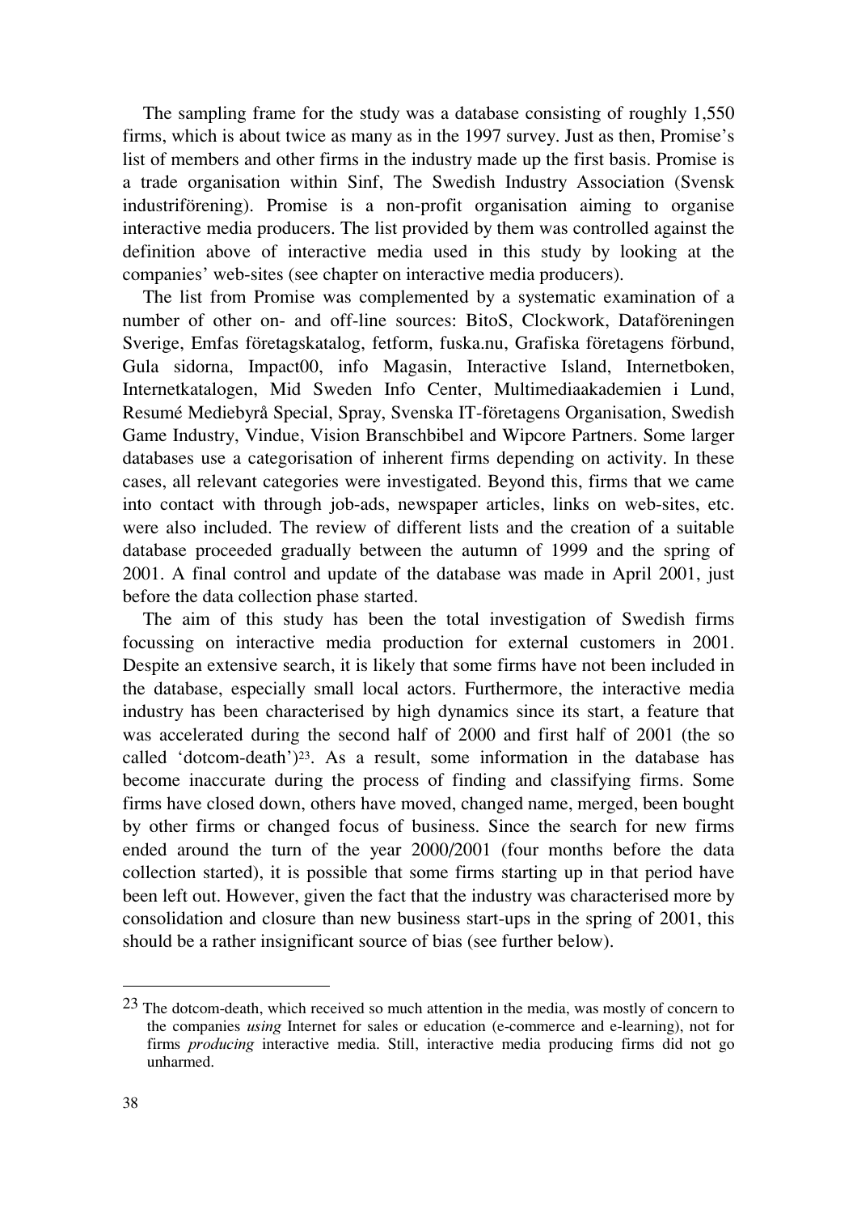The sampling frame for the study was a database consisting of roughly 1,550 firms, which is about twice as many as in the 1997 survey. Just as then, Promise's list of members and other firms in the industry made up the first basis. Promise is a trade organisation within Sinf, The Swedish Industry Association (Svensk industriförening). Promise is a non-profit organisation aiming to organise interactive media producers. The list provided by them was controlled against the definition above of interactive media used in this study by looking at the companies' web-sites (see chapter on interactive media producers).

The list from Promise was complemented by a systematic examination of a number of other on- and off-line sources: BitoS, Clockwork, Dataföreningen Sverige, Emfas företagskatalog, fetform, fuska.nu, Grafiska företagens förbund, Gula sidorna, Impact00, info Magasin, Interactive Island, Internetboken, Internetkatalogen, Mid Sweden Info Center, Multimediaakademien i Lund, Resumé Mediebyrå Special, Spray, Svenska IT-företagens Organisation, Swedish Game Industry, Vindue, Vision Branschbibel and Wipcore Partners. Some larger databases use a categorisation of inherent firms depending on activity. In these cases, all relevant categories were investigated. Beyond this, firms that we came into contact with through job-ads, newspaper articles, links on web-sites, etc. were also included. The review of different lists and the creation of a suitable database proceeded gradually between the autumn of 1999 and the spring of 2001. A final control and update of the database was made in April 2001, just before the data collection phase started.

The aim of this study has been the total investigation of Swedish firms focussing on interactive media production for external customers in 2001. Despite an extensive search, it is likely that some firms have not been included in the database, especially small local actors. Furthermore, the interactive media industry has been characterised by high dynamics since its start, a feature that was accelerated during the second half of 2000 and first half of 2001 (the so called 'dotcom-death')[23]. As a result, some information in the database has become inaccurate during the process of finding and classifying firms. Some firms have closed down, others have moved, changed name, merged, been bought by other firms or changed focus of business. Since the search for new firms ended around the turn of the year 2000/2001 (four months before the data collection started), it is possible that some firms starting up in that period have been left out. However, given the fact that the industry was characterised more by consolidation and closure than new business start-ups in the spring of 2001, this should be a rather insignificant source of bias (see further below).

[23] The dotcom-death, which received so much attention in the media, was mostly of concern to the companies *using* Internet for sales or education (e-commerce and e-learning), not for firms *producing* interactive media. Still, interactive media producing firms did not go unharmed.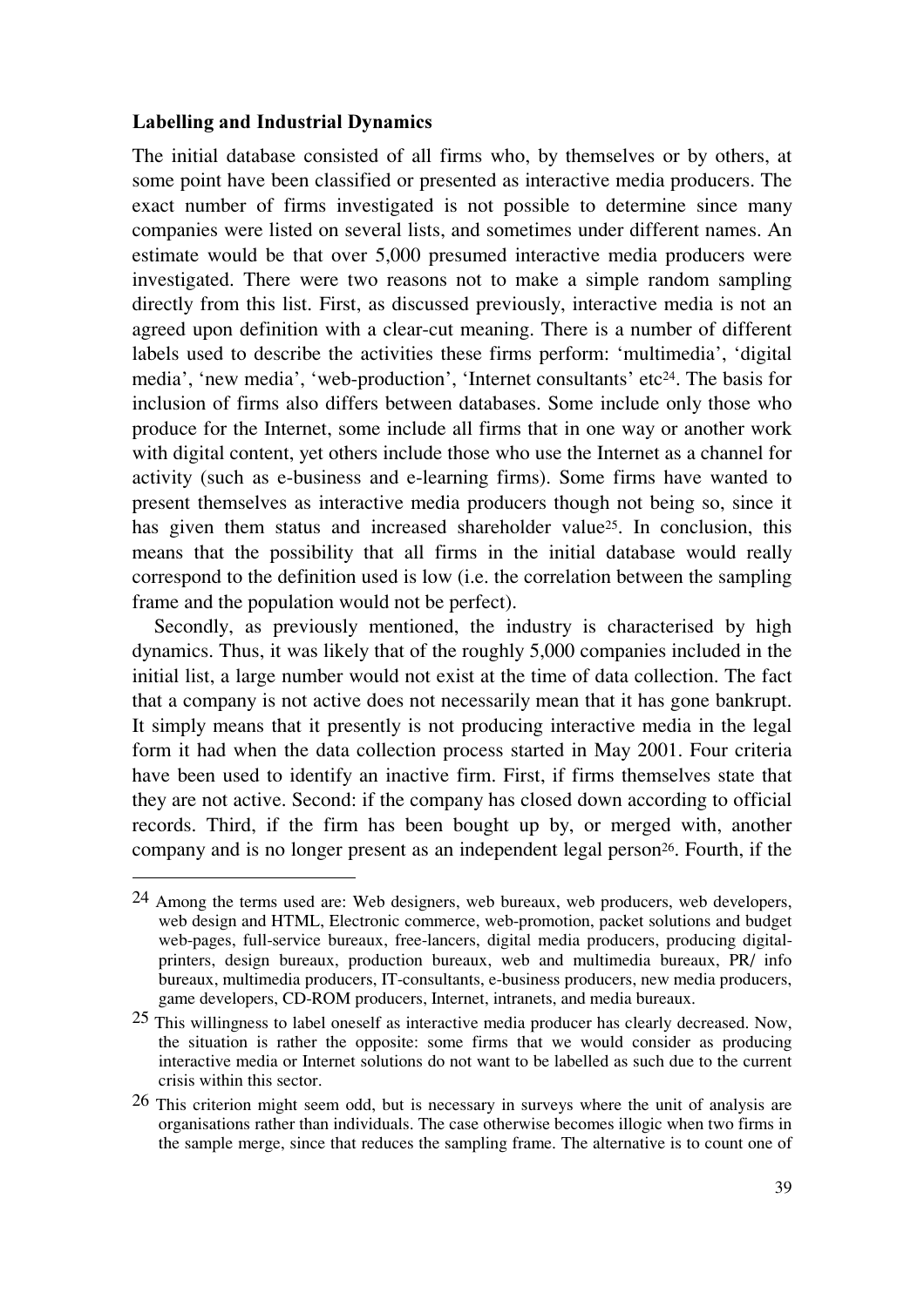**Labelling and Industrial Dynamics**

The initial database consisted of all firms who, by themselves or by others, at some point have been classified or presented as interactive media producers. The exact number of firms investigated is not possible to determine since many companies were listed on several lists, and sometimes under different names. An estimate would be that over 5,000 presumed interactive media producers were investigated. There were two reasons not to make a simple random sampling directly from this list. First, as discussed previously, interactive media is not an agreed upon definition with a clear-cut meaning. There is a number of different labels used to describe the activities these firms perform: 'multimedia', 'digital media', 'new media', 'web-production', 'Internet consultants' etc[24]. The basis for inclusion of firms also differs between databases. Some include only those who produce for the Internet, some include all firms that in one way or another work with digital content, yet others include those who use the Internet as a channel for activity (such as e-business and e-learning firms). Some firms have wanted to present themselves as interactive media producers though not being so, since it has given them status and increased shareholder value[25]. In conclusion, this means that the possibility that all firms in the initial database would really correspond to the definition used is low (i.e. the correlation between the sampling frame and the population would not be perfect).

Secondly, as previously mentioned, the industry is characterised by high dynamics. Thus, it was likely that of the roughly 5,000 companies included in the initial list, a large number would not exist at the time of data collection. The fact that a company is not active does not necessarily mean that it has gone bankrupt. It simply means that it presently is not producing interactive media in the legal form it had when the data collection process started in May 2001. Four criteria have been used to identify an inactive firm. First, if firms themselves state that they are not active. Second: if the company has closed down according to official records. Third, if the firm has been bought up by, or merged with, another company and is no longer present as an independent legal person[26]. Fourth, if the

---

[24] Among the terms used are: Web designers, web bureaux, web producers, web developers, web design and HTML, Electronic commerce, web-promotion, packet solutions and budget web-pages, full-service bureaux, free-lancers, digital media producers, producing digital-printers, design bureaux, production bureaux, web and multimedia bureaux, PR/ info bureaux, multimedia producers, IT-consultants, e-business producers, new media producers, game developers, CD-ROM producers, Internet, intranets, and media bureaux.

[25] This willingness to label oneself as interactive media producer has clearly decreased. Now, the situation is rather the opposite: some firms that we would consider as producing interactive media or Internet solutions do not want to be labelled as such due to the current crisis within this sector.

[26] This criterion might seem odd, but is necessary in surveys where the unit of analysis are organisations rather than individuals. The case otherwise becomes illogic when two firms in the sample merge, since that reduces the sampling frame. The alternative is to count one of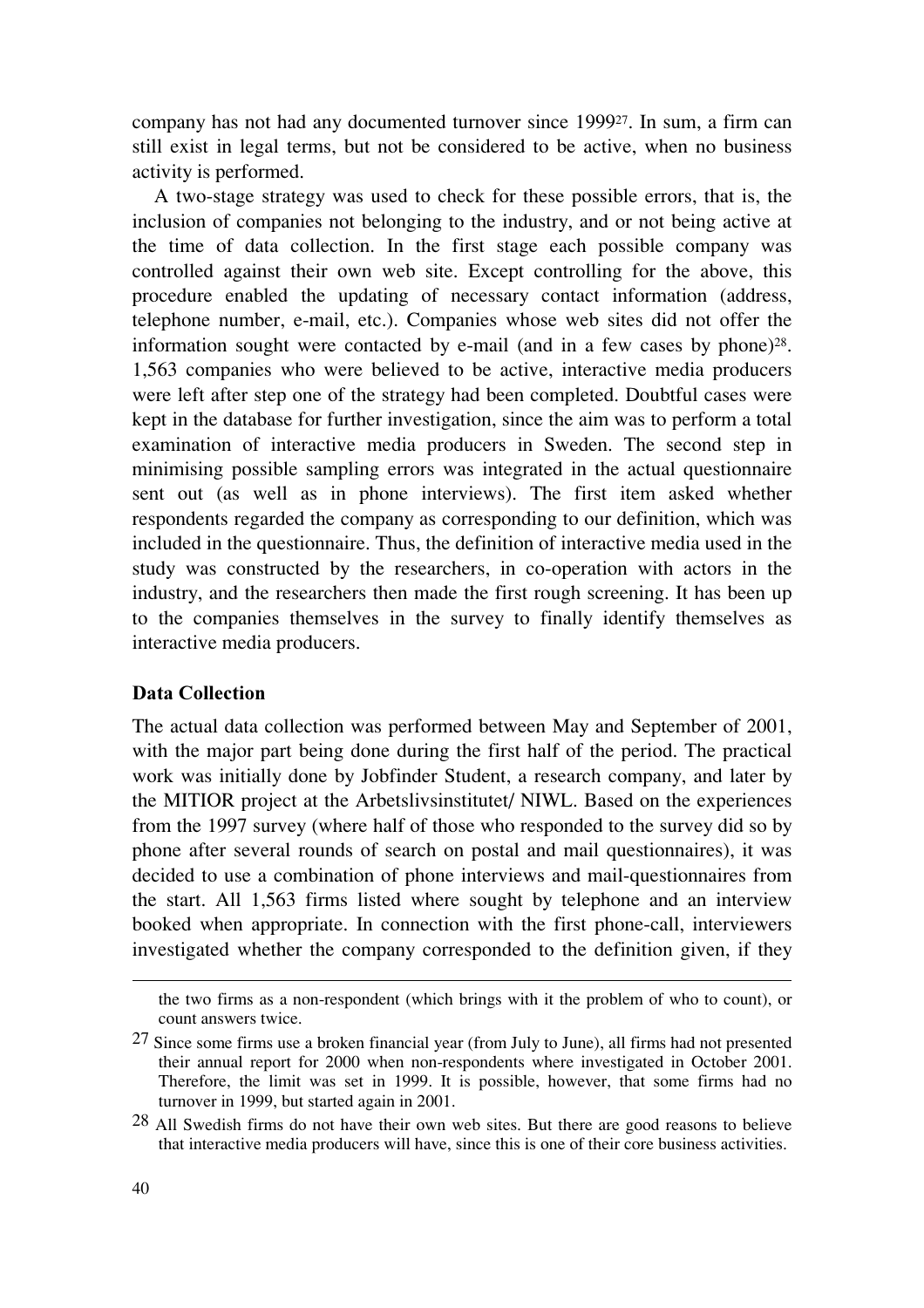company has not had any documented turnover since 1999[27]. In sum, a firm can still exist in legal terms, but not be considered to be active, when no business activity is performed.

A two-stage strategy was used to check for these possible errors, that is, the inclusion of companies not belonging to the industry, and or not being active at the time of data collection. In the first stage each possible company was controlled against their own web site. Except controlling for the above, this procedure enabled the updating of necessary contact information (address, telephone number, e-mail, etc.). Companies whose web sites did not offer the information sought were contacted by e-mail (and in a few cases by phone)[28]. 1,563 companies who were believed to be active, interactive media producers were left after step one of the strategy had been completed. Doubtful cases were kept in the database for further investigation, since the aim was to perform a total examination of interactive media producers in Sweden. The second step in minimising possible sampling errors was integrated in the actual questionnaire sent out (as well as in phone interviews). The first item asked whether respondents regarded the company as corresponding to our definition, which was included in the questionnaire. Thus, the definition of interactive media used in the study was constructed by the researchers, in co-operation with actors in the industry, and the researchers then made the first rough screening. It has been up to the companies themselves in the survey to finally identify themselves as interactive media producers.

### Data Collection

The actual data collection was performed between May and September of 2001, with the major part being done during the first half of the period. The practical work was initially done by Jobfinder Student, a research company, and later by the MITIOR project at the Arbetslivsinstitutet/ NIWL. Based on the experiences from the 1997 survey (where half of those who responded to the survey did so by phone after several rounds of search on postal and mail questionnaires), it was decided to use a combination of phone interviews and mail-questionnaires from the start. All 1,563 firms listed where sought by telephone and an interview booked when appropriate. In connection with the first phone-call, interviewers investigated whether the company corresponded to the definition given, if they

---

the two firms as a non-respondent (which brings with it the problem of who to count), or count answers twice.

[27] Since some firms use a broken financial year (from July to June), all firms had not presented their annual report for 2000 when non-respondents where investigated in October 2001. Therefore, the limit was set in 1999. It is possible, however, that some firms had no turnover in 1999, but started again in 2001.

[28] All Swedish firms do not have their own web sites. But there are good reasons to believe that interactive media producers will have, since this is one of their core business activities.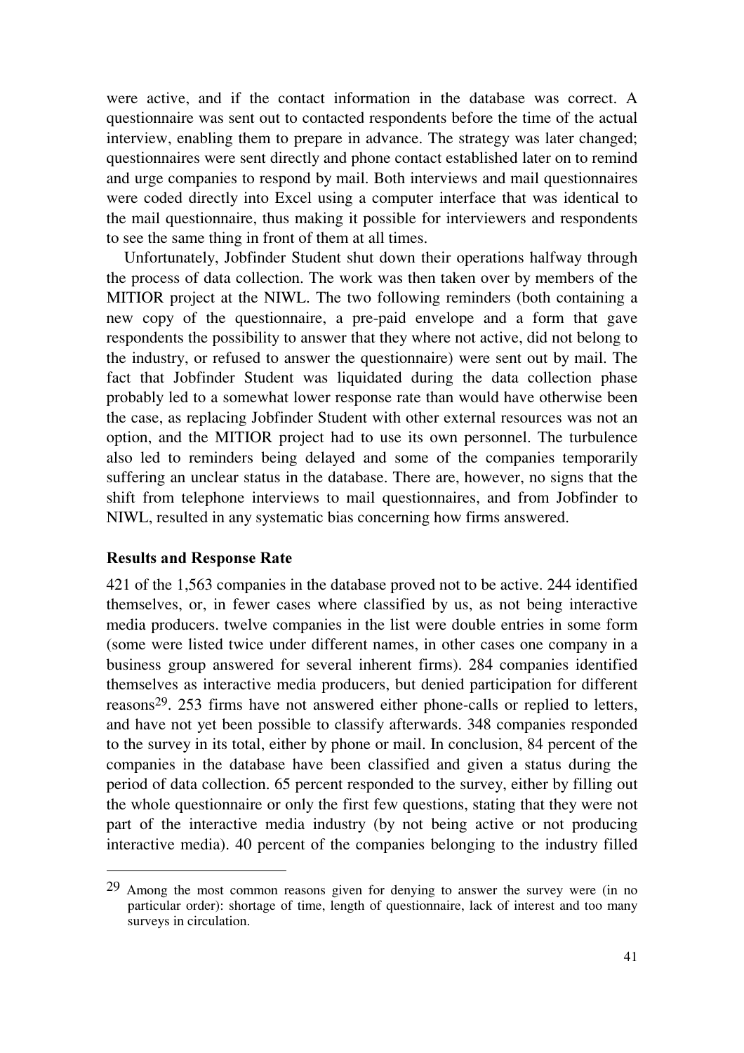were active, and if the contact information in the database was correct. A questionnaire was sent out to contacted respondents before the time of the actual interview, enabling them to prepare in advance. The strategy was later changed; questionnaires were sent directly and phone contact established later on to remind and urge companies to respond by mail. Both interviews and mail questionnaires were coded directly into Excel using a computer interface that was identical to the mail questionnaire, thus making it possible for interviewers and respondents to see the same thing in front of them at all times.

Unfortunately, Jobfinder Student shut down their operations halfway through the process of data collection. The work was then taken over by members of the MITIOR project at the NIWL. The two following reminders (both containing a new copy of the questionnaire, a pre-paid envelope and a form that gave respondents the possibility to answer that they where not active, did not belong to the industry, or refused to answer the questionnaire) were sent out by mail. The fact that Jobfinder Student was liquidated during the data collection phase probably led to a somewhat lower response rate than would have otherwise been the case, as replacing Jobfinder Student with other external resources was not an option, and the MITIOR project had to use its own personnel. The turbulence also led to reminders being delayed and some of the companies temporarily suffering an unclear status in the database. There are, however, no signs that the shift from telephone interviews to mail questionnaires, and from Jobfinder to NIWL, resulted in any systematic bias concerning how firms answered.

### Results and Response Rate

421 of the 1,563 companies in the database proved not to be active. 244 identified themselves, or, in fewer cases where classified by us, as not being interactive media producers. twelve companies in the list were double entries in some form (some were listed twice under different names, in other cases one company in a business group answered for several inherent firms). 284 companies identified themselves as interactive media producers, but denied participation for different reasons[29]. 253 firms have not answered either phone-calls or replied to letters, and have not yet been possible to classify afterwards. 348 companies responded to the survey in its total, either by phone or mail. In conclusion, 84 percent of the companies in the database have been classified and given a status during the period of data collection. 65 percent responded to the survey, either by filling out the whole questionnaire or only the first few questions, stating that they were not part of the interactive media industry (by not being active or not producing interactive media). 40 percent of the companies belonging to the industry filled

[29] Among the most common reasons given for denying to answer the survey were (in no particular order): shortage of time, length of questionnaire, lack of interest and too many surveys in circulation.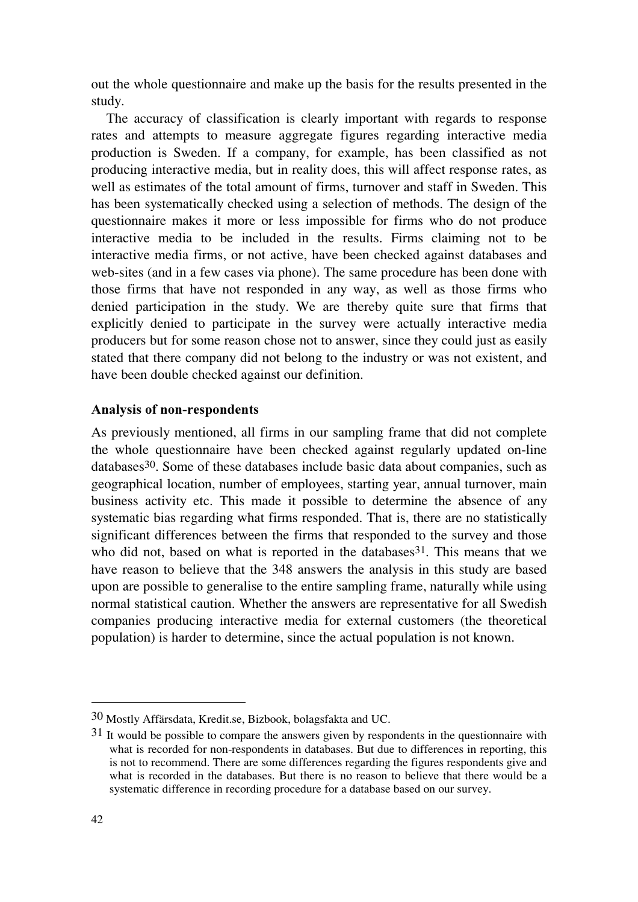out the whole questionnaire and make up the basis for the results presented in the study.

The accuracy of classification is clearly important with regards to response rates and attempts to measure aggregate figures regarding interactive media production is Sweden. If a company, for example, has been classified as not producing interactive media, but in reality does, this will affect response rates, as well as estimates of the total amount of firms, turnover and staff in Sweden. This has been systematically checked using a selection of methods. The design of the questionnaire makes it more or less impossible for firms who do not produce interactive media to be included in the results. Firms claiming not to be interactive media firms, or not active, have been checked against databases and web-sites (and in a few cases via phone). The same procedure has been done with those firms that have not responded in any way, as well as those firms who denied participation in the study. We are thereby quite sure that firms that explicitly denied to participate in the survey were actually interactive media producers but for some reason chose not to answer, since they could just as easily stated that there company did not belong to the industry or was not existent, and have been double checked against our definition.

### Analysis of non-respondents

As previously mentioned, all firms in our sampling frame that did not complete the whole questionnaire have been checked against regularly updated on-line databases[30]. Some of these databases include basic data about companies, such as geographical location, number of employees, starting year, annual turnover, main business activity etc. This made it possible to determine the absence of any systematic bias regarding what firms responded. That is, there are no statistically significant differences between the firms that responded to the survey and those who did not, based on what is reported in the databases[31]. This means that we have reason to believe that the 348 answers the analysis in this study are based upon are possible to generalise to the entire sampling frame, naturally while using normal statistical caution. Whether the answers are representative for all Swedish companies producing interactive media for external customers (the theoretical population) is harder to determine, since the actual population is not known.

---

[30] Mostly Affärsdata, Kredit.se, Bizbook, bolagsfakta and UC.

[31] It would be possible to compare the answers given by respondents in the questionnaire with what is recorded for non-respondents in databases. But due to differences in reporting, this is not to recommend. There are some differences regarding the figures respondents give and what is recorded in the databases. But there is no reason to believe that there would be a systematic difference in recording procedure for a database based on our survey.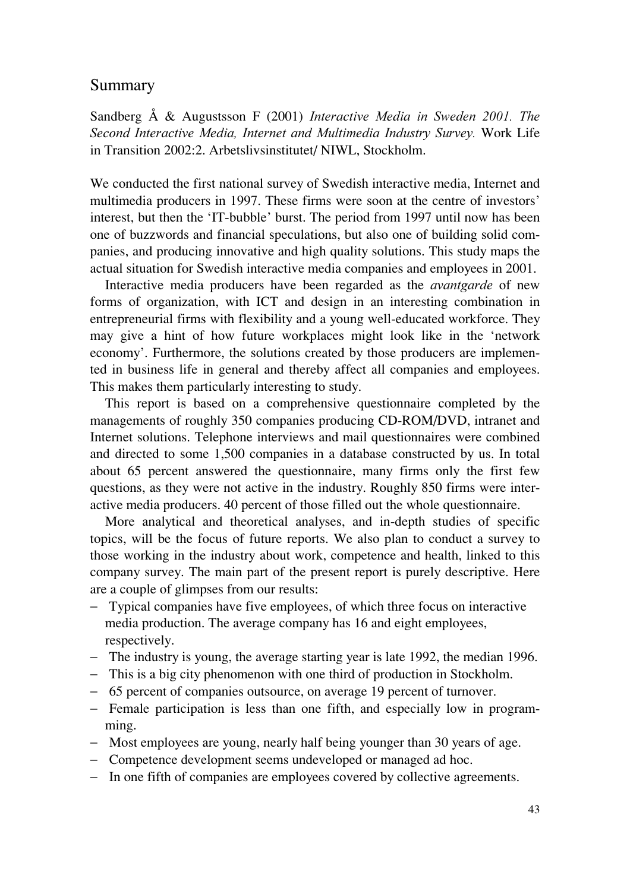## Summary

Sandberg Å & Augustsson F (2001) *Interactive Media in Sweden 2001. The Second Interactive Media, Internet and Multimedia Industry Survey.* Work Life in Transition 2002:2. Arbetslivsinstitutet/ NIWL, Stockholm.

We conducted the first national survey of Swedish interactive media, Internet and multimedia producers in 1997. These firms were soon at the centre of investors' interest, but then the 'IT-bubble' burst. The period from 1997 until now has been one of buzzwords and financial speculations, but also one of building solid companies, and producing innovative and high quality solutions. This study maps the actual situation for Swedish interactive media companies and employees in 2001.

Interactive media producers have been regarded as the *avantgarde* of new forms of organization, with ICT and design in an interesting combination in entrepreneurial firms with flexibility and a young well-educated workforce. They may give a hint of how future workplaces might look like in the 'network economy'. Furthermore, the solutions created by those producers are implemented in business life in general and thereby affect all companies and employees. This makes them particularly interesting to study.

This report is based on a comprehensive questionnaire completed by the managements of roughly 350 companies producing CD-ROM/DVD, intranet and Internet solutions. Telephone interviews and mail questionnaires were combined and directed to some 1,500 companies in a database constructed by us. In total about 65 percent answered the questionnaire, many firms only the first few questions, as they were not active in the industry. Roughly 850 firms were interactive media producers. 40 percent of those filled out the whole questionnaire.

More analytical and theoretical analyses, and in-depth studies of specific topics, will be the focus of future reports. We also plan to conduct a survey to those working in the industry about work, competence and health, linked to this company survey. The main part of the present report is purely descriptive. Here are a couple of glimpses from our results:

- Typical companies have five employees, of which three focus on interactive media production. The average company has 16 and eight employees, respectively.
- The industry is young, the average starting year is late 1992, the median 1996.
- This is a big city phenomenon with one third of production in Stockholm.
- 65 percent of companies outsource, on average 19 percent of turnover.
- Female participation is less than one fifth, and especially low in programming.
- Most employees are young, nearly half being younger than 30 years of age.
- Competence development seems undeveloped or managed ad hoc.
- In one fifth of companies are employees covered by collective agreements.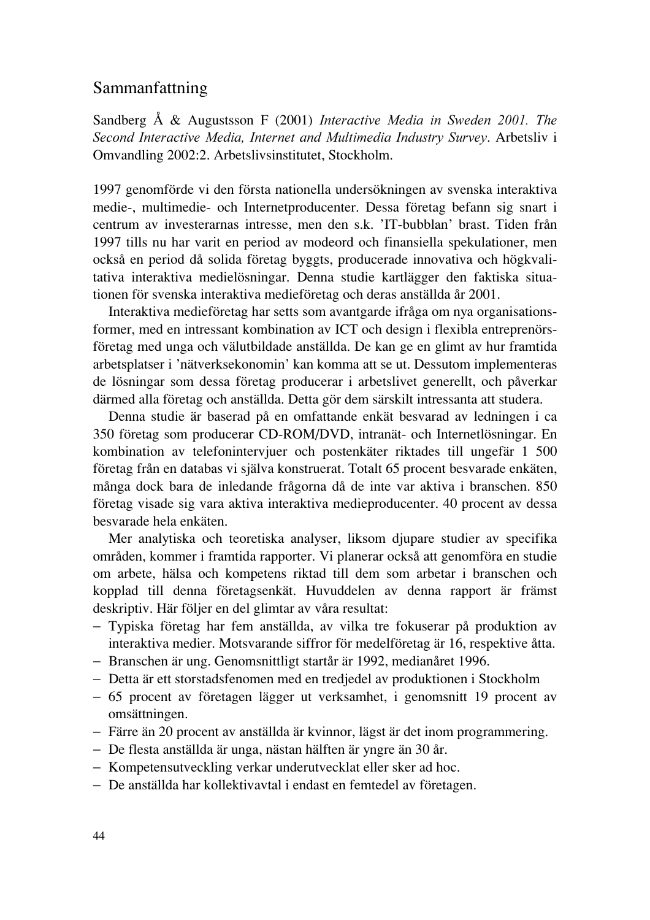## Sammanfattning

Sandberg Å & Augustsson F (2001) *Interactive Media in Sweden 2001. The Second Interactive Media, Internet and Multimedia Industry Survey*. Arbetsliv i Omvandling 2002:2. Arbetslivsinstitutet, Stockholm.

1997 genomförde vi den första nationella undersökningen av svenska interaktiva medie-, multimedie- och Internetproducenter. Dessa företag befann sig snart i centrum av investerarnas intresse, men den s.k. 'IT-bubblan' brast. Tiden från 1997 tills nu har varit en period av modeord och finansiella spekulationer, men också en period då solida företag byggts, producerade innovativa och högkvalitativa interaktiva medielösningar. Denna studie kartlägger den faktiska situationen för svenska interaktiva medieföretag och deras anställda år 2001.

Interaktiva medieföretag har setts som avantgarde ifråga om nya organisationsformer, med en intressant kombination av ICT och design i flexibla entreprenörsföretag med unga och välutbildade anställda. De kan ge en glimt av hur framtida arbetsplatser i 'nätverksekonomin' kan komma att se ut. Dessutom implementeras de lösningar som dessa företag producerar i arbetslivet generellt, och påverkar därmed alla företag och anställda. Detta gör dem särskilt intressanta att studera.

Denna studie är baserad på en omfattande enkät besvarad av ledningen i ca 350 företag som producerar CD-ROM/DVD, intranät- och Internetlösningar. En kombination av telefonintervjuer och postenkäter riktades till ungefär 1 500 företag från en databas vi själva konstruerat. Totalt 65 procent besvarade enkäten, många dock bara de inledande frågorna då de inte var aktiva i branschen. 850 företag visade sig vara aktiva interaktiva medieproducenter. 40 procent av dessa besvarade hela enkäten.

Mer analytiska och teoretiska analyser, liksom djupare studier av specifika områden, kommer i framtida rapporter. Vi planerar också att genomföra en studie om arbete, hälsa och kompetens riktad till dem som arbetar i branschen och kopplad till denna företagsenkät. Huvuddelen av denna rapport är främst deskriptiv. Här följer en del glimtar av våra resultat:

- Typiska företag har fem anställda, av vilka tre fokuserar på produktion av interaktiva medier. Motsvarande siffror för medelföretag är 16, respektive åtta.
- Branschen är ung. Genomsnittligt startår är 1992, medianåret 1996.
- Detta är ett storstadsfenomen med en tredjedel av produktionen i Stockholm
- 65 procent av företagen lägger ut verksamhet, i genomsnitt 19 procent av omsättningen.
- Färre än 20 procent av anställda är kvinnor, lägst är det inom programmering.
- De flesta anställda är unga, nästan hälften är yngre än 30 år.
- Kompetensutveckling verkar underutvecklat eller sker ad hoc.
- De anställda har kollektivavtal i endast en femtedel av företagen.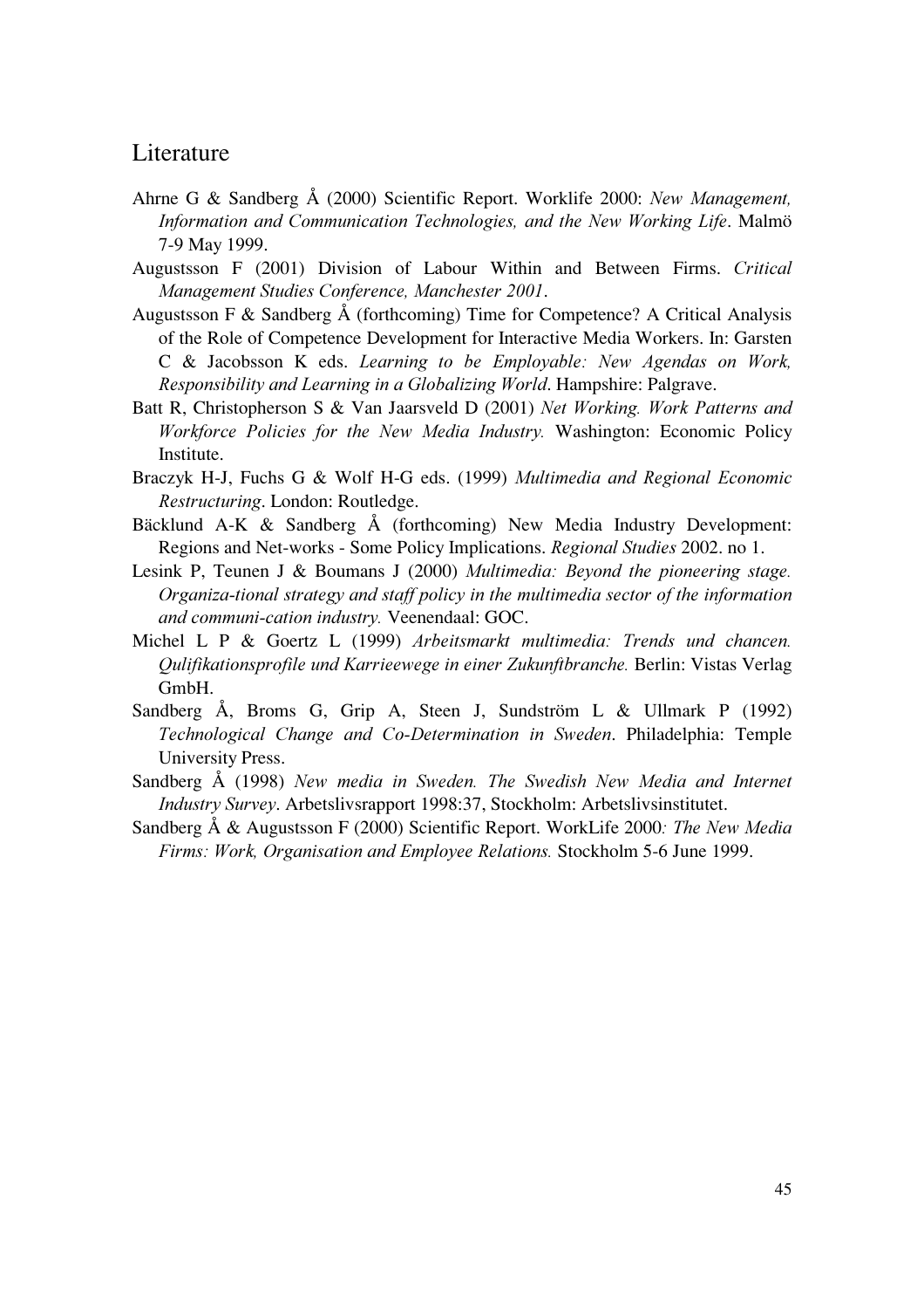## Literature

Ahrne G & Sandberg Å (2000) Scientific Report. Worklife 2000: *New Management, Information and Communication Technologies, and the New Working Life*. Malmö 7-9 May 1999.

Augustsson F (2001) Division of Labour Within and Between Firms. *Critical Management Studies Conference, Manchester 2001*.

Augustsson F & Sandberg Å (forthcoming) Time for Competence? A Critical Analysis of the Role of Competence Development for Interactive Media Workers. In: Garsten C & Jacobsson K eds. *Learning to be Employable: New Agendas on Work, Responsibility and Learning in a Globalizing World*. Hampshire: Palgrave.

Batt R, Christopherson S & Van Jaarsveld D (2001) *Net Working. Work Patterns and Workforce Policies for the New Media Industry.* Washington: Economic Policy Institute.

Braczyk H-J, Fuchs G & Wolf H-G eds. (1999) *Multimedia and Regional Economic Restructuring*. London: Routledge.

Bäcklund A-K & Sandberg Å (forthcoming) New Media Industry Development: Regions and Net-works - Some Policy Implications. *Regional Studies* 2002. no 1.

Lesink P, Teunen J & Boumans J (2000) *Multimedia: Beyond the pioneering stage. Organiza-tional strategy and staff policy in the multimedia sector of the information and communi-cation industry.* Veenendaal: GOC.

Michel L P & Goertz L (1999) *Arbeitsmarkt multimedia: Trends und chancen. Qulifikationsprofile und Karrieewege in einer Zukunftbranche.* Berlin: Vistas Verlag GmbH.

Sandberg Å, Broms G, Grip A, Steen J, Sundström L & Ullmark P (1992) *Technological Change and Co-Determination in Sweden*. Philadelphia: Temple University Press.

Sandberg Å (1998) *New media in Sweden. The Swedish New Media and Internet Industry Survey*. Arbetslivsrapport 1998:37, Stockholm: Arbetslivsinstitutet.

Sandberg Å & Augustsson F (2000) Scientific Report. WorkLife 2000*: The New Media Firms: Work, Organisation and Employee Relations.* Stockholm 5-6 June 1999.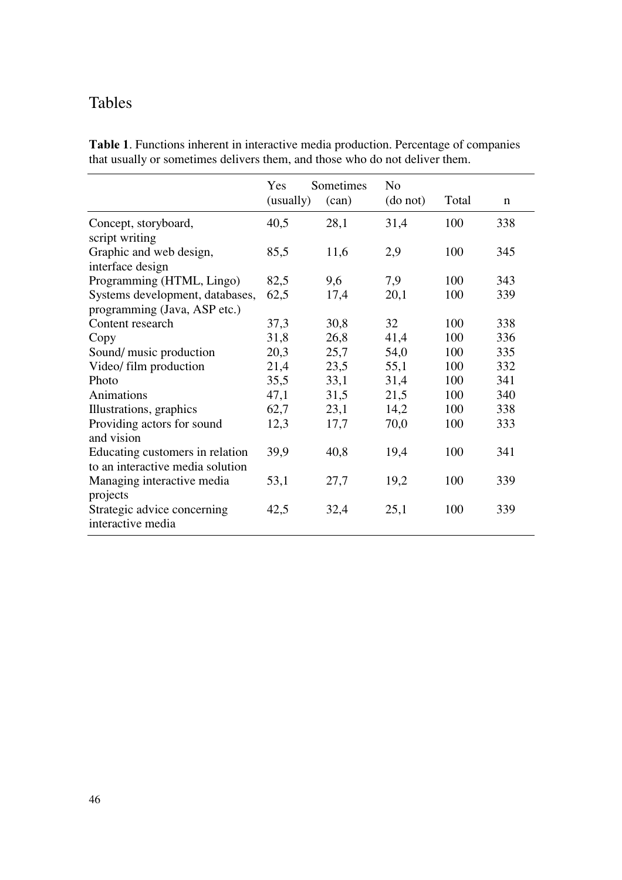# Tables

**Table 1**. Functions inherent in interactive media production. Percentage of companies that usually or sometimes delivers them, and those who do not deliver them.

| | Yes (usually) | Sometimes (can) | No (do not) | Total | n |
|---|---|---|---|---|---|
| Concept, storyboard, script writing | 40,5 | 28,1 | 31,4 | 100 | 338 |
| Graphic and web design, interface design | 85,5 | 11,6 | 2,9 | 100 | 345 |
| Programming (HTML, Lingo) | 82,5 | 9,6 | 7,9 | 100 | 343 |
| Systems development, databases, programming (Java, ASP etc.) | 62,5 | 17,4 | 20,1 | 100 | 339 |
| Content research | 37,3 | 30,8 | 32 | 100 | 338 |
| Copy | 31,8 | 26,8 | 41,4 | 100 | 336 |
| Sound/ music production | 20,3 | 25,7 | 54,0 | 100 | 335 |
| Video/ film production | 21,4 | 23,5 | 55,1 | 100 | 332 |
| Photo | 35,5 | 33,1 | 31,4 | 100 | 341 |
| Animations | 47,1 | 31,5 | 21,5 | 100 | 340 |
| Illustrations, graphics | 62,7 | 23,1 | 14,2 | 100 | 338 |
| Providing actors for sound and vision | 12,3 | 17,7 | 70,0 | 100 | 333 |
| Educating customers in relation to an interactive media solution | 39,9 | 40,8 | 19,4 | 100 | 341 |
| Managing interactive media projects | 53,1 | 27,7 | 19,2 | 100 | 339 |
| Strategic advice concerning interactive media | 42,5 | 32,4 | 25,1 | 100 | 339 |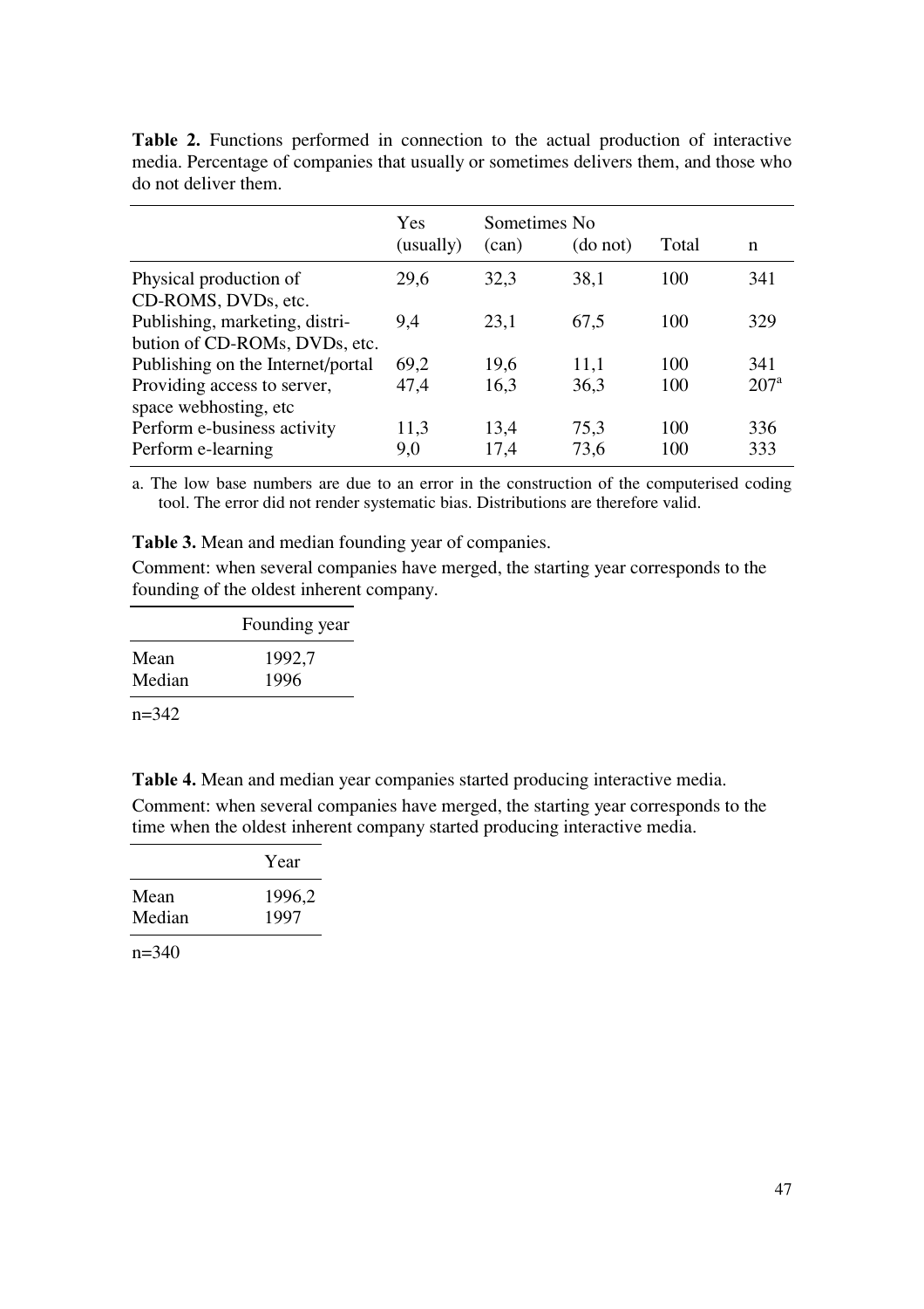**Table 2.** Functions performed in connection to the actual production of interactive media. Percentage of companies that usually or sometimes delivers them, and those who do not deliver them.

| | Yes (usually) | Sometimes (can) | No (do not) | Total | n |
|---|---|---|---|---|---|
| Physical production of CD-ROMS, DVDs, etc. | 29,6 | 32,3 | 38,1 | 100 | 341 |
| Publishing, marketing, distribution of CD-ROMs, DVDs, etc. | 9,4 | 23,1 | 67,5 | 100 | 329 |
| Publishing on the Internet/portal | 69,2 | 19,6 | 11,1 | 100 | 341 |
| Providing access to server, space webhosting, etc | 47,4 | 16,3 | 36,3 | 100 | 207[a] |
| Perform e-business activity | 11,3 | 13,4 | 75,3 | 100 | 336 |
| Perform e-learning | 9,0 | 17,4 | 73,6 | 100 | 333 |

a. The low base numbers are due to an error in the construction of the computerised coding tool. The error did not render systematic bias. Distributions are therefore valid.

**Table 3.** Mean and median founding year of companies.

Comment: when several companies have merged, the starting year corresponds to the founding of the oldest inherent company.

| | Founding year |
|---|---|
| Mean | 1992,7 |
| Median | 1996 |

n=342

**Table 4.** Mean and median year companies started producing interactive media.

Comment: when several companies have merged, the starting year corresponds to the time when the oldest inherent company started producing interactive media.

| | Year |
|---|---|
| Mean | 1996,2 |
| Median | 1997 |

n=340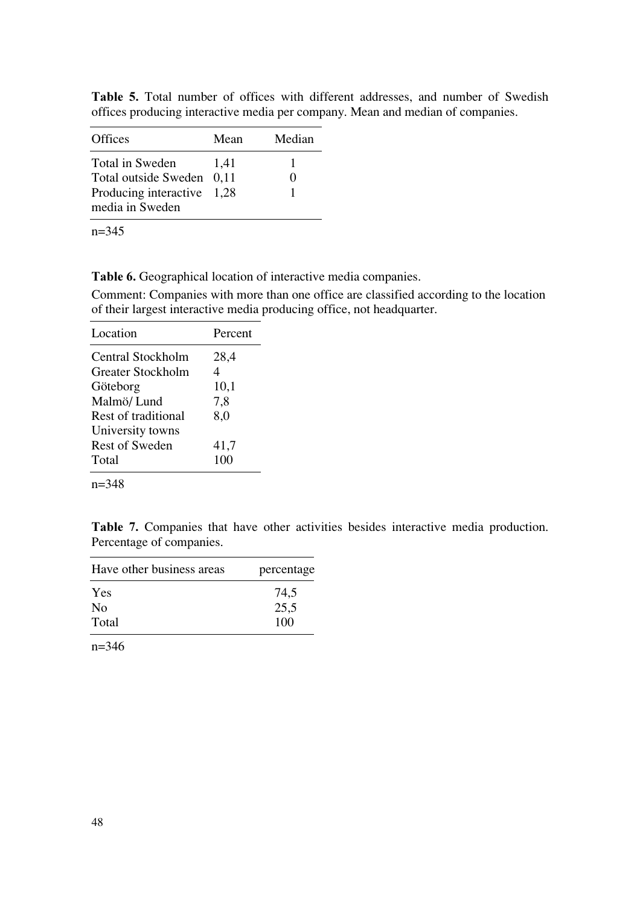**Table 5.** Total number of offices with different addresses, and number of Swedish offices producing interactive media per company. Mean and median of companies.

| Offices | Mean | Median |
|---|---|---|
| Total in Sweden | 1,41 | 1 |
| Total outside Sweden | 0,11 | 0 |
| Producing interactive media in Sweden | 1,28 | 1 |

n=345

**Table 6.** Geographical location of interactive media companies.

Comment: Companies with more than one office are classified according to the location of their largest interactive media producing office, not headquarter.

| Location | Percent |
|---|---|
| Central Stockholm | 28,4 |
| Greater Stockholm | 4 |
| Göteborg | 10,1 |
| Malmö/ Lund | 7,8 |
| Rest of traditional University towns | 8,0 |
| Rest of Sweden | 41,7 |
| Total | 100 |

n=348

**Table 7.** Companies that have other activities besides interactive media production. Percentage of companies.

| Have other business areas | percentage |
|---|---|
| Yes | 74,5 |
| No | 25,5 |
| Total | 100 |

n=346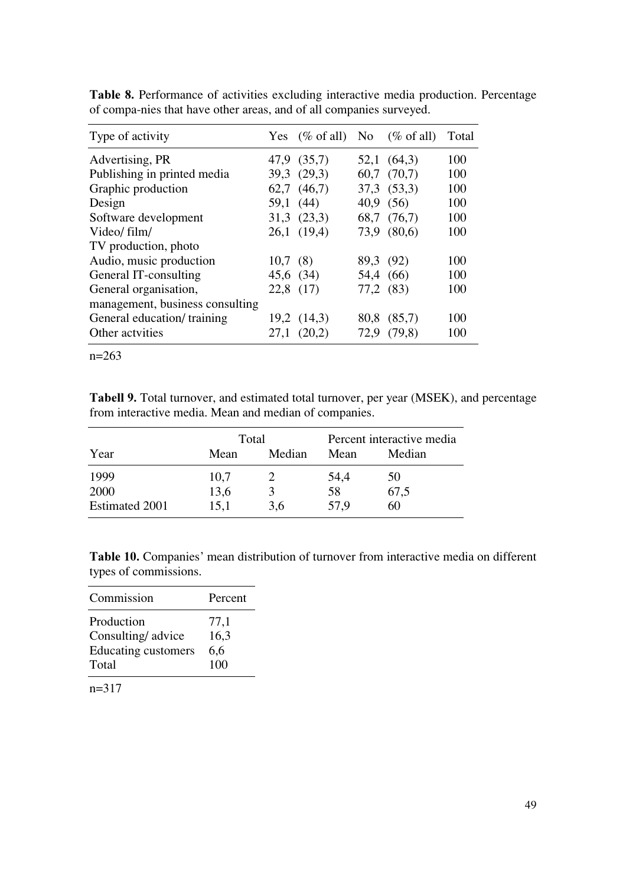**Table 8.** Performance of activities excluding interactive media production. Percentage of compa-nies that have other areas, and of all companies surveyed.

| Type of activity | Yes | (% of all) | No | (% of all) | Total |
|---|---|---|---|---|---|
| Advertising, PR | 47,9 | (35,7) | 52,1 | (64,3) | 100 |
| Publishing in printed media | 39,3 | (29,3) | 60,7 | (70,7) | 100 |
| Graphic production | 62,7 | (46,7) | 37,3 | (53,3) | 100 |
| Design | 59,1 | (44) | 40,9 | (56) | 100 |
| Software development | 31,3 | (23,3) | 68,7 | (76,7) | 100 |
| Video/ film/ TV production, photo | 26,1 | (19,4) | 73,9 | (80,6) | 100 |
| Audio, music production | 10,7 | (8) | 89,3 | (92) | 100 |
| General IT-consulting | 45,6 | (34) | 54,4 | (66) | 100 |
| General organisation, management, business consulting | 22,8 | (17) | 77,2 | (83) | 100 |
| General education/ training | 19,2 | (14,3) | 80,8 | (85,7) | 100 |
| Other actvities | 27,1 | (20,2) | 72,9 | (79,8) | 100 |

n=263

**Tabell 9.** Total turnover, and estimated total turnover, per year (MSEK), and percentage from interactive media. Mean and median of companies.

| | Total | | Percent interactive media | |
|---|---|---|---|---|
| Year | Mean | Median | Mean | Median |
| 1999 | 10,7 | 2 | 54,4 | 50 |
| 2000 | 13,6 | 3 | 58 | 67,5 |
| Estimated 2001 | 15,1 | 3,6 | 57,9 | 60 |

**Table 10.** Companies' mean distribution of turnover from interactive media on different types of commissions.

| Commission | Percent |
|---|---|
| Production | 77,1 |
| Consulting/ advice | 16,3 |
| Educating customers | 6,6 |
| Total | 100 |

n=317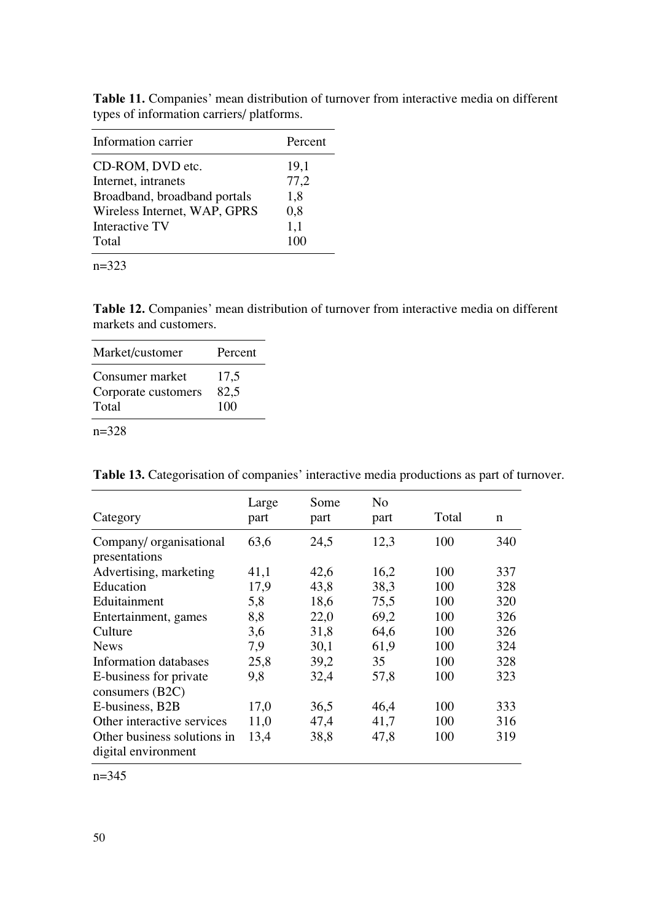**Table 11.** Companies' mean distribution of turnover from interactive media on different types of information carriers/ platforms.

| Information carrier | Percent |
|---|---|
| CD-ROM, DVD etc. | 19,1 |
| Internet, intranets | 77,2 |
| Broadband, broadband portals | 1,8 |
| Wireless Internet, WAP, GPRS | 0,8 |
| Interactive TV | 1,1 |
| Total | 100 |

n=323

**Table 12.** Companies' mean distribution of turnover from interactive media on different markets and customers.

| Market/customer | Percent |
|---|---|
| Consumer market | 17,5 |
| Corporate customers | 82,5 |
| Total | 100 |

n=328

**Table 13.** Categorisation of companies' interactive media productions as part of turnover.

| Category | Large part | Some part | No part | Total | n |
|---|---|---|---|---|---|
| Company/ organisational presentations | 63,6 | 24,5 | 12,3 | 100 | 340 |
| Advertising, marketing | 41,1 | 42,6 | 16,2 | 100 | 337 |
| Education | 17,9 | 43,8 | 38,3 | 100 | 328 |
| Eduitainment | 5,8 | 18,6 | 75,5 | 100 | 320 |
| Entertainment, games | 8,8 | 22,0 | 69,2 | 100 | 326 |
| Culture | 3,6 | 31,8 | 64,6 | 100 | 326 |
| News | 7,9 | 30,1 | 61,9 | 100 | 324 |
| Information databases | 25,8 | 39,2 | 35 | 100 | 328 |
| E-business for private consumers (B2C) | 9,8 | 32,4 | 57,8 | 100 | 323 |
| E-business, B2B | 17,0 | 36,5 | 46,4 | 100 | 333 |
| Other interactive services | 11,0 | 47,4 | 41,7 | 100 | 316 |
| Other business solutions in digital environment | 13,4 | 38,8 | 47,8 | 100 | 319 |

n=345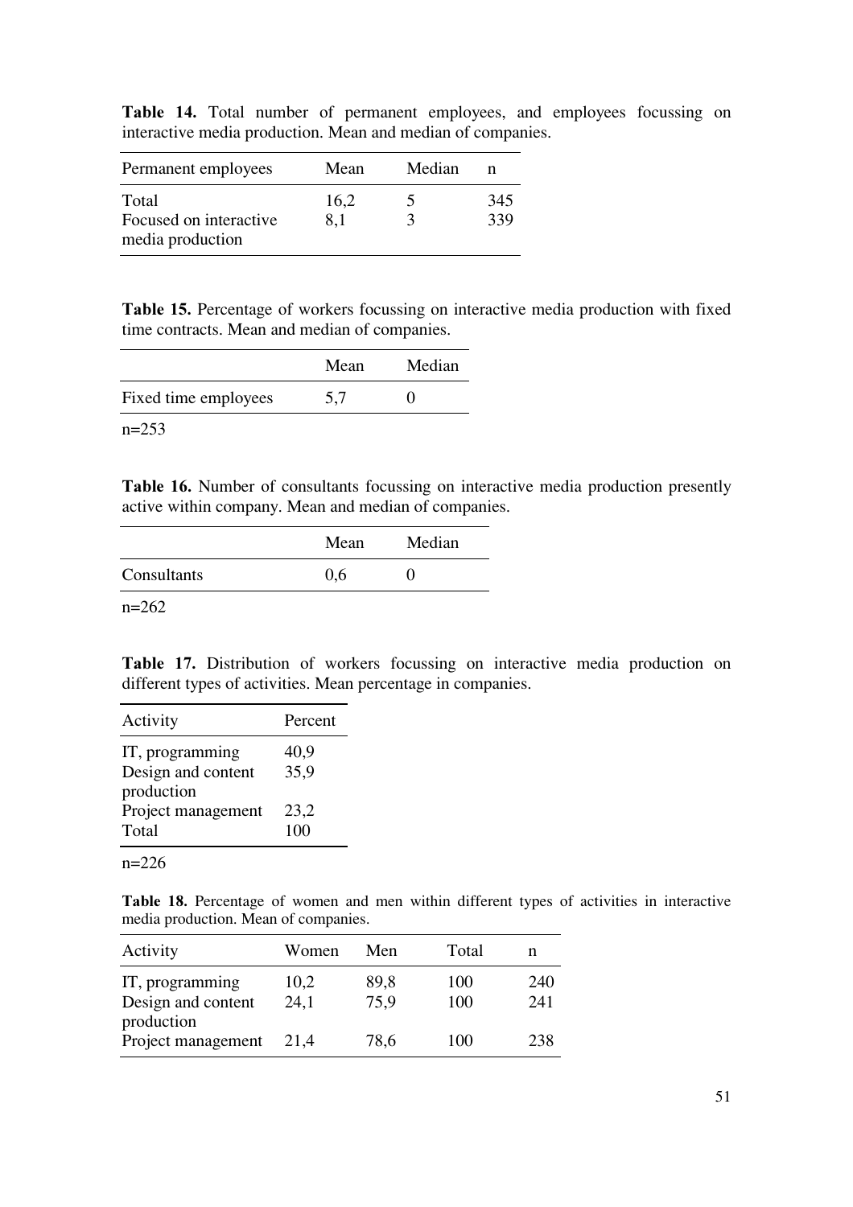**Table 14.** Total number of permanent employees, and employees focussing on interactive media production. Mean and median of companies.

| Permanent employees | Mean | Median | n |
|---|---|---|---|
| Total | 16,2 | 5 | 345 |
| Focused on interactive media production | 8,1 | 3 | 339 |

**Table 15.** Percentage of workers focussing on interactive media production with fixed time contracts. Mean and median of companies.

| | Mean | Median |
|---|---|---|
| Fixed time employees | 5,7 | 0 |

n=253

**Table 16.** Number of consultants focussing on interactive media production presently active within company. Mean and median of companies.

| | Mean | Median |
|---|---|---|
| Consultants | 0,6 | 0 |

n=262

**Table 17.** Distribution of workers focussing on interactive media production on different types of activities. Mean percentage in companies.

| Activity | Percent |
|---|---|
| IT, programming | 40,9 |
| Design and content production | 35,9 |
| Project management | 23,2 |
| Total | 100 |

n=226

**Table 18.** Percentage of women and men within different types of activities in interactive media production. Mean of companies.

| Activity | Women | Men | Total | n |
|---|---|---|---|---|
| IT, programming | 10,2 | 89,8 | 100 | 240 |
| Design and content production | 24,1 | 75,9 | 100 | 241 |
| Project management | 21,4 | 78,6 | 100 | 238 |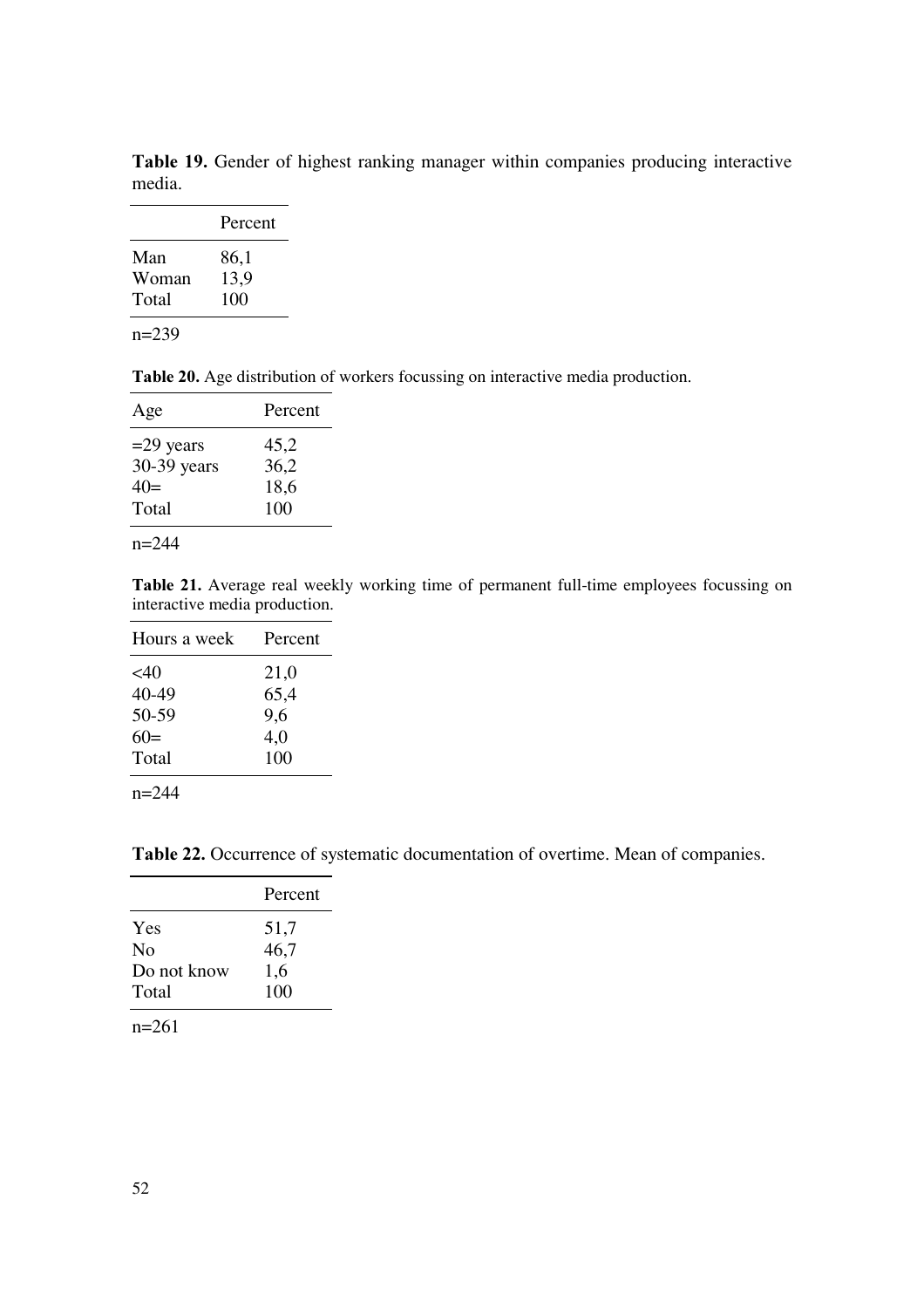**Table 19.** Gender of highest ranking manager within companies producing interactive media.

| | Percent |
|---|---|
| Man | 86,1 |
| Woman | 13,9 |
| Total | 100 |

n=239

**Table 20.** Age distribution of workers focussing on interactive media production.

| Age | Percent |
|---|---|
| =29 years | 45,2 |
| 30-39 years | 36,2 |
| 40= | 18,6 |
| Total | 100 |

n=244

**Table 21.** Average real weekly working time of permanent full-time employees focussing on interactive media production.

| Hours a week | Percent |
|---|---|
| <40 | 21,0 |
| 40-49 | 65,4 |
| 50-59 | 9,6 |
| 60= | 4,0 |
| Total | 100 |

n=244

**Table 22.** Occurrence of systematic documentation of overtime. Mean of companies.

| | Percent |
|---|---|
| Yes | 51,7 |
| No | 46,7 |
| Do not know | 1,6 |
| Total | 100 |

n=261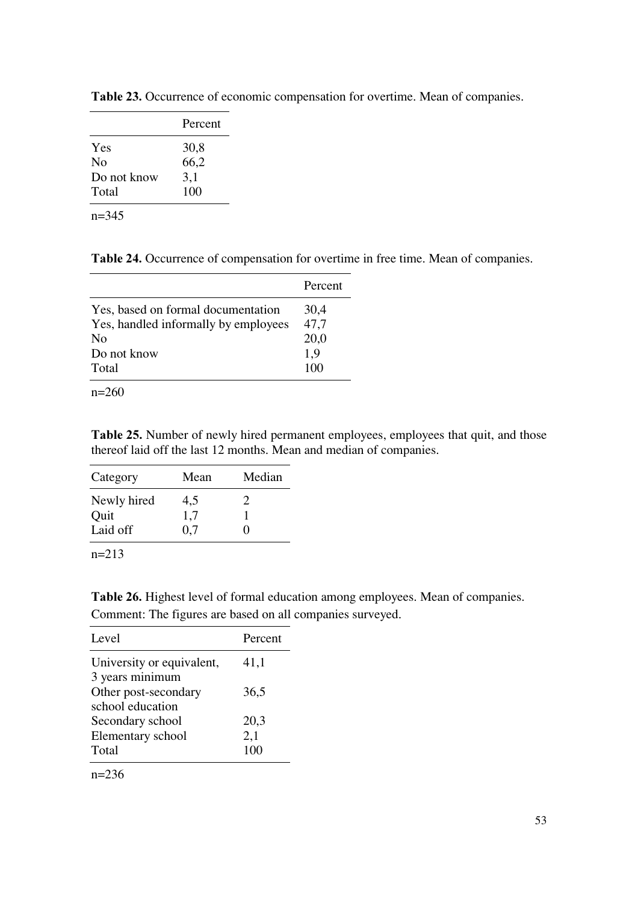**Table 23.** Occurrence of economic compensation for overtime. Mean of companies.

| | Percent |
|---|---|
| Yes | 30,8 |
| No | 66,2 |
| Do not know | 3,1 |
| Total | 100 |

n=345

**Table 24.** Occurrence of compensation for overtime in free time. Mean of companies.

| | Percent |
|---|---|
| Yes, based on formal documentation | 30,4 |
| Yes, handled informally by employees | 47,7 |
| No | 20,0 |
| Do not know | 1,9 |
| Total | 100 |

n=260

**Table 25.** Number of newly hired permanent employees, employees that quit, and those thereof laid off the last 12 months. Mean and median of companies.

| Category | Mean | Median |
|---|---|---|
| Newly hired | 4,5 | 2 |
| Quit | 1,7 | 1 |
| Laid off | 0,7 | 0 |

n=213

**Table 26.** Highest level of formal education among employees. Mean of companies.
Comment: The figures are based on all companies surveyed.

| Level | Percent |
|---|---|
| University or equivalent, 3 years minimum | 41,1 |
| Other post-secondary school education | 36,5 |
| Secondary school | 20,3 |
| Elementary school | 2,1 |
| Total | 100 |

n=236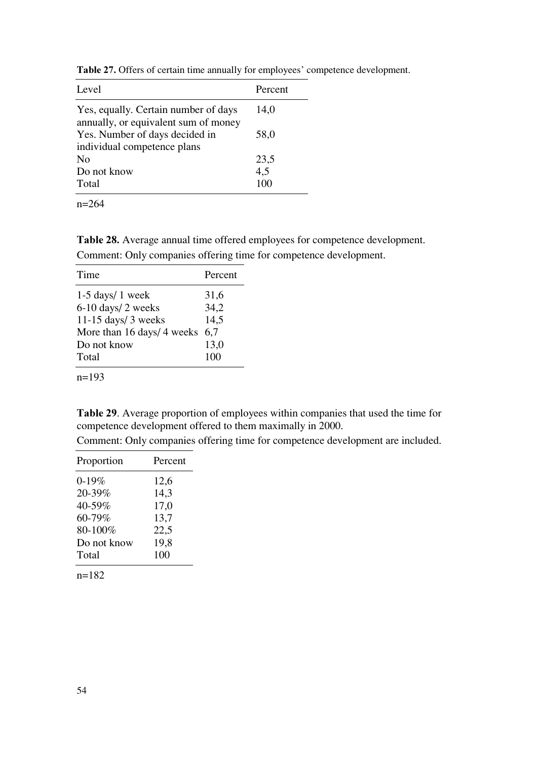**Table 27.** Offers of certain time annually for employees' competence development.

| Level | Percent |
|---|---|
| Yes, equally. Certain number of days annually, or equivalent sum of money | 14,0 |
| Yes. Number of days decided in individual competence plans | 58,0 |
| No | 23,5 |
| Do not know | 4,5 |
| Total | 100 |

n=264

**Table 28.** Average annual time offered employees for competence development.
Comment: Only companies offering time for competence development.

| Time | Percent |
|---|---|
| 1-5 days/ 1 week | 31,6 |
| 6-10 days/ 2 weeks | 34,2 |
| 11-15 days/ 3 weeks | 14,5 |
| More than 16 days/ 4 weeks | 6,7 |
| Do not know | 13,0 |
| Total | 100 |

n=193

**Table 29**. Average proportion of employees within companies that used the time for competence development offered to them maximally in 2000.
Comment: Only companies offering time for competence development are included.

| Proportion | Percent |
|---|---|
| 0-19% | 12,6 |
| 20-39% | 14,3 |
| 40-59% | 17,0 |
| 60-79% | 13,7 |
| 80-100% | 22,5 |
| Do not know | 19,8 |
| Total | 100 |

n=182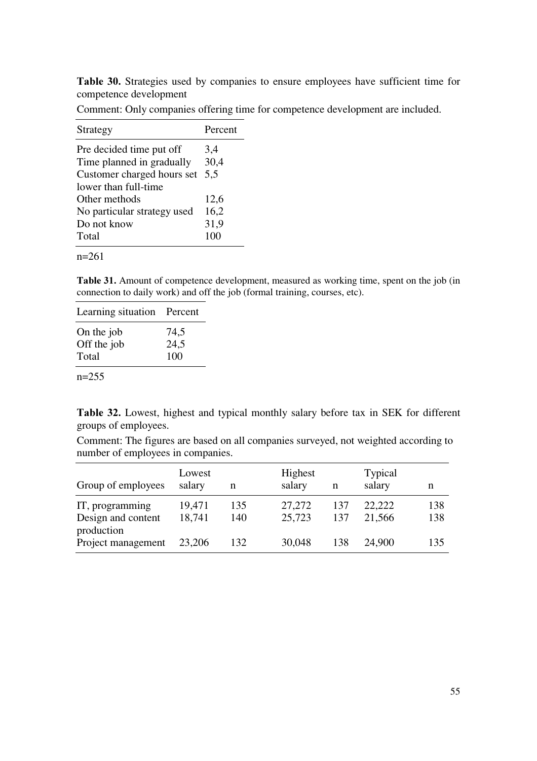**Table 30.** Strategies used by companies to ensure employees have sufficient time for competence development

Comment: Only companies offering time for competence development are included.

| Strategy | Percent |
|---|---|
| Pre decided time put off | 3,4 |
| Time planned in gradually | 30,4 |
| Customer charged hours set lower than full-time | 5,5 |
| Other methods | 12,6 |
| No particular strategy used | 16,2 |
| Do not know | 31,9 |
| Total | 100 |

n=261

**Table 31.** Amount of competence development, measured as working time, spent on the job (in connection to daily work) and off the job (formal training, courses, etc).

| Learning situation | Percent |
|---|---|
| On the job | 74,5 |
| Off the job | 24,5 |
| Total | 100 |

n=255

**Table 32.** Lowest, highest and typical monthly salary before tax in SEK for different groups of employees.

Comment: The figures are based on all companies surveyed, not weighted according to number of employees in companies.

| Group of employees | Lowest salary | n | Highest salary | n | Typical salary | n |
|---|---|---|---|---|---|---|
| IT, programming | 19,471 | 135 | 27,272 | 137 | 22,222 | 138 |
| Design and content production | 18,741 | 140 | 25,723 | 137 | 21,566 | 138 |
| Project management | 23,206 | 132 | 30,048 | 138 | 24,900 | 135 |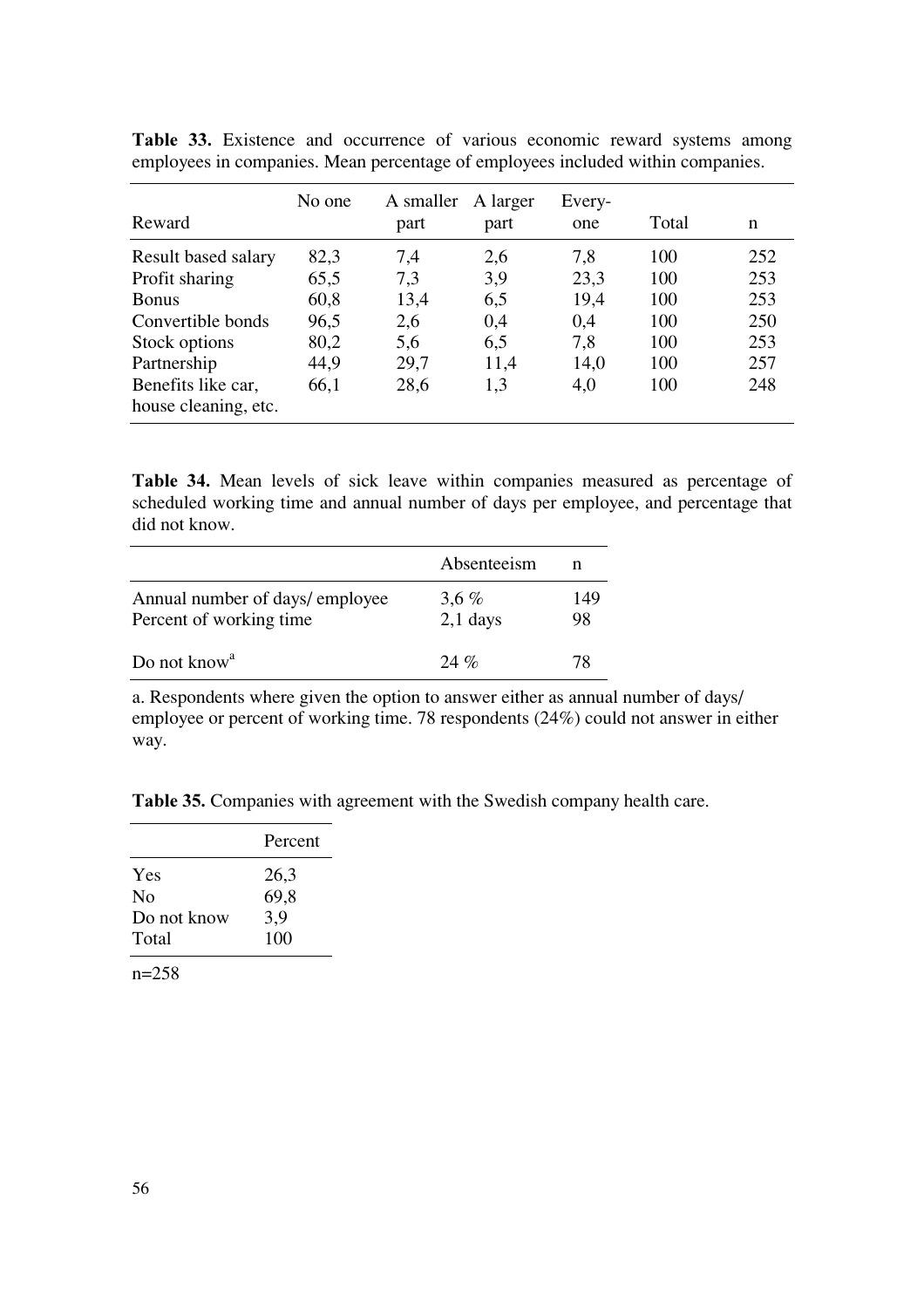**Table 33.** Existence and occurrence of various economic reward systems among employees in companies. Mean percentage of employees included within companies.

| Reward | No one | A smaller part | A larger part | Every-one | Total | n |
|---|---|---|---|---|---|---|
| Result based salary | 82,3 | 7,4 | 2,6 | 7,8 | 100 | 252 |
| Profit sharing | 65,5 | 7,3 | 3,9 | 23,3 | 100 | 253 |
| Bonus | 60,8 | 13,4 | 6,5 | 19,4 | 100 | 253 |
| Convertible bonds | 96,5 | 2,6 | 0,4 | 0,4 | 100 | 250 |
| Stock options | 80,2 | 5,6 | 6,5 | 7,8 | 100 | 253 |
| Partnership | 44,9 | 29,7 | 11,4 | 14,0 | 100 | 257 |
| Benefits like car, house cleaning, etc. | 66,1 | 28,6 | 1,3 | 4,0 | 100 | 248 |

**Table 34.** Mean levels of sick leave within companies measured as percentage of scheduled working time and annual number of days per employee, and percentage that did not know.

| | Absenteeism | n |
|---|---|---|
| Annual number of days/ employee | 3,6 % | 149 |
| Percent of working time | 2,1 days | 98 |
| Do not know[a] | 24 % | 78 |

a. Respondents where given the option to answer either as annual number of days/ employee or percent of working time. 78 respondents (24%) could not answer in either way.

**Table 35.** Companies with agreement with the Swedish company health care.

| | Percent |
|---|---|
| Yes | 26,3 |
| No | 69,8 |
| Do not know | 3,9 |
| Total | 100 |

n=258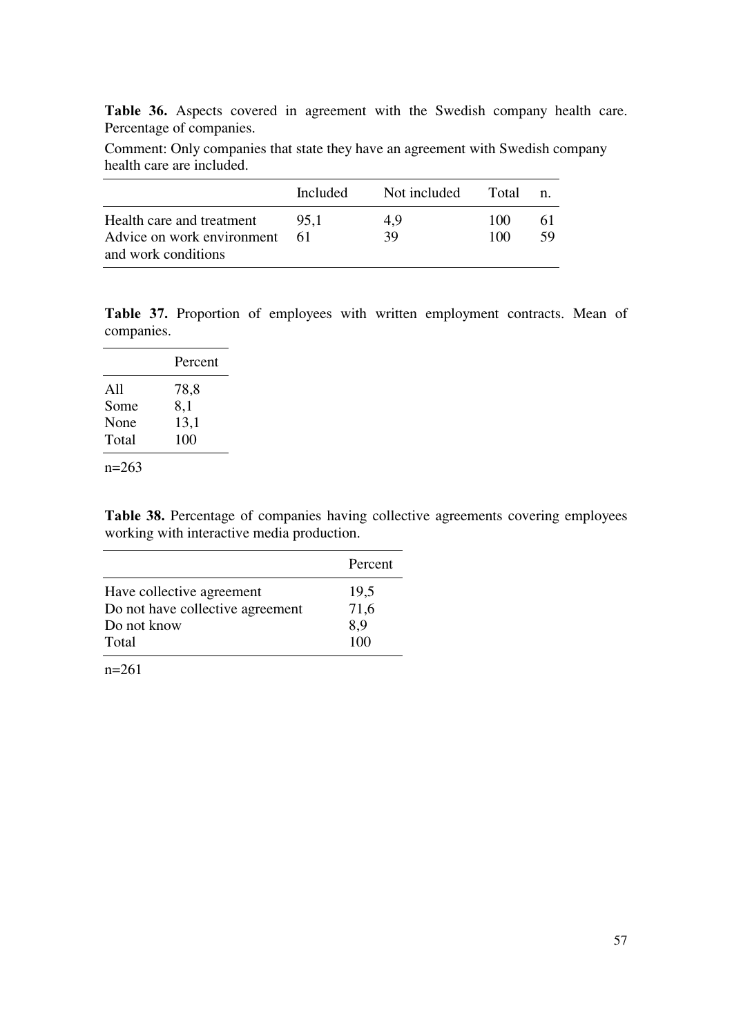**Table 36.** Aspects covered in agreement with the Swedish company health care. Percentage of companies.

Comment: Only companies that state they have an agreement with Swedish company health care are included.

| | Included | Not included | Total | n. |
|---|---|---|---|---|
| Health care and treatment | 95,1 | 4,9 | 100 | 61 |
| Advice on work environment and work conditions | 61 | 39 | 100 | 59 |

**Table 37.** Proportion of employees with written employment contracts. Mean of companies.

| | Percent |
|---|---|
| All | 78,8 |
| Some | 8,1 |
| None | 13,1 |
| Total | 100 |

n=263

**Table 38.** Percentage of companies having collective agreements covering employees working with interactive media production.

| | Percent |
|---|---|
| Have collective agreement | 19,5 |
| Do not have collective agreement | 71,6 |
| Do not know | 8,9 |
| Total | 100 |

n=261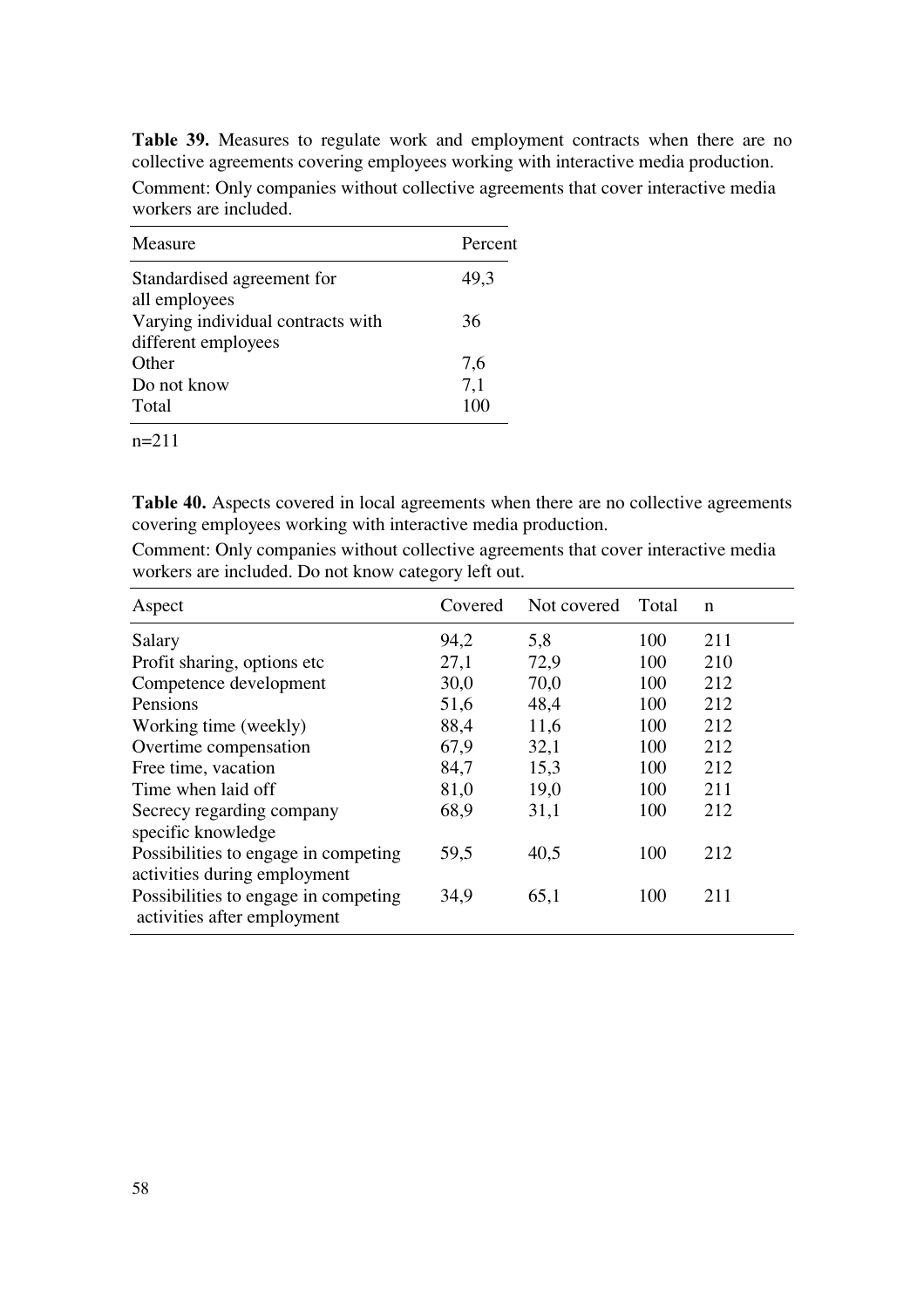**Table 39.** Measures to regulate work and employment contracts when there are no collective agreements covering employees working with interactive media production.

Comment: Only companies without collective agreements that cover interactive media workers are included.

| Measure | Percent |
|---|---|
| Standardised agreement for all employees | 49,3 |
| Varying individual contracts with different employees | 36 |
| Other | 7,6 |
| Do not know | 7,1 |
| Total | 100 |

n=211

**Table 40.** Aspects covered in local agreements when there are no collective agreements covering employees working with interactive media production.

Comment: Only companies without collective agreements that cover interactive media workers are included. Do not know category left out.

| Aspect | Covered | Not covered | Total | n |
|---|---|---|---|---|
| Salary | 94,2 | 5,8 | 100 | 211 |
| Profit sharing, options etc | 27,1 | 72,9 | 100 | 210 |
| Competence development | 30,0 | 70,0 | 100 | 212 |
| Pensions | 51,6 | 48,4 | 100 | 212 |
| Working time (weekly) | 88,4 | 11,6 | 100 | 212 |
| Overtime compensation | 67,9 | 32,1 | 100 | 212 |
| Free time, vacation | 84,7 | 15,3 | 100 | 212 |
| Time when laid off | 81,0 | 19,0 | 100 | 211 |
| Secrecy regarding company specific knowledge | 68,9 | 31,1 | 100 | 212 |
| Possibilities to engage in competing activities during employment | 59,5 | 40,5 | 100 | 212 |
| Possibilities to engage in competing activities after employment | 34,9 | 65,1 | 100 | 211 |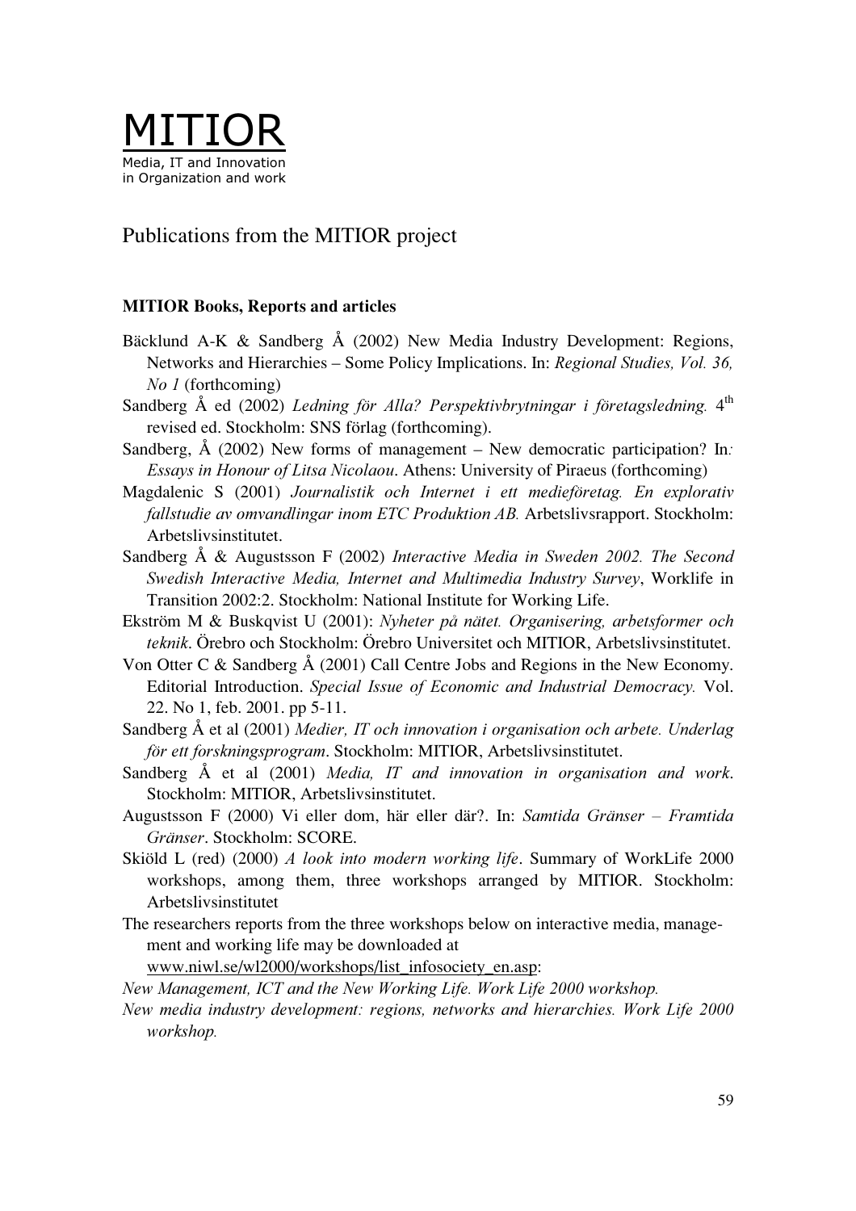# MITIOR

Media, IT and Innovation in Organization and work

## Publications from the MITIOR project

### MITIOR Books, Reports and articles

Bäcklund A-K & Sandberg Å (2002) New Media Industry Development: Regions, Networks and Hierarchies – Some Policy Implications. In: *Regional Studies, Vol. 36, No 1* (forthcoming)

Sandberg Å ed (2002) *Ledning för Alla? Perspektivbrytningar i företagsledning.* 4th revised ed. Stockholm: SNS förlag (forthcoming).

Sandberg, Å (2002) New forms of management – New democratic participation? In*: Essays in Honour of Litsa Nicolaou*. Athens: University of Piraeus (forthcoming)

Magdalenic S (2001) *Journalistik och Internet i ett medieföretag. En explorativ fallstudie av omvandlingar inom ETC Produktion AB.* Arbetslivsrapport. Stockholm: Arbetslivsinstitutet.

Sandberg Å & Augustsson F (2002) *Interactive Media in Sweden 2002. The Second Swedish Interactive Media, Internet and Multimedia Industry Survey*, Worklife in Transition 2002:2. Stockholm: National Institute for Working Life.

Ekström M & Buskqvist U (2001): *Nyheter på nätet. Organisering, arbetsformer och teknik*. Örebro och Stockholm: Örebro Universitet och MITIOR, Arbetslivsinstitutet.

Von Otter C & Sandberg Å (2001) Call Centre Jobs and Regions in the New Economy. Editorial Introduction. *Special Issue of Economic and Industrial Democracy.* Vol. 22. No 1, feb. 2001. pp 5-11.

Sandberg Å et al (2001) *Medier, IT och innovation i organisation och arbete. Underlag för ett forskningsprogram*. Stockholm: MITIOR, Arbetslivsinstitutet.

Sandberg Å et al (2001) *Media, IT and innovation in organisation and work*. Stockholm: MITIOR, Arbetslivsinstitutet.

Augustsson F (2000) Vi eller dom, här eller där?. In: *Samtida Gränser – Framtida Gränser*. Stockholm: SCORE.

Skiöld L (red) (2000) *A look into modern working life*. Summary of WorkLife 2000 workshops, among them, three workshops arranged by MITIOR. Stockholm: Arbetslivsinstitutet

The researchers reports from the three workshops below on interactive media, management and working life may be downloaded at www.niwl.se/wl2000/workshops/list_infosociety_en.asp:

*New Management, ICT and the New Working Life. Work Life 2000 workshop.*

*New media industry development: regions, networks and hierarchies. Work Life 2000 workshop.*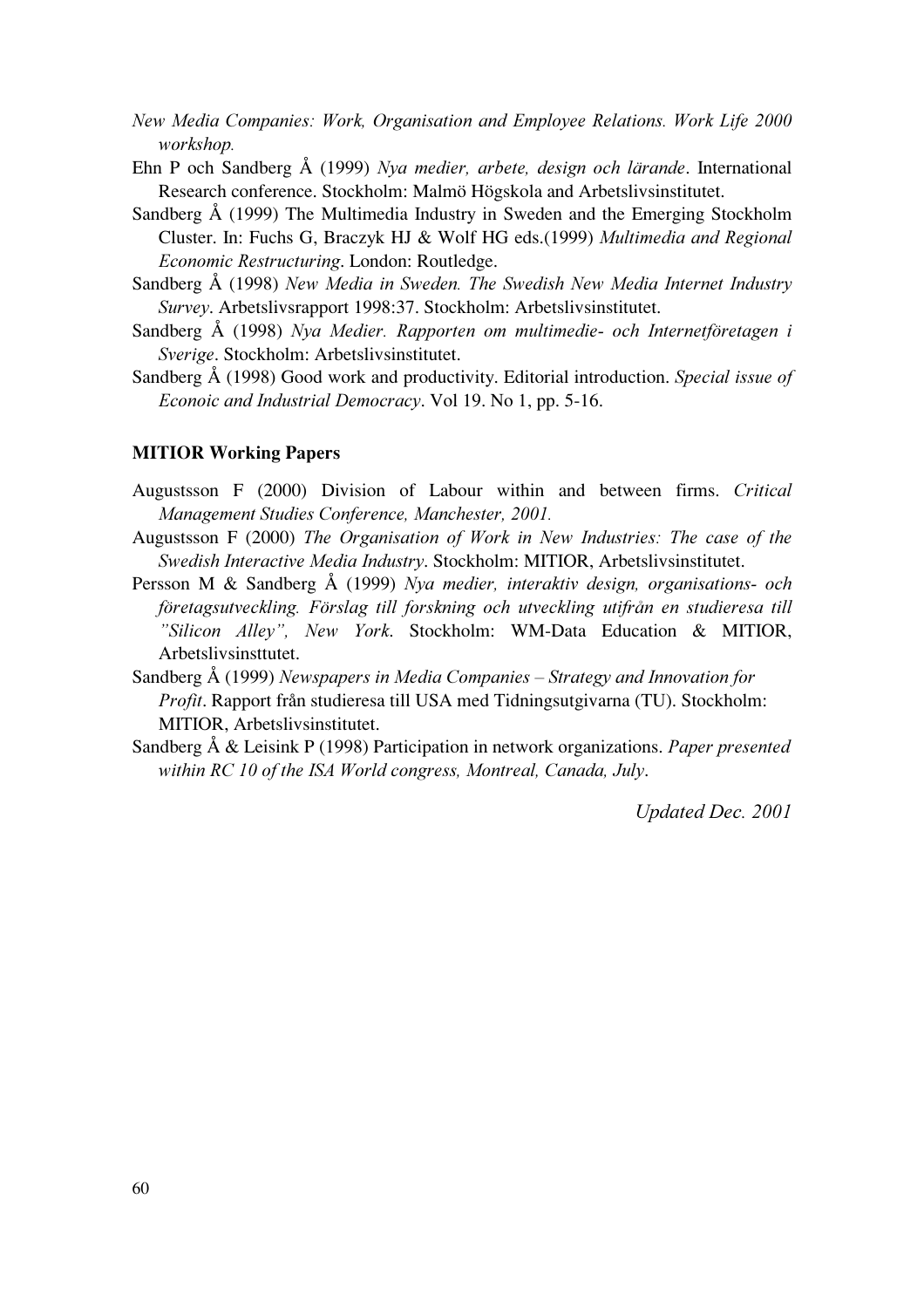*New Media Companies: Work, Organisation and Employee Relations. Work Life 2000 workshop.*

Ehn P och Sandberg Å (1999) *Nya medier, arbete, design och lärande*. International Research conference. Stockholm: Malmö Högskola and Arbetslivsinstitutet.

Sandberg Å (1999) The Multimedia Industry in Sweden and the Emerging Stockholm Cluster. In: Fuchs G, Braczyk HJ & Wolf HG eds.(1999) *Multimedia and Regional Economic Restructuring*. London: Routledge.

Sandberg Å (1998) *New Media in Sweden. The Swedish New Media Internet Industry Survey*. Arbetslivsrapport 1998:37. Stockholm: Arbetslivsinstitutet.

Sandberg Å (1998) *Nya Medier. Rapporten om multimedie- och Internetföretagen i Sverige*. Stockholm: Arbetslivsinstitutet.

Sandberg Å (1998) Good work and productivity. Editorial introduction. *Special issue of Econoic and Industrial Democracy*. Vol 19. No 1, pp. 5-16.

**MITIOR Working Papers**

Augustsson F (2000) Division of Labour within and between firms. *Critical Management Studies Conference, Manchester, 2001.*

Augustsson F (2000) *The Organisation of Work in New Industries: The case of the Swedish Interactive Media Industry*. Stockholm: MITIOR, Arbetslivsinstitutet.

Persson M & Sandberg Å (1999) *Nya medier, interaktiv design, organisations- och företagsutveckling. Förslag till forskning och utveckling utifrån en studieresa till "Silicon Alley", New York*. Stockholm: WM-Data Education & MITIOR, Arbetslivsinsttutet.

Sandberg Å (1999) *Newspapers in Media Companies – Strategy and Innovation for Profit*. Rapport från studieresa till USA med Tidningsutgivarna (TU). Stockholm: MITIOR, Arbetslivsinstitutet.

Sandberg Å & Leisink P (1998) Participation in network organizations. *Paper presented within RC 10 of the ISA World congress, Montreal, Canada, July*.

*Updated Dec. 2001*